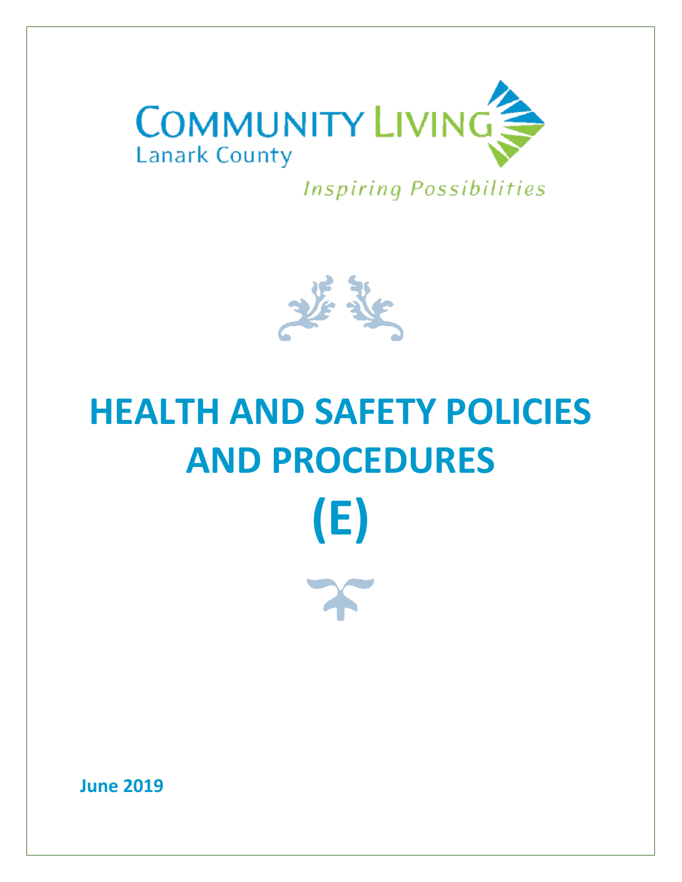COMMUNITY LIVING
Lanark County

*Inspiring Possibilities*

# HEALTH AND SAFETY POLICIES AND PROCEDURES

# (E)

**June 2019**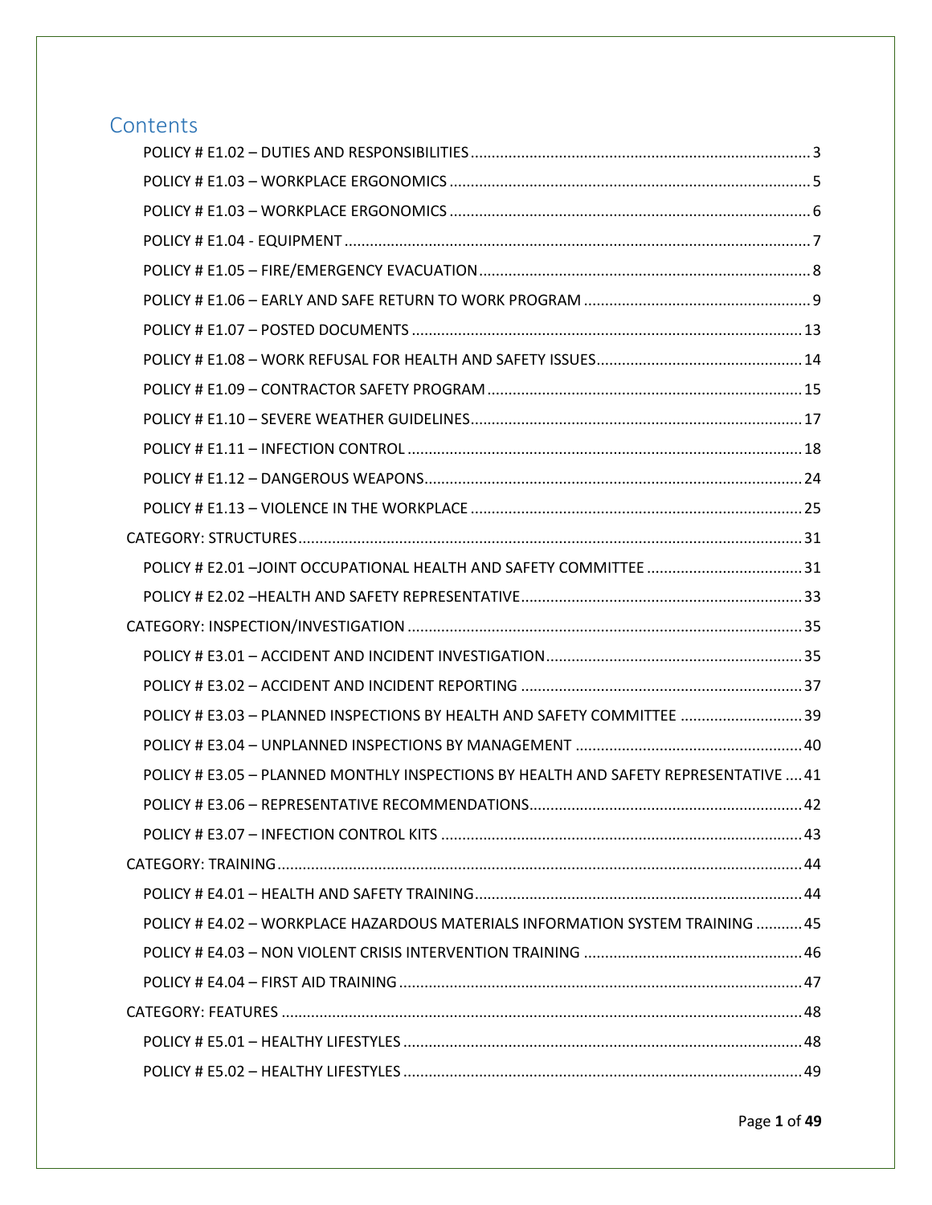# Contents

- POLICY # E1.02 – DUTIES AND RESPONSIBILITIES ..... 3
- POLICY # E1.03 – WORKPLACE ERGONOMICS ..... 5
- POLICY # E1.03 – WORKPLACE ERGONOMICS ..... 6
- POLICY # E1.04 - EQUIPMENT ..... 7
- POLICY # E1.05 – FIRE/EMERGENCY EVACUATION ..... 8
- POLICY # E1.06 – EARLY AND SAFE RETURN TO WORK PROGRAM ..... 9
- POLICY # E1.07 – POSTED DOCUMENTS ..... 13
- POLICY # E1.08 – WORK REFUSAL FOR HEALTH AND SAFETY ISSUES ..... 14
- POLICY # E1.09 – CONTRACTOR SAFETY PROGRAM ..... 15
- POLICY # E1.10 – SEVERE WEATHER GUIDELINES ..... 17
- POLICY # E1.11 – INFECTION CONTROL ..... 18
- POLICY # E1.12 – DANGEROUS WEAPONS ..... 24
- POLICY # E1.13 – VIOLENCE IN THE WORKPLACE ..... 25

CATEGORY: STRUCTURES ..... 31

- POLICY # E2.01 –JOINT OCCUPATIONAL HEALTH AND SAFETY COMMITTEE ..... 31
- POLICY # E2.02 –HEALTH AND SAFETY REPRESENTATIVE ..... 33

CATEGORY: INSPECTION/INVESTIGATION ..... 35

- POLICY # E3.01 – ACCIDENT AND INCIDENT INVESTIGATION ..... 35
- POLICY # E3.02 – ACCIDENT AND INCIDENT REPORTING ..... 37
- POLICY # E3.03 – PLANNED INSPECTIONS BY HEALTH AND SAFETY COMMITTEE ..... 39
- POLICY # E3.04 – UNPLANNED INSPECTIONS BY MANAGEMENT ..... 40
- POLICY # E3.05 – PLANNED MONTHLY INSPECTIONS BY HEALTH AND SAFETY REPRESENTATIVE ..... 41
- POLICY # E3.06 – REPRESENTATIVE RECOMMENDATIONS ..... 42
- POLICY # E3.07 – INFECTION CONTROL KITS ..... 43

CATEGORY: TRAINING ..... 44

- POLICY # E4.01 – HEALTH AND SAFETY TRAINING ..... 44
- POLICY # E4.02 – WORKPLACE HAZARDOUS MATERIALS INFORMATION SYSTEM TRAINING ..... 45
- POLICY # E4.03 – NON VIOLENT CRISIS INTERVENTION TRAINING ..... 46
- POLICY # E4.04 – FIRST AID TRAINING ..... 47

CATEGORY: FEATURES ..... 48

- POLICY # E5.01 – HEALTHY LIFESTYLES ..... 48
- POLICY # E5.02 – HEALTHY LIFESTYLES ..... 49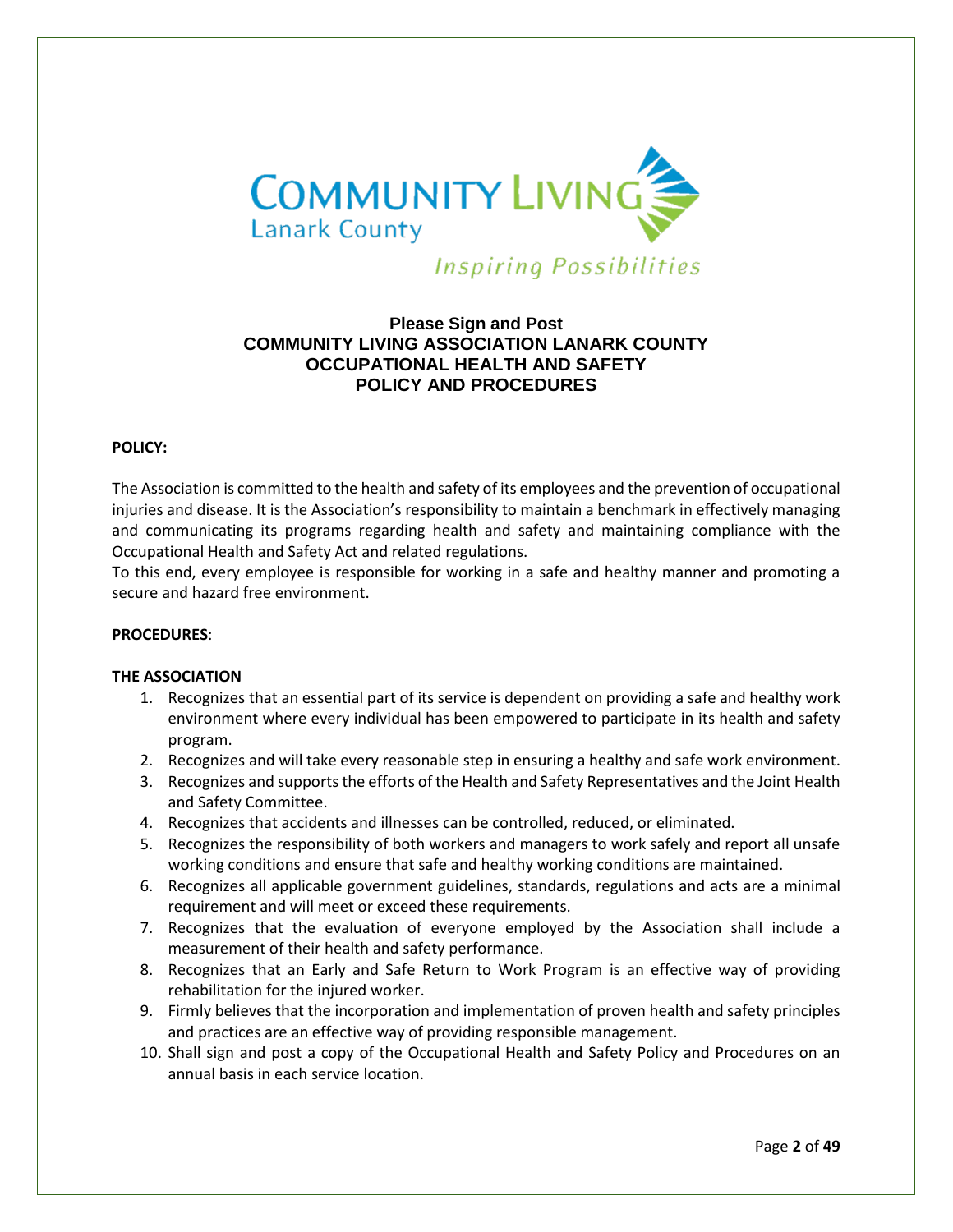**Please Sign and Post**
**COMMUNITY LIVING ASSOCIATION LANARK COUNTY**
**OCCUPATIONAL HEALTH AND SAFETY**
**POLICY AND PROCEDURES**

**POLICY:**

The Association is committed to the health and safety of its employees and the prevention of occupational injuries and disease. It is the Association's responsibility to maintain a benchmark in effectively managing and communicating its programs regarding health and safety and maintaining compliance with the Occupational Health and Safety Act and related regulations.
To this end, every employee is responsible for working in a safe and healthy manner and promoting a secure and hazard free environment.

**PROCEDURES**:

**THE ASSOCIATION**

1. Recognizes that an essential part of its service is dependent on providing a safe and healthy work environment where every individual has been empowered to participate in its health and safety program.
2. Recognizes and will take every reasonable step in ensuring a healthy and safe work environment.
3. Recognizes and supports the efforts of the Health and Safety Representatives and the Joint Health and Safety Committee.
4. Recognizes that accidents and illnesses can be controlled, reduced, or eliminated.
5. Recognizes the responsibility of both workers and managers to work safely and report all unsafe working conditions and ensure that safe and healthy working conditions are maintained.
6. Recognizes all applicable government guidelines, standards, regulations and acts are a minimal requirement and will meet or exceed these requirements.
7. Recognizes that the evaluation of everyone employed by the Association shall include a measurement of their health and safety performance.
8. Recognizes that an Early and Safe Return to Work Program is an effective way of providing rehabilitation for the injured worker.
9. Firmly believes that the incorporation and implementation of proven health and safety principles and practices are an effective way of providing responsible management.
10. Shall sign and post a copy of the Occupational Health and Safety Policy and Procedures on an annual basis in each service location.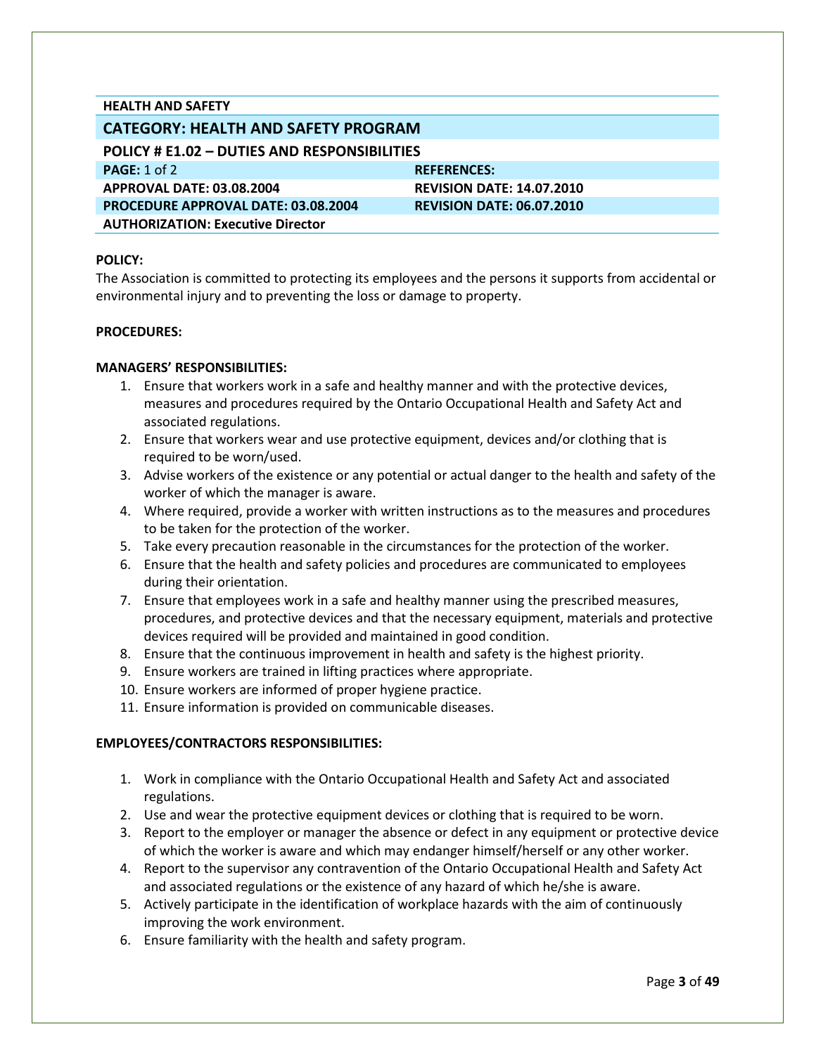**HEALTH AND SAFETY**

## CATEGORY: HEALTH AND SAFETY PROGRAM

### POLICY # E1.02 – DUTIES AND RESPONSIBILITIES

| | |
|---|---|
| **PAGE:** 1 of 2 | **REFERENCES:** |
| **APPROVAL DATE: 03.08.2004** | **REVISION DATE: 14.07.2010** |
| **PROCEDURE APPROVAL DATE: 03.08.2004** | **REVISION DATE: 06.07.2010** |
| **AUTHORIZATION: Executive Director** | |

**POLICY:**

The Association is committed to protecting its employees and the persons it supports from accidental or environmental injury and to preventing the loss or damage to property.

**PROCEDURES:**

**MANAGERS' RESPONSIBILITIES:**

1. Ensure that workers work in a safe and healthy manner and with the protective devices, measures and procedures required by the Ontario Occupational Health and Safety Act and associated regulations.
2. Ensure that workers wear and use protective equipment, devices and/or clothing that is required to be worn/used.
3. Advise workers of the existence or any potential or actual danger to the health and safety of the worker of which the manager is aware.
4. Where required, provide a worker with written instructions as to the measures and procedures to be taken for the protection of the worker.
5. Take every precaution reasonable in the circumstances for the protection of the worker.
6. Ensure that the health and safety policies and procedures are communicated to employees during their orientation.
7. Ensure that employees work in a safe and healthy manner using the prescribed measures, procedures, and protective devices and that the necessary equipment, materials and protective devices required will be provided and maintained in good condition.
8. Ensure that the continuous improvement in health and safety is the highest priority.
9. Ensure workers are trained in lifting practices where appropriate.
10. Ensure workers are informed of proper hygiene practice.
11. Ensure information is provided on communicable diseases.

**EMPLOYEES/CONTRACTORS RESPONSIBILITIES:**

1. Work in compliance with the Ontario Occupational Health and Safety Act and associated regulations.
2. Use and wear the protective equipment devices or clothing that is required to be worn.
3. Report to the employer or manager the absence or defect in any equipment or protective device of which the worker is aware and which may endanger himself/herself or any other worker.
4. Report to the supervisor any contravention of the Ontario Occupational Health and Safety Act and associated regulations or the existence of any hazard of which he/she is aware.
5. Actively participate in the identification of workplace hazards with the aim of continuously improving the work environment.
6. Ensure familiarity with the health and safety program.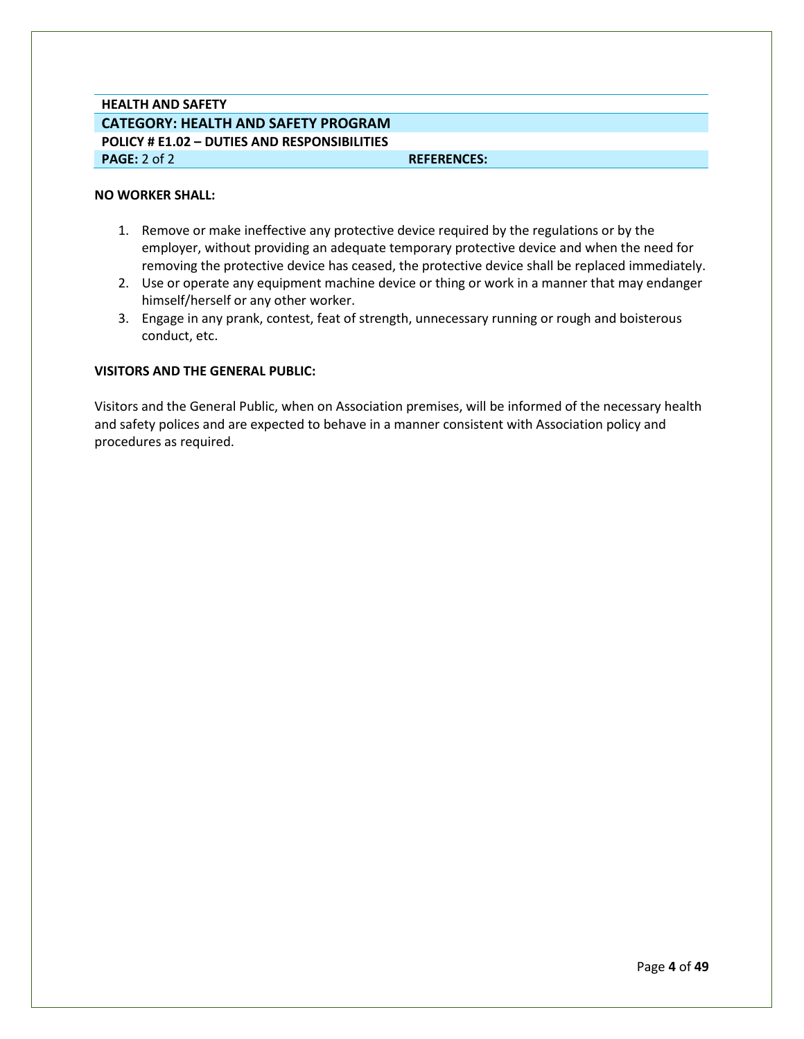| HEALTH AND SAFETY | |
| --- | --- |
| **CATEGORY: HEALTH AND SAFETY PROGRAM** | |
| **POLICY # E1.02 – DUTIES AND RESPONSIBILITIES** | |
| **PAGE:** 2 of 2 | **REFERENCES:** |

**NO WORKER SHALL:**

1. Remove or make ineffective any protective device required by the regulations or by the employer, without providing an adequate temporary protective device and when the need for removing the protective device has ceased, the protective device shall be replaced immediately.
2. Use or operate any equipment machine device or thing or work in a manner that may endanger himself/herself or any other worker.
3. Engage in any prank, contest, feat of strength, unnecessary running or rough and boisterous conduct, etc.

**VISITORS AND THE GENERAL PUBLIC:**

Visitors and the General Public, when on Association premises, will be informed of the necessary health and safety polices and are expected to behave in a manner consistent with Association policy and procedures as required.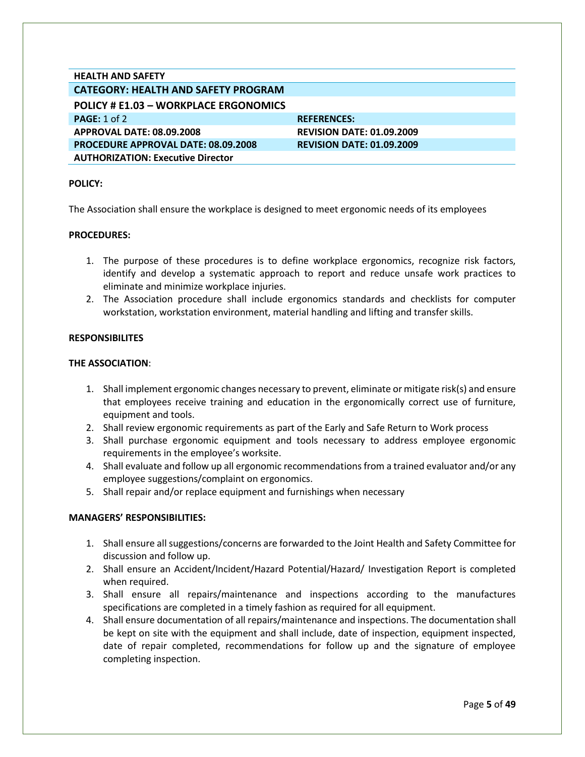| HEALTH AND SAFETY | |
|---|---|
| **CATEGORY: HEALTH AND SAFETY PROGRAM** | |
| **POLICY # E1.03 – WORKPLACE ERGONOMICS** | |
| **PAGE:** 1 of 2 | **REFERENCES:** |
| **APPROVAL DATE: 08.09.2008** | **REVISION DATE: 01.09.2009** |
| **PROCEDURE APPROVAL DATE: 08.09.2008** | **REVISION DATE: 01.09.2009** |
| **AUTHORIZATION: Executive Director** | |

**POLICY:**

The Association shall ensure the workplace is designed to meet ergonomic needs of its employees

**PROCEDURES:**

1. The purpose of these procedures is to define workplace ergonomics, recognize risk factors, identify and develop a systematic approach to report and reduce unsafe work practices to eliminate and minimize workplace injuries.
2. The Association procedure shall include ergonomics standards and checklists for computer workstation, workstation environment, material handling and lifting and transfer skills.

**RESPONSIBILITES**

**THE ASSOCIATION**:

1. Shall implement ergonomic changes necessary to prevent, eliminate or mitigate risk(s) and ensure that employees receive training and education in the ergonomically correct use of furniture, equipment and tools.
2. Shall review ergonomic requirements as part of the Early and Safe Return to Work process
3. Shall purchase ergonomic equipment and tools necessary to address employee ergonomic requirements in the employee's worksite.
4. Shall evaluate and follow up all ergonomic recommendations from a trained evaluator and/or any employee suggestions/complaint on ergonomics.
5. Shall repair and/or replace equipment and furnishings when necessary

**MANAGERS' RESPONSIBILITIES:**

1. Shall ensure all suggestions/concerns are forwarded to the Joint Health and Safety Committee for discussion and follow up.
2. Shall ensure an Accident/Incident/Hazard Potential/Hazard/ Investigation Report is completed when required.
3. Shall ensure all repairs/maintenance and inspections according to the manufactures specifications are completed in a timely fashion as required for all equipment.
4. Shall ensure documentation of all repairs/maintenance and inspections. The documentation shall be kept on site with the equipment and shall include, date of inspection, equipment inspected, date of repair completed, recommendations for follow up and the signature of employee completing inspection.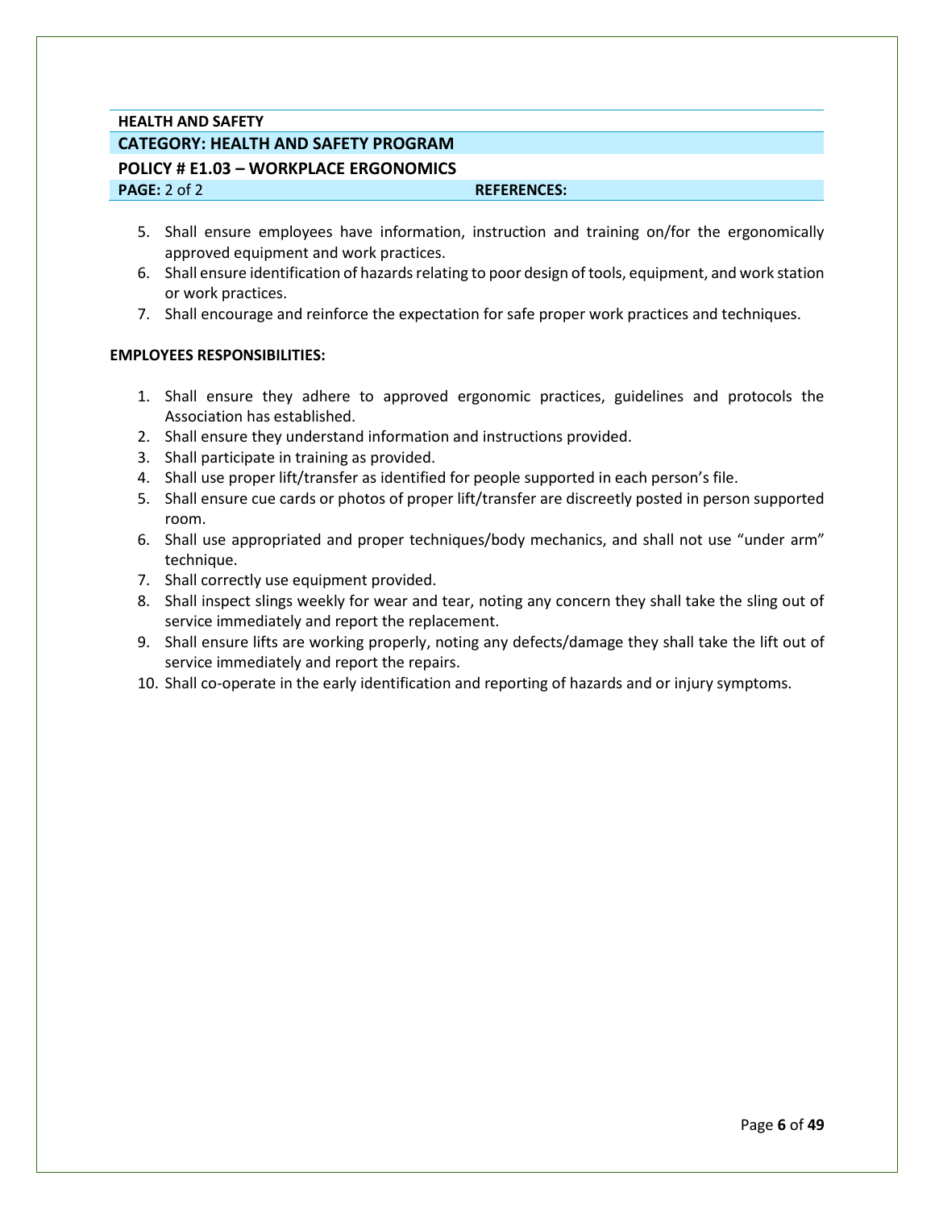**HEALTH AND SAFETY**

**CATEGORY: HEALTH AND SAFETY PROGRAM**

**POLICY # E1.03 – WORKPLACE ERGONOMICS**

**PAGE:** 2 of 2 **REFERENCES:**

5. Shall ensure employees have information, instruction and training on/for the ergonomically approved equipment and work practices.
6. Shall ensure identification of hazards relating to poor design of tools, equipment, and work station or work practices.
7. Shall encourage and reinforce the expectation for safe proper work practices and techniques.

**EMPLOYEES RESPONSIBILITIES:**

1. Shall ensure they adhere to approved ergonomic practices, guidelines and protocols the Association has established.
2. Shall ensure they understand information and instructions provided.
3. Shall participate in training as provided.
4. Shall use proper lift/transfer as identified for people supported in each person's file.
5. Shall ensure cue cards or photos of proper lift/transfer are discreetly posted in person supported room.
6. Shall use appropriated and proper techniques/body mechanics, and shall not use "under arm" technique.
7. Shall correctly use equipment provided.
8. Shall inspect slings weekly for wear and tear, noting any concern they shall take the sling out of service immediately and report the replacement.
9. Shall ensure lifts are working properly, noting any defects/damage they shall take the lift out of service immediately and report the repairs.
10. Shall co-operate in the early identification and reporting of hazards and or injury symptoms.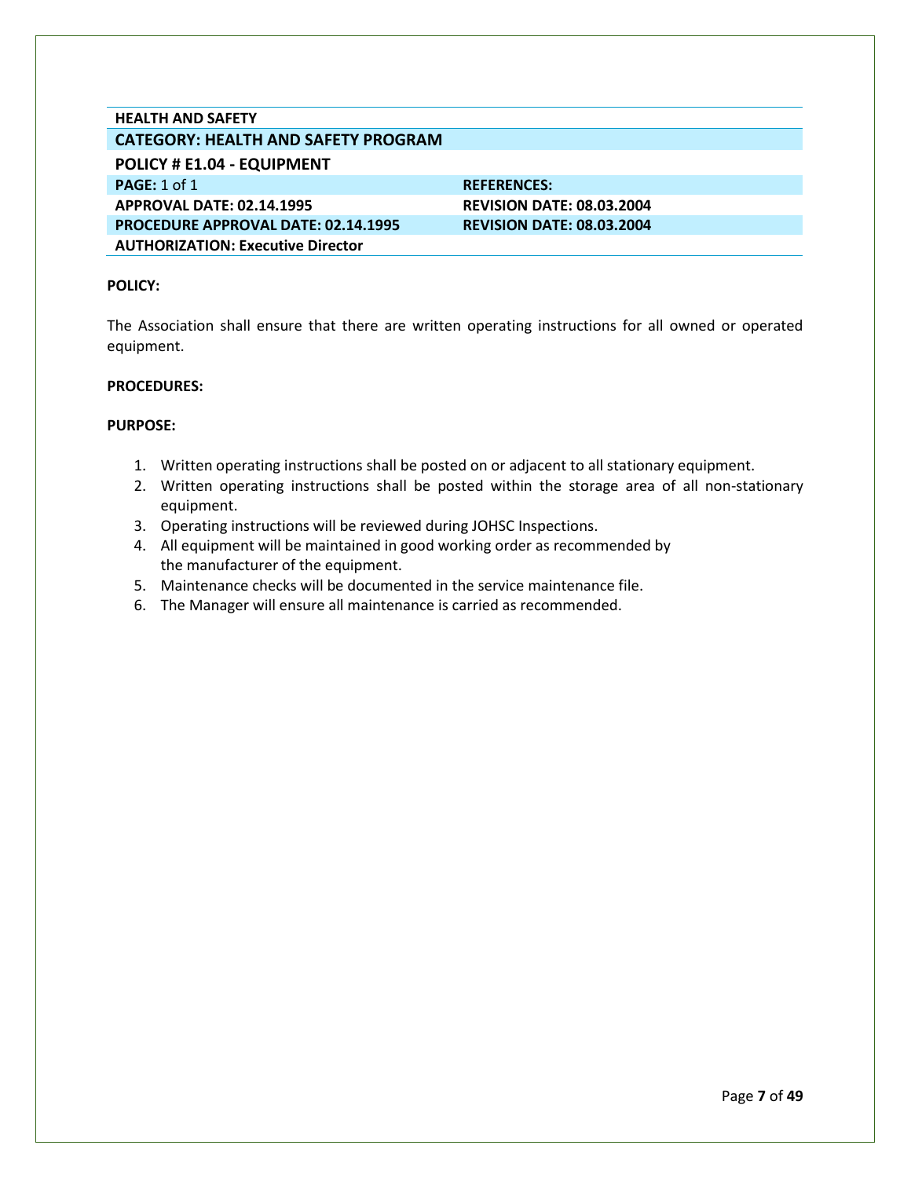**HEALTH AND SAFETY**

## CATEGORY: HEALTH AND SAFETY PROGRAM

### POLICY # E1.04 - EQUIPMENT

| | |
|---|---|
| **PAGE:** 1 of 1 | **REFERENCES:** |
| **APPROVAL DATE: 02.14.1995** | **REVISION DATE: 08.03.2004** |
| **PROCEDURE APPROVAL DATE: 02.14.1995** | **REVISION DATE: 08.03.2004** |
| **AUTHORIZATION: Executive Director** | |

**POLICY:**

The Association shall ensure that there are written operating instructions for all owned or operated equipment.

**PROCEDURES:**

**PURPOSE:**

1. Written operating instructions shall be posted on or adjacent to all stationary equipment.
2. Written operating instructions shall be posted within the storage area of all non-stationary equipment.
3. Operating instructions will be reviewed during JOHSC Inspections.
4. All equipment will be maintained in good working order as recommended by the manufacturer of the equipment.
5. Maintenance checks will be documented in the service maintenance file.
6. The Manager will ensure all maintenance is carried as recommended.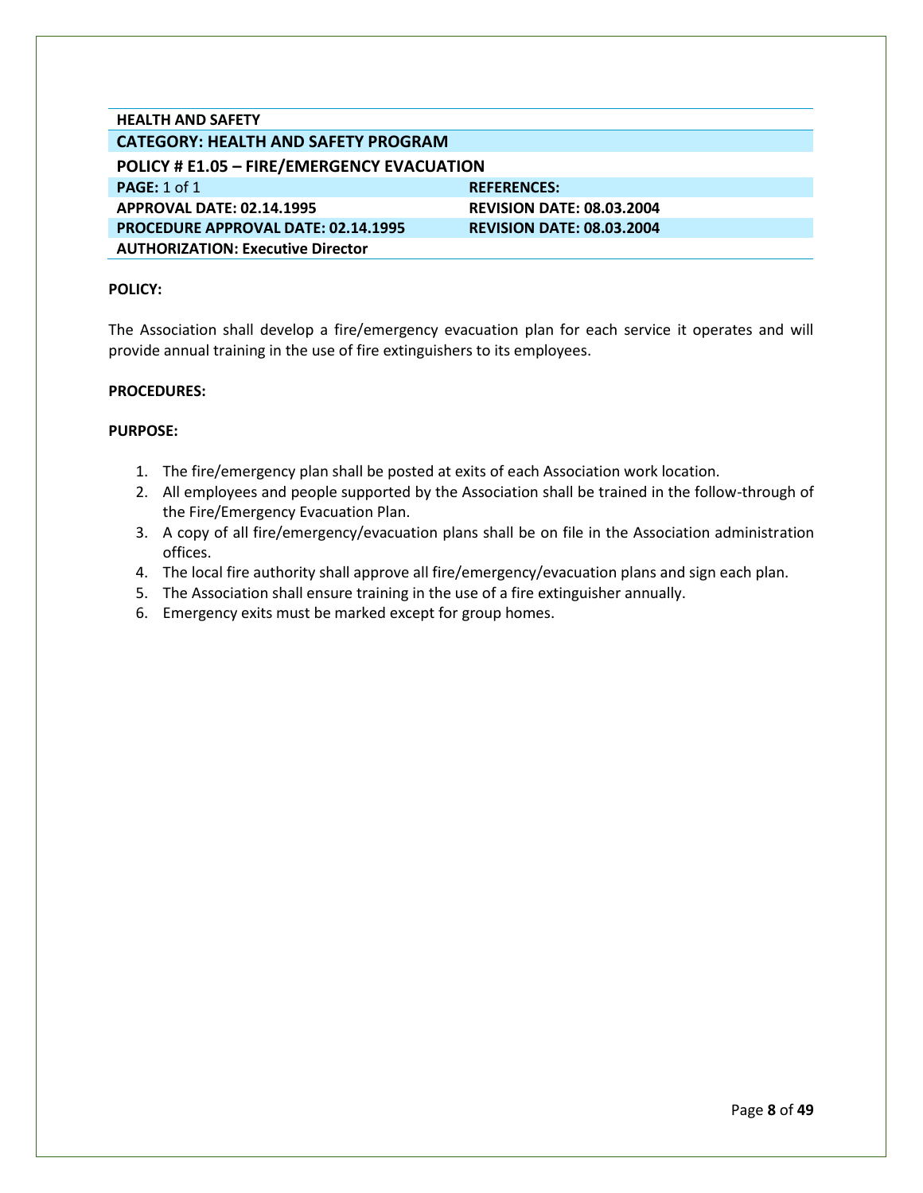| HEALTH AND SAFETY | |
|---|---|
| **CATEGORY: HEALTH AND SAFETY PROGRAM** | |
| **POLICY # E1.05 – FIRE/EMERGENCY EVACUATION** | |
| **PAGE:** 1 of 1 | **REFERENCES:** |
| **APPROVAL DATE: 02.14.1995** | **REVISION DATE: 08.03.2004** |
| **PROCEDURE APPROVAL DATE: 02.14.1995** | **REVISION DATE: 08.03.2004** |
| **AUTHORIZATION: Executive Director** | |

**POLICY:**

The Association shall develop a fire/emergency evacuation plan for each service it operates and will provide annual training in the use of fire extinguishers to its employees.

**PROCEDURES:**

**PURPOSE:**

1. The fire/emergency plan shall be posted at exits of each Association work location.
2. All employees and people supported by the Association shall be trained in the follow-through of the Fire/Emergency Evacuation Plan.
3. A copy of all fire/emergency/evacuation plans shall be on file in the Association administration offices.
4. The local fire authority shall approve all fire/emergency/evacuation plans and sign each plan.
5. The Association shall ensure training in the use of a fire extinguisher annually.
6. Emergency exits must be marked except for group homes.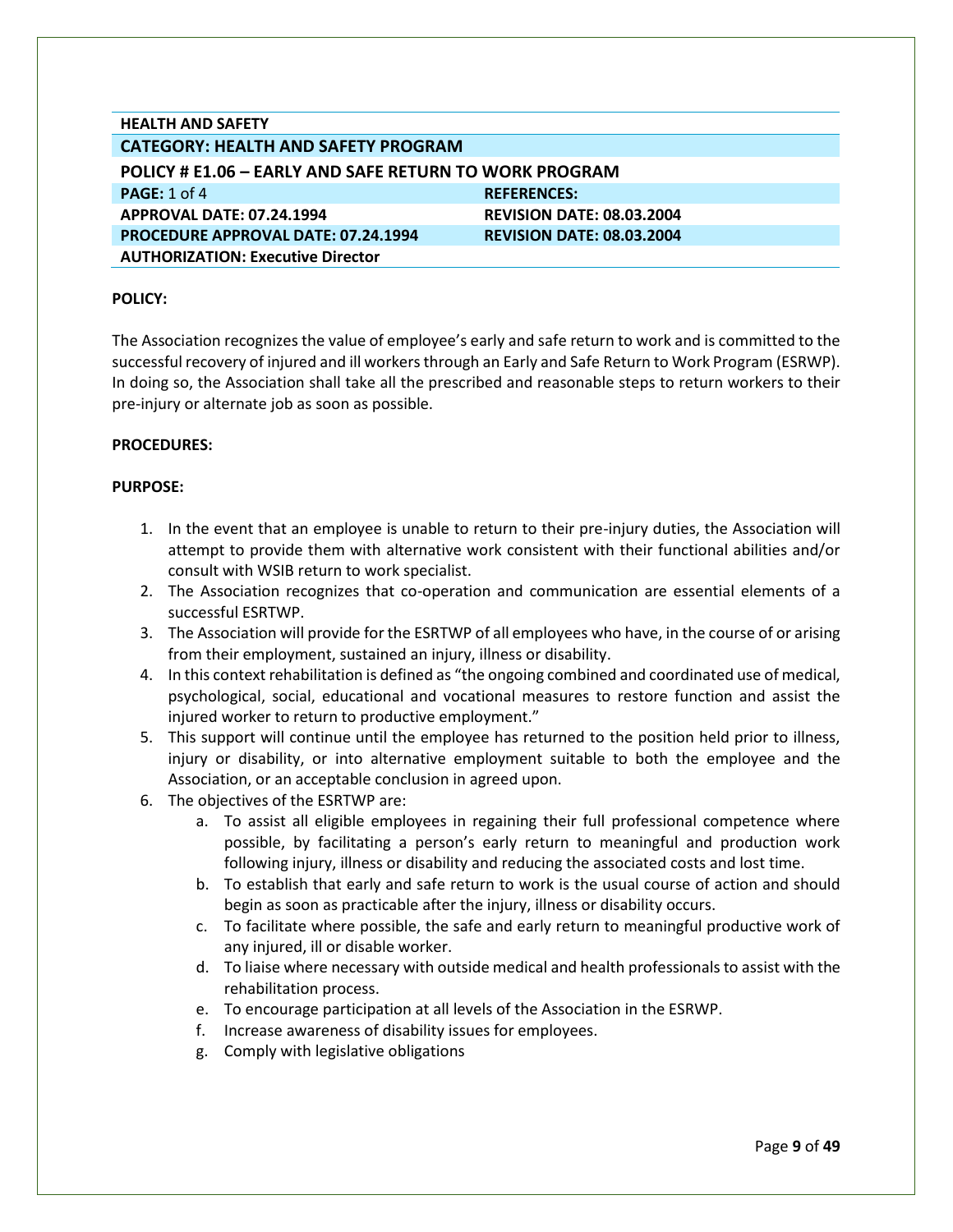| HEALTH AND SAFETY | |
|---|---|
| **CATEGORY: HEALTH AND SAFETY PROGRAM** | |
| **POLICY # E1.06 – EARLY AND SAFE RETURN TO WORK PROGRAM** | |
| **PAGE:** 1 of 4 | **REFERENCES:** |
| **APPROVAL DATE: 07.24.1994** | **REVISION DATE: 08.03.2004** |
| **PROCEDURE APPROVAL DATE: 07.24.1994** | **REVISION DATE: 08.03.2004** |
| **AUTHORIZATION: Executive Director** | |

**POLICY:**

The Association recognizes the value of employee's early and safe return to work and is committed to the successful recovery of injured and ill workers through an Early and Safe Return to Work Program (ESRWP). In doing so, the Association shall take all the prescribed and reasonable steps to return workers to their pre-injury or alternate job as soon as possible.

**PROCEDURES:**

**PURPOSE:**

1. In the event that an employee is unable to return to their pre-injury duties, the Association will attempt to provide them with alternative work consistent with their functional abilities and/or consult with WSIB return to work specialist.
2. The Association recognizes that co-operation and communication are essential elements of a successful ESRTWP.
3. The Association will provide for the ESRTWP of all employees who have, in the course of or arising from their employment, sustained an injury, illness or disability.
4. In this context rehabilitation is defined as "the ongoing combined and coordinated use of medical, psychological, social, educational and vocational measures to restore function and assist the injured worker to return to productive employment."
5. This support will continue until the employee has returned to the position held prior to illness, injury or disability, or into alternative employment suitable to both the employee and the Association, or an acceptable conclusion in agreed upon.
6. The objectives of the ESRTWP are:
   a. To assist all eligible employees in regaining their full professional competence where possible, by facilitating a person's early return to meaningful and production work following injury, illness or disability and reducing the associated costs and lost time.
   b. To establish that early and safe return to work is the usual course of action and should begin as soon as practicable after the injury, illness or disability occurs.
   c. To facilitate where possible, the safe and early return to meaningful productive work of any injured, ill or disable worker.
   d. To liaise where necessary with outside medical and health professionals to assist with the rehabilitation process.
   e. To encourage participation at all levels of the Association in the ESRWP.
   f. Increase awareness of disability issues for employees.
   g. Comply with legislative obligations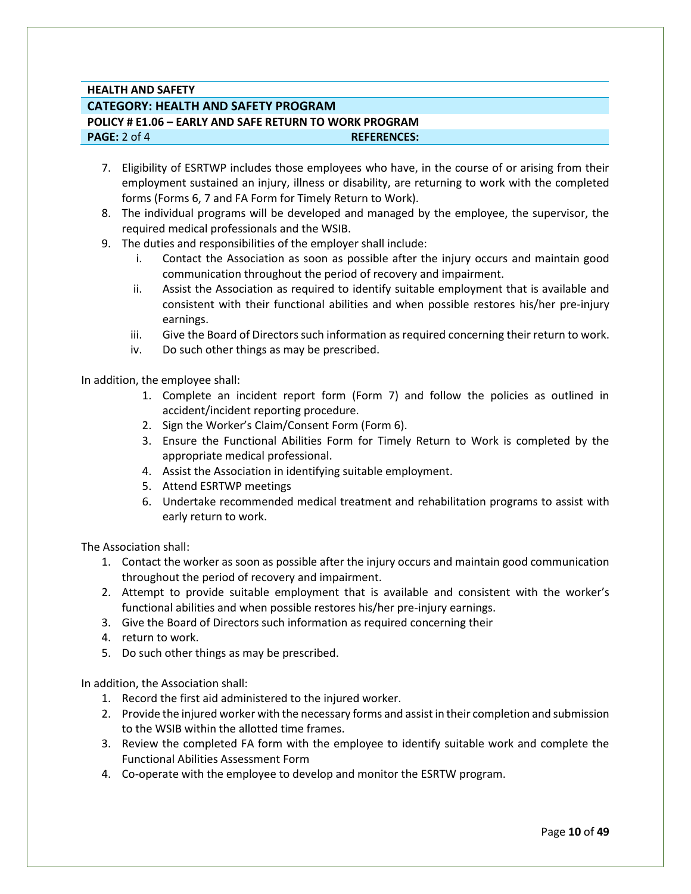**HEALTH AND SAFETY**

**CATEGORY: HEALTH AND SAFETY PROGRAM**

**POLICY # E1.06 – EARLY AND SAFE RETURN TO WORK PROGRAM**

**PAGE:** 2 of 4 **REFERENCES:**

7. Eligibility of ESRTWP includes those employees who have, in the course of or arising from their employment sustained an injury, illness or disability, are returning to work with the completed forms (Forms 6, 7 and FA Form for Timely Return to Work).
8. The individual programs will be developed and managed by the employee, the supervisor, the required medical professionals and the WSIB.
9. The duties and responsibilities of the employer shall include:
   i. Contact the Association as soon as possible after the injury occurs and maintain good communication throughout the period of recovery and impairment.
   ii. Assist the Association as required to identify suitable employment that is available and consistent with their functional abilities and when possible restores his/her pre-injury earnings.
   iii. Give the Board of Directors such information as required concerning their return to work.
   iv. Do such other things as may be prescribed.

In addition, the employee shall:

1. Complete an incident report form (Form 7) and follow the policies as outlined in accident/incident reporting procedure.
2. Sign the Worker's Claim/Consent Form (Form 6).
3. Ensure the Functional Abilities Form for Timely Return to Work is completed by the appropriate medical professional.
4. Assist the Association in identifying suitable employment.
5. Attend ESRTWP meetings
6. Undertake recommended medical treatment and rehabilitation programs to assist with early return to work.

The Association shall:

1. Contact the worker as soon as possible after the injury occurs and maintain good communication throughout the period of recovery and impairment.
2. Attempt to provide suitable employment that is available and consistent with the worker's functional abilities and when possible restores his/her pre-injury earnings.
3. Give the Board of Directors such information as required concerning their
4. return to work.
5. Do such other things as may be prescribed.

In addition, the Association shall:

1. Record the first aid administered to the injured worker.
2. Provide the injured worker with the necessary forms and assist in their completion and submission to the WSIB within the allotted time frames.
3. Review the completed FA form with the employee to identify suitable work and complete the Functional Abilities Assessment Form
4. Co-operate with the employee to develop and monitor the ESRTW program.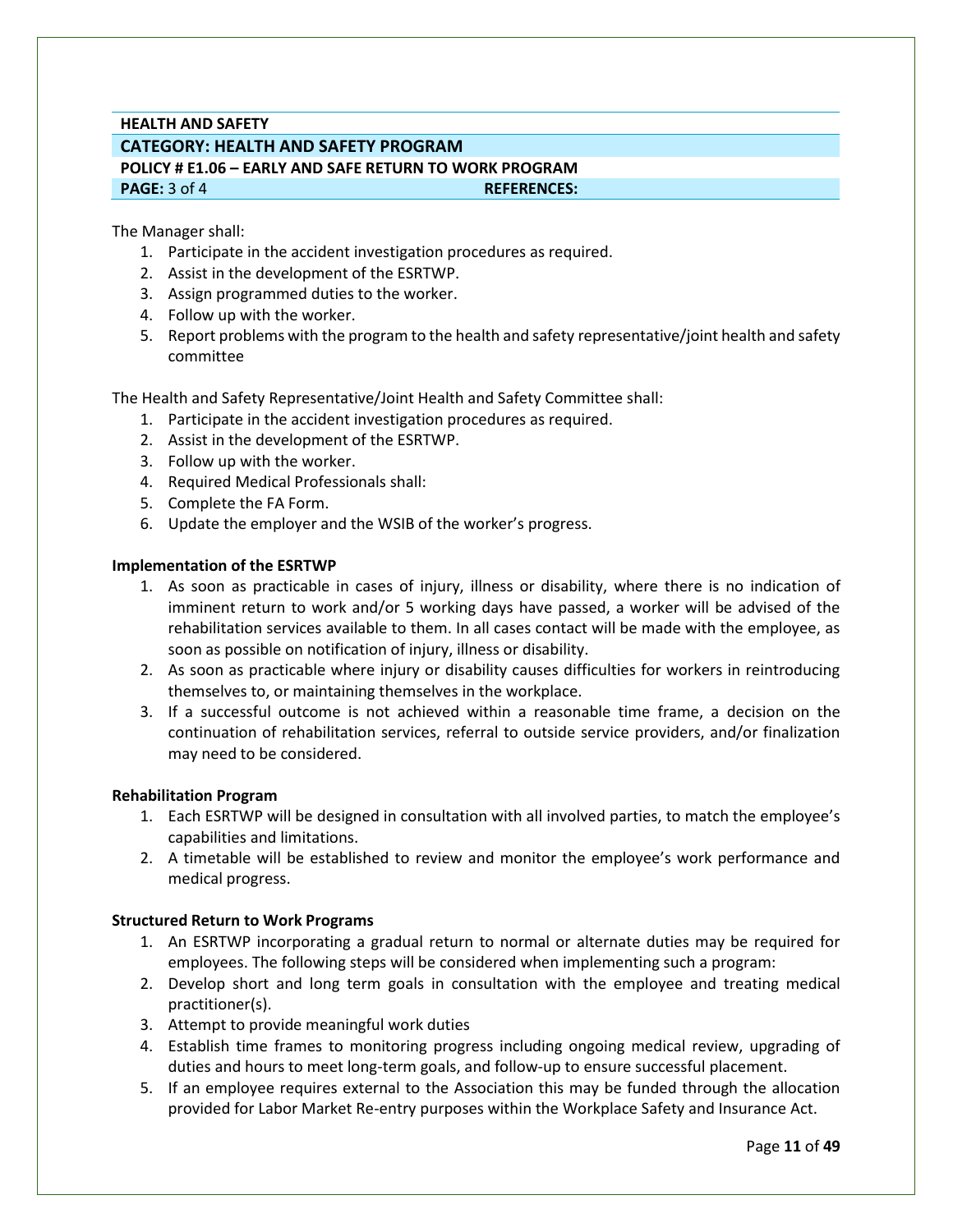**HEALTH AND SAFETY**

**CATEGORY: HEALTH AND SAFETY PROGRAM**

**POLICY # E1.06 – EARLY AND SAFE RETURN TO WORK PROGRAM**

**PAGE:** 3 of 4 **REFERENCES:**

The Manager shall:

1. Participate in the accident investigation procedures as required.
2. Assist in the development of the ESRTWP.
3. Assign programmed duties to the worker.
4. Follow up with the worker.
5. Report problems with the program to the health and safety representative/joint health and safety committee

The Health and Safety Representative/Joint Health and Safety Committee shall:

1. Participate in the accident investigation procedures as required.
2. Assist in the development of the ESRTWP.
3. Follow up with the worker.
4. Required Medical Professionals shall:
5. Complete the FA Form.
6. Update the employer and the WSIB of the worker's progress.

**Implementation of the ESRTWP**

1. As soon as practicable in cases of injury, illness or disability, where there is no indication of imminent return to work and/or 5 working days have passed, a worker will be advised of the rehabilitation services available to them. In all cases contact will be made with the employee, as soon as possible on notification of injury, illness or disability.
2. As soon as practicable where injury or disability causes difficulties for workers in reintroducing themselves to, or maintaining themselves in the workplace.
3. If a successful outcome is not achieved within a reasonable time frame, a decision on the continuation of rehabilitation services, referral to outside service providers, and/or finalization may need to be considered.

**Rehabilitation Program**

1. Each ESRTWP will be designed in consultation with all involved parties, to match the employee's capabilities and limitations.
2. A timetable will be established to review and monitor the employee's work performance and medical progress.

**Structured Return to Work Programs**

1. An ESRTWP incorporating a gradual return to normal or alternate duties may be required for employees. The following steps will be considered when implementing such a program:
2. Develop short and long term goals in consultation with the employee and treating medical practitioner(s).
3. Attempt to provide meaningful work duties
4. Establish time frames to monitoring progress including ongoing medical review, upgrading of duties and hours to meet long-term goals, and follow-up to ensure successful placement.
5. If an employee requires external to the Association this may be funded through the allocation provided for Labor Market Re-entry purposes within the Workplace Safety and Insurance Act.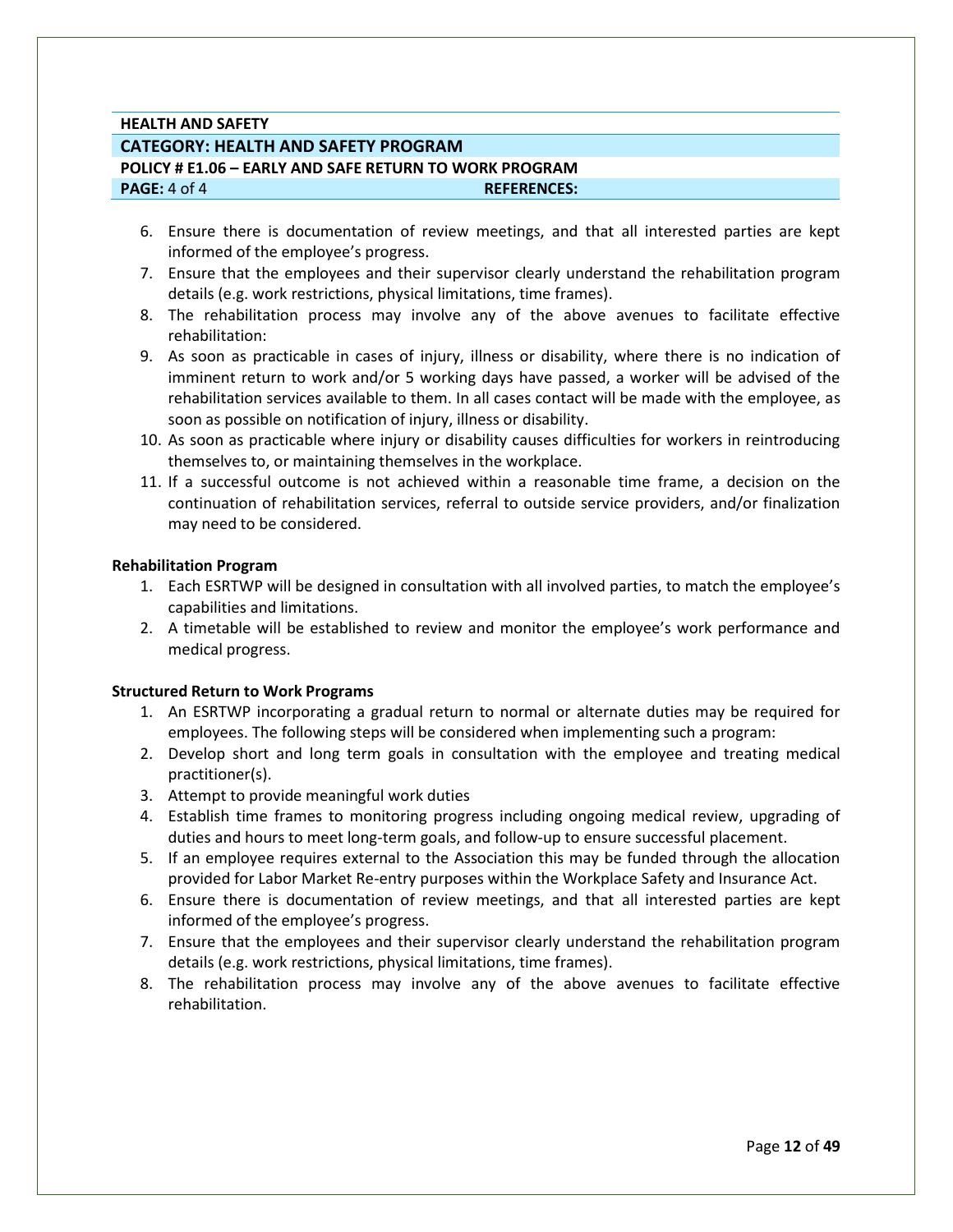**HEALTH AND SAFETY**

**CATEGORY: HEALTH AND SAFETY PROGRAM**

**POLICY # E1.06 – EARLY AND SAFE RETURN TO WORK PROGRAM**

| **PAGE:** 4 of 4 | **REFERENCES:** |
|---|---|

6. Ensure there is documentation of review meetings, and that all interested parties are kept informed of the employee's progress.
7. Ensure that the employees and their supervisor clearly understand the rehabilitation program details (e.g. work restrictions, physical limitations, time frames).
8. The rehabilitation process may involve any of the above avenues to facilitate effective rehabilitation:
9. As soon as practicable in cases of injury, illness or disability, where there is no indication of imminent return to work and/or 5 working days have passed, a worker will be advised of the rehabilitation services available to them. In all cases contact will be made with the employee, as soon as possible on notification of injury, illness or disability.
10. As soon as practicable where injury or disability causes difficulties for workers in reintroducing themselves to, or maintaining themselves in the workplace.
11. If a successful outcome is not achieved within a reasonable time frame, a decision on the continuation of rehabilitation services, referral to outside service providers, and/or finalization may need to be considered.

**Rehabilitation Program**

1. Each ESRTWP will be designed in consultation with all involved parties, to match the employee's capabilities and limitations.
2. A timetable will be established to review and monitor the employee's work performance and medical progress.

**Structured Return to Work Programs**

1. An ESRTWP incorporating a gradual return to normal or alternate duties may be required for employees. The following steps will be considered when implementing such a program:
2. Develop short and long term goals in consultation with the employee and treating medical practitioner(s).
3. Attempt to provide meaningful work duties
4. Establish time frames to monitoring progress including ongoing medical review, upgrading of duties and hours to meet long-term goals, and follow-up to ensure successful placement.
5. If an employee requires external to the Association this may be funded through the allocation provided for Labor Market Re-entry purposes within the Workplace Safety and Insurance Act.
6. Ensure there is documentation of review meetings, and that all interested parties are kept informed of the employee's progress.
7. Ensure that the employees and their supervisor clearly understand the rehabilitation program details (e.g. work restrictions, physical limitations, time frames).
8. The rehabilitation process may involve any of the above avenues to facilitate effective rehabilitation.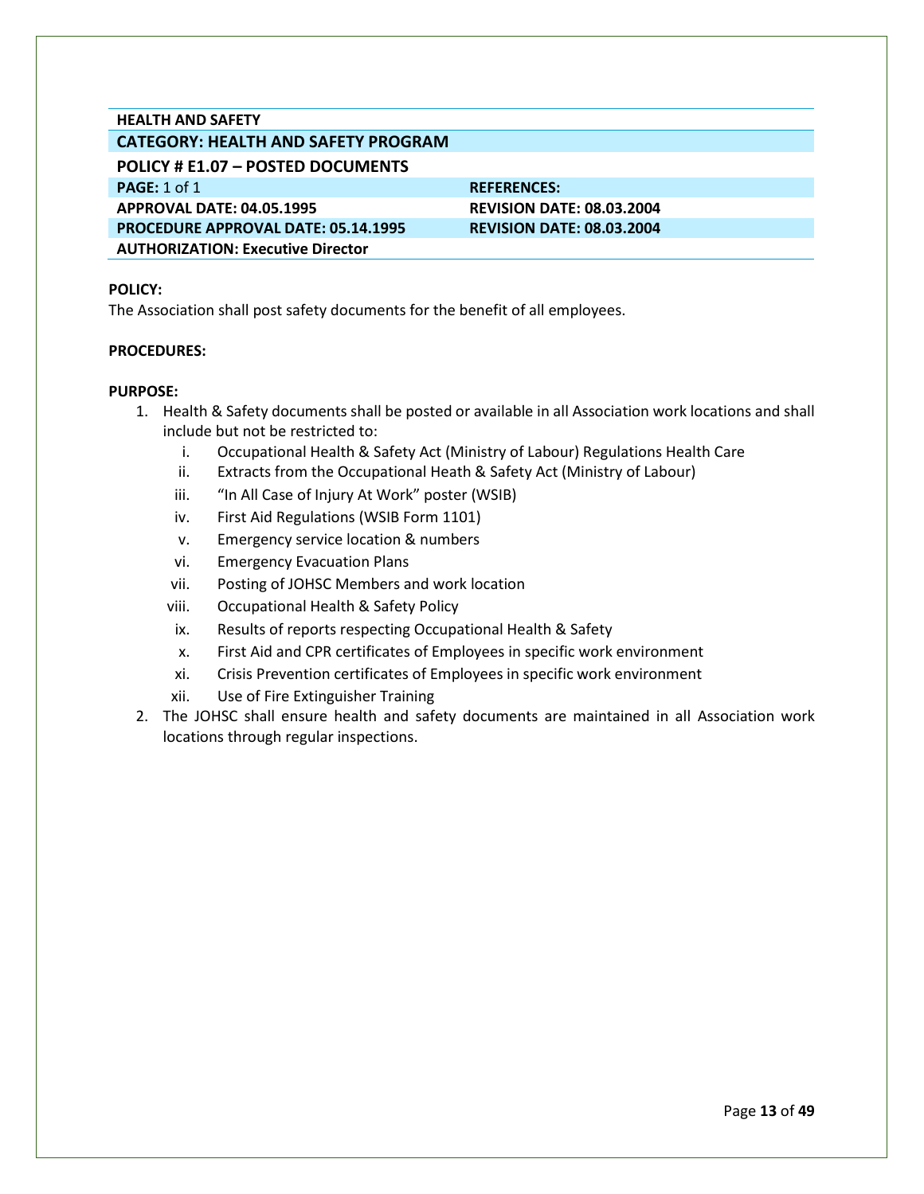| HEALTH AND SAFETY | |
|---|---|
| **CATEGORY: HEALTH AND SAFETY PROGRAM** | |
| **POLICY # E1.07 – POSTED DOCUMENTS** | |
| **PAGE:** 1 of 1 | **REFERENCES:** |
| **APPROVAL DATE: 04.05.1995** | **REVISION DATE: 08.03.2004** |
| **PROCEDURE APPROVAL DATE: 05.14.1995** | **REVISION DATE: 08.03.2004** |
| **AUTHORIZATION: Executive Director** | |

**POLICY:**
The Association shall post safety documents for the benefit of all employees.

**PROCEDURES:**

**PURPOSE:**

1. Health & Safety documents shall be posted or available in all Association work locations and shall include but not be restricted to:
   i. Occupational Health & Safety Act (Ministry of Labour) Regulations Health Care
   ii. Extracts from the Occupational Heath & Safety Act (Ministry of Labour)
   iii. "In All Case of Injury At Work" poster (WSIB)
   iv. First Aid Regulations (WSIB Form 1101)
   v. Emergency service location & numbers
   vi. Emergency Evacuation Plans
   vii. Posting of JOHSC Members and work location
   viii. Occupational Health & Safety Policy
   ix. Results of reports respecting Occupational Health & Safety
   x. First Aid and CPR certificates of Employees in specific work environment
   xi. Crisis Prevention certificates of Employees in specific work environment
   xii. Use of Fire Extinguisher Training
2. The JOHSC shall ensure health and safety documents are maintained in all Association work locations through regular inspections.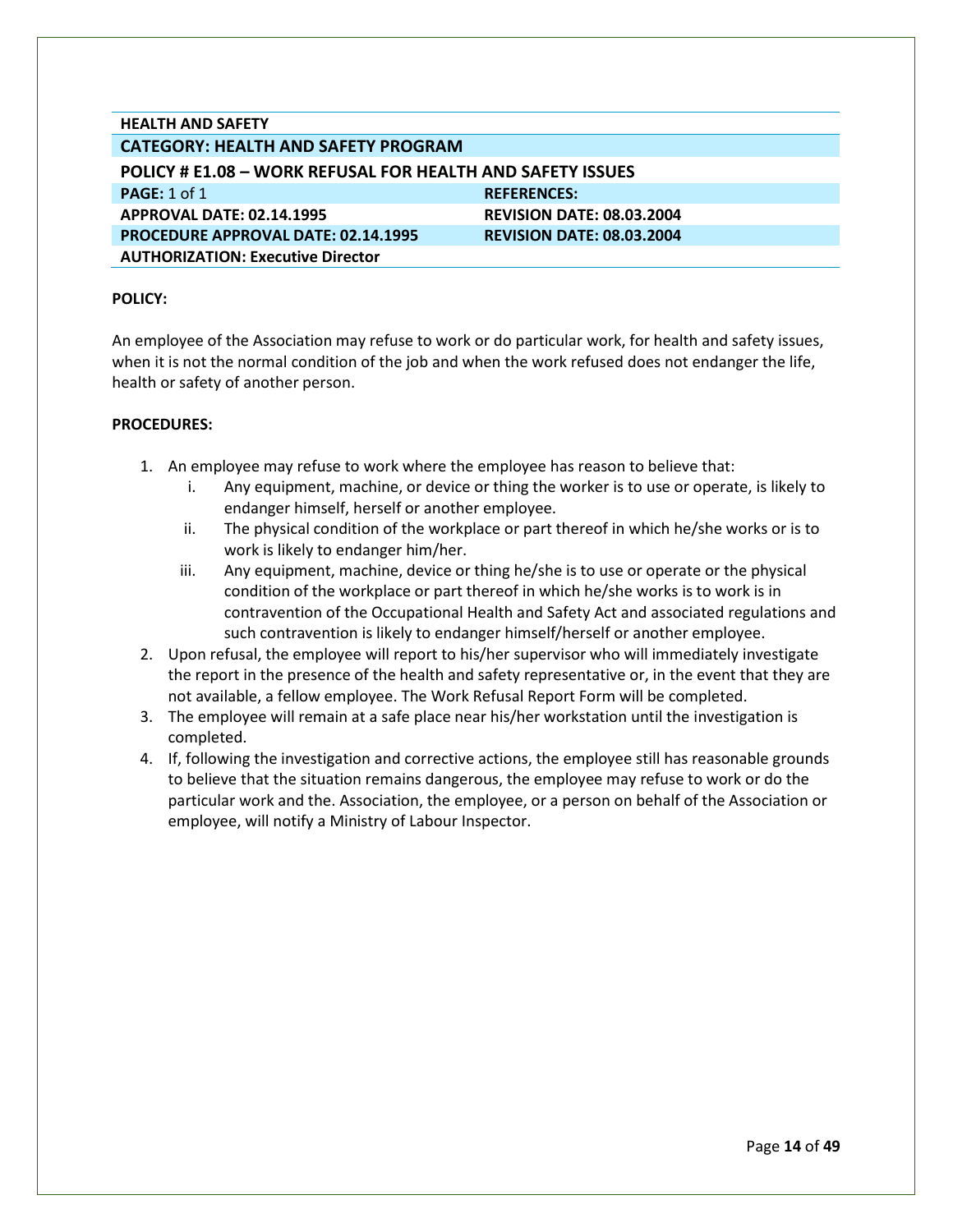| HEALTH AND SAFETY | |
|---|---|
| **CATEGORY: HEALTH AND SAFETY PROGRAM** | |
| **POLICY # E1.08 – WORK REFUSAL FOR HEALTH AND SAFETY ISSUES** | |
| **PAGE:** 1 of 1 | **REFERENCES:** |
| **APPROVAL DATE: 02.14.1995** | **REVISION DATE: 08.03.2004** |
| **PROCEDURE APPROVAL DATE: 02.14.1995** | **REVISION DATE: 08.03.2004** |
| **AUTHORIZATION: Executive Director** | |

**POLICY:**

An employee of the Association may refuse to work or do particular work, for health and safety issues, when it is not the normal condition of the job and when the work refused does not endanger the life, health or safety of another person.

**PROCEDURES:**

1. An employee may refuse to work where the employee has reason to believe that:
   i. Any equipment, machine, or device or thing the worker is to use or operate, is likely to endanger himself, herself or another employee.
   ii. The physical condition of the workplace or part thereof in which he/she works or is to work is likely to endanger him/her.
   iii. Any equipment, machine, device or thing he/she is to use or operate or the physical condition of the workplace or part thereof in which he/she works is to work is in contravention of the Occupational Health and Safety Act and associated regulations and such contravention is likely to endanger himself/herself or another employee.
2. Upon refusal, the employee will report to his/her supervisor who will immediately investigate the report in the presence of the health and safety representative or, in the event that they are not available, a fellow employee. The Work Refusal Report Form will be completed.
3. The employee will remain at a safe place near his/her workstation until the investigation is completed.
4. If, following the investigation and corrective actions, the employee still has reasonable grounds to believe that the situation remains dangerous, the employee may refuse to work or do the particular work and the. Association, the employee, or a person on behalf of the Association or employee, will notify a Ministry of Labour Inspector.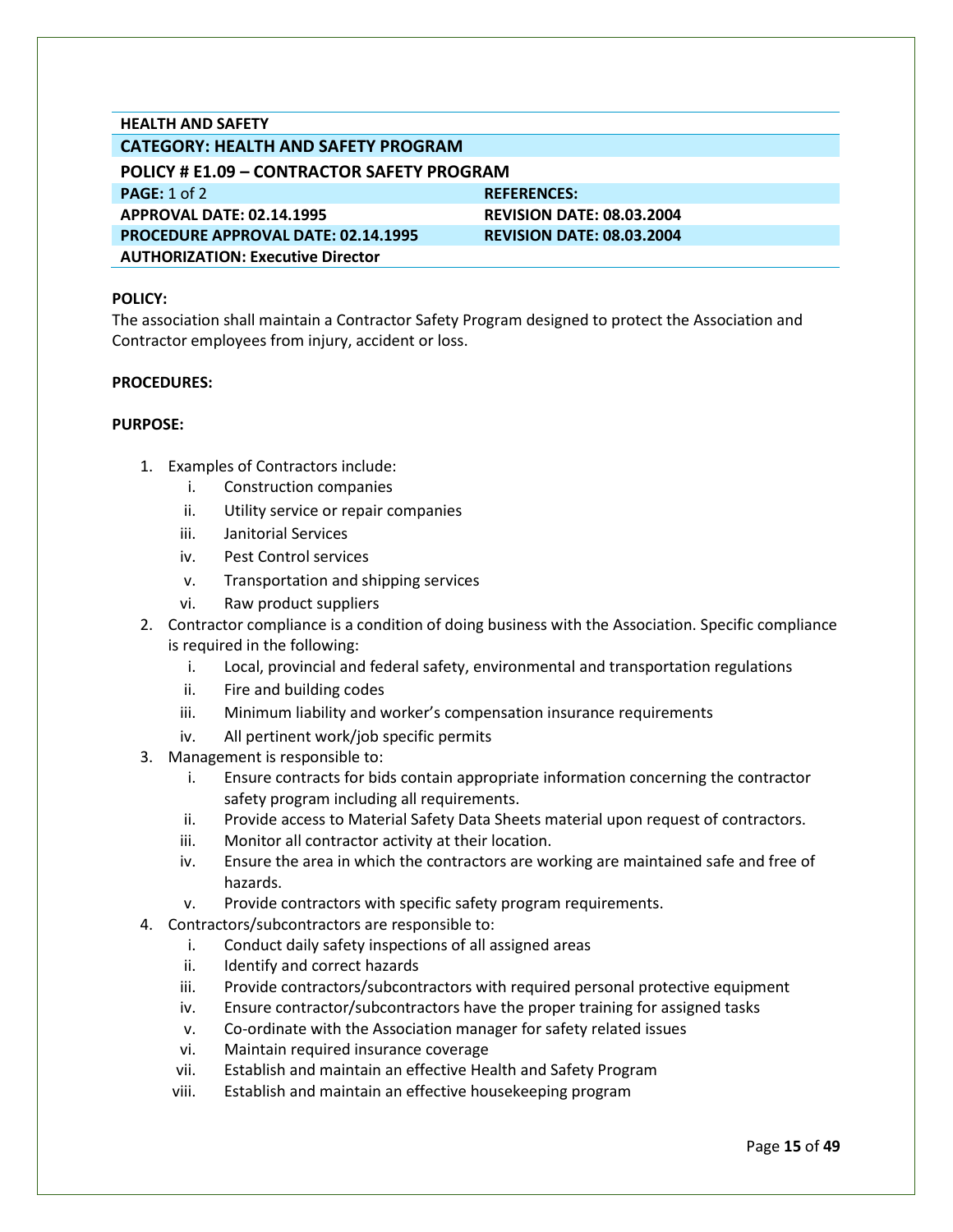**HEALTH AND SAFETY**

**CATEGORY: HEALTH AND SAFETY PROGRAM**

**POLICY # E1.09 – CONTRACTOR SAFETY PROGRAM**

| | |
|---|---|
| **PAGE:** 1 of 2 | **REFERENCES:** |
| **APPROVAL DATE: 02.14.1995** | **REVISION DATE: 08.03.2004** |
| **PROCEDURE APPROVAL DATE: 02.14.1995** | **REVISION DATE: 08.03.2004** |
| **AUTHORIZATION: Executive Director** | |

**POLICY:**

The association shall maintain a Contractor Safety Program designed to protect the Association and Contractor employees from injury, accident or loss.

**PROCEDURES:**

**PURPOSE:**

1. Examples of Contractors include:
   i. Construction companies
   ii. Utility service or repair companies
   iii. Janitorial Services
   iv. Pest Control services
   v. Transportation and shipping services
   vi. Raw product suppliers
2. Contractor compliance is a condition of doing business with the Association. Specific compliance is required in the following:
   i. Local, provincial and federal safety, environmental and transportation regulations
   ii. Fire and building codes
   iii. Minimum liability and worker's compensation insurance requirements
   iv. All pertinent work/job specific permits
3. Management is responsible to:
   i. Ensure contracts for bids contain appropriate information concerning the contractor safety program including all requirements.
   ii. Provide access to Material Safety Data Sheets material upon request of contractors.
   iii. Monitor all contractor activity at their location.
   iv. Ensure the area in which the contractors are working are maintained safe and free of hazards.
   v. Provide contractors with specific safety program requirements.
4. Contractors/subcontractors are responsible to:
   i. Conduct daily safety inspections of all assigned areas
   ii. Identify and correct hazards
   iii. Provide contractors/subcontractors with required personal protective equipment
   iv. Ensure contractor/subcontractors have the proper training for assigned tasks
   v. Co-ordinate with the Association manager for safety related issues
   vi. Maintain required insurance coverage
   vii. Establish and maintain an effective Health and Safety Program
   viii. Establish and maintain an effective housekeeping program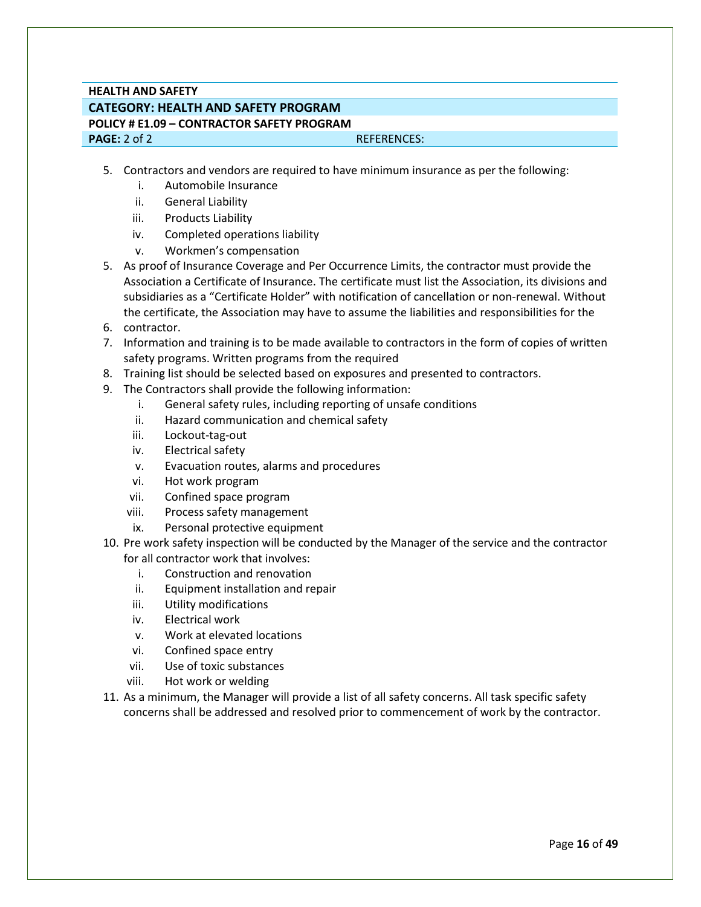**HEALTH AND SAFETY**

**CATEGORY: HEALTH AND SAFETY PROGRAM**

**POLICY # E1.09 – CONTRACTOR SAFETY PROGRAM**

**PAGE:** 2 of 2 REFERENCES:

5. Contractors and vendors are required to have minimum insurance as per the following:
   i. Automobile Insurance
   ii. General Liability
   iii. Products Liability
   iv. Completed operations liability
   v. Workmen's compensation
5. As proof of Insurance Coverage and Per Occurrence Limits, the contractor must provide the Association a Certificate of Insurance. The certificate must list the Association, its divisions and subsidiaries as a "Certificate Holder" with notification of cancellation or non-renewal. Without the certificate, the Association may have to assume the liabilities and responsibilities for the
6. contractor.
7. Information and training is to be made available to contractors in the form of copies of written safety programs. Written programs from the required
8. Training list should be selected based on exposures and presented to contractors.
9. The Contractors shall provide the following information:
   i. General safety rules, including reporting of unsafe conditions
   ii. Hazard communication and chemical safety
   iii. Lockout-tag-out
   iv. Electrical safety
   v. Evacuation routes, alarms and procedures
   vi. Hot work program
   vii. Confined space program
   viii. Process safety management
   ix. Personal protective equipment
10. Pre work safety inspection will be conducted by the Manager of the service and the contractor for all contractor work that involves:
    i. Construction and renovation
    ii. Equipment installation and repair
    iii. Utility modifications
    iv. Electrical work
    v. Work at elevated locations
    vi. Confined space entry
    vii. Use of toxic substances
    viii. Hot work or welding
11. As a minimum, the Manager will provide a list of all safety concerns. All task specific safety concerns shall be addressed and resolved prior to commencement of work by the contractor.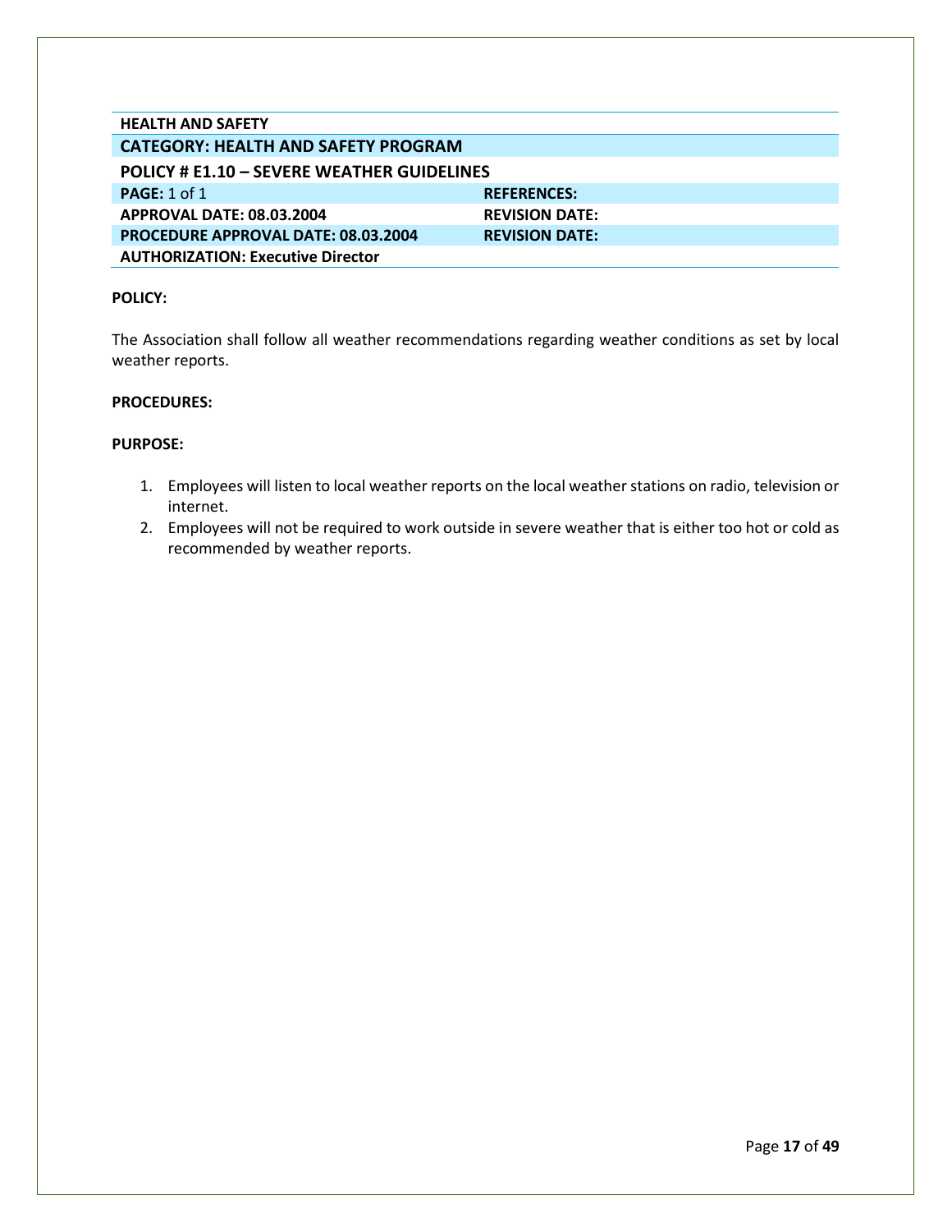**HEALTH AND SAFETY**

| **CATEGORY: HEALTH AND SAFETY PROGRAM** | |
|---|---|
| **POLICY # E1.10 – SEVERE WEATHER GUIDELINES** | |
| **PAGE:** 1 of 1 | **REFERENCES:** |
| **APPROVAL DATE: 08.03.2004** | **REVISION DATE:** |
| **PROCEDURE APPROVAL DATE: 08.03.2004** | **REVISION DATE:** |
| **AUTHORIZATION: Executive Director** | |

**POLICY:**

The Association shall follow all weather recommendations regarding weather conditions as set by local weather reports.

**PROCEDURES:**

**PURPOSE:**

1. Employees will listen to local weather reports on the local weather stations on radio, television or internet.
2. Employees will not be required to work outside in severe weather that is either too hot or cold as recommended by weather reports.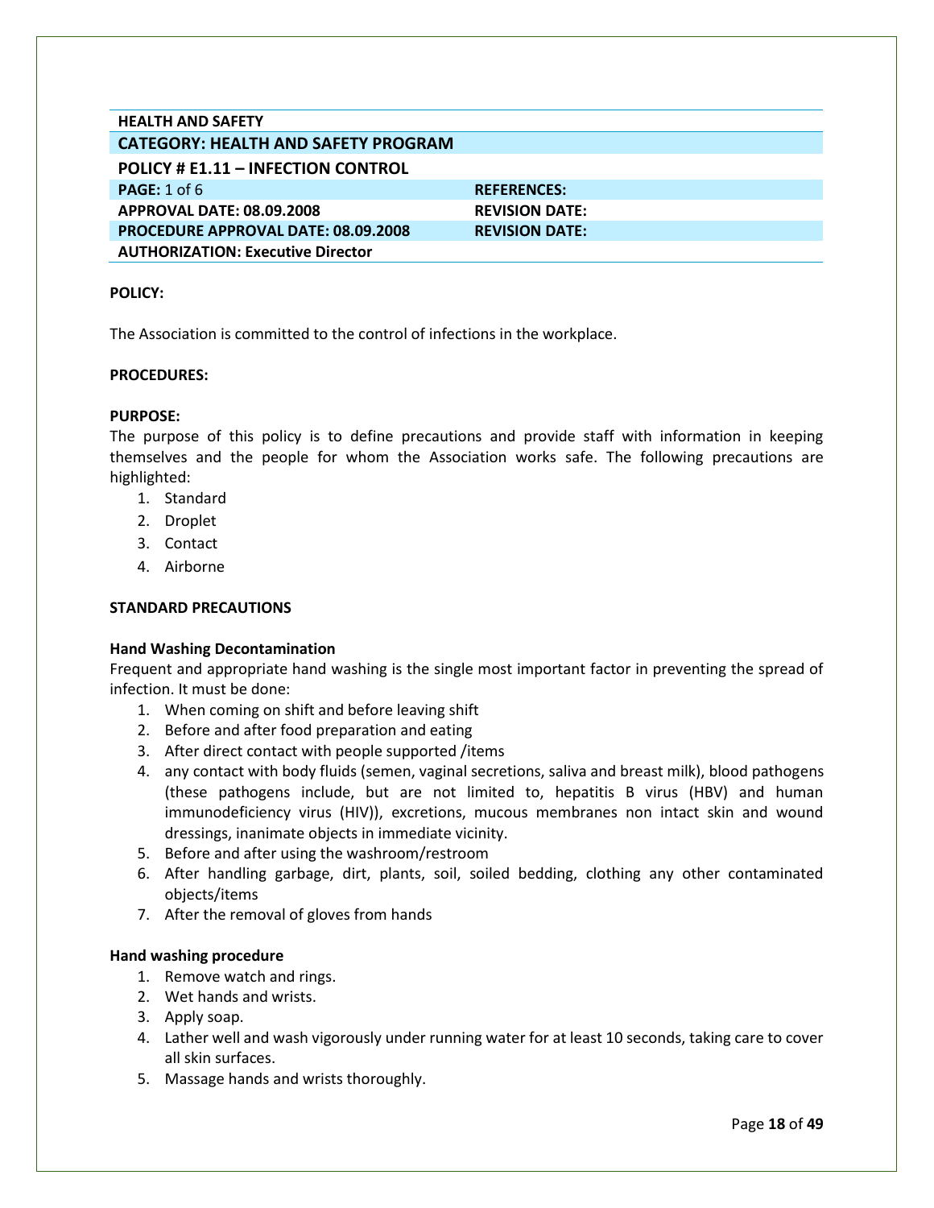| HEALTH AND SAFETY | |
|---|---|
| **CATEGORY: HEALTH AND SAFETY PROGRAM** | |
| **POLICY # E1.11 – INFECTION CONTROL** | |
| **PAGE:** 1 of 6 | **REFERENCES:** |
| **APPROVAL DATE: 08.09.2008** | **REVISION DATE:** |
| **PROCEDURE APPROVAL DATE: 08.09.2008** | **REVISION DATE:** |
| **AUTHORIZATION: Executive Director** | |

**POLICY:**

The Association is committed to the control of infections in the workplace.

**PROCEDURES:**

**PURPOSE:**
The purpose of this policy is to define precautions and provide staff with information in keeping themselves and the people for whom the Association works safe. The following precautions are highlighted:

1. Standard
2. Droplet
3. Contact
4. Airborne

**STANDARD PRECAUTIONS**

**Hand Washing Decontamination**
Frequent and appropriate hand washing is the single most important factor in preventing the spread of infection. It must be done:

1. When coming on shift and before leaving shift
2. Before and after food preparation and eating
3. After direct contact with people supported /items
4. any contact with body fluids (semen, vaginal secretions, saliva and breast milk), blood pathogens (these pathogens include, but are not limited to, hepatitis B virus (HBV) and human immunodeficiency virus (HIV)), excretions, mucous membranes non intact skin and wound dressings, inanimate objects in immediate vicinity.
5. Before and after using the washroom/restroom
6. After handling garbage, dirt, plants, soil, soiled bedding, clothing any other contaminated objects/items
7. After the removal of gloves from hands

**Hand washing procedure**

1. Remove watch and rings.
2. Wet hands and wrists.
3. Apply soap.
4. Lather well and wash vigorously under running water for at least 10 seconds, taking care to cover all skin surfaces.
5. Massage hands and wrists thoroughly.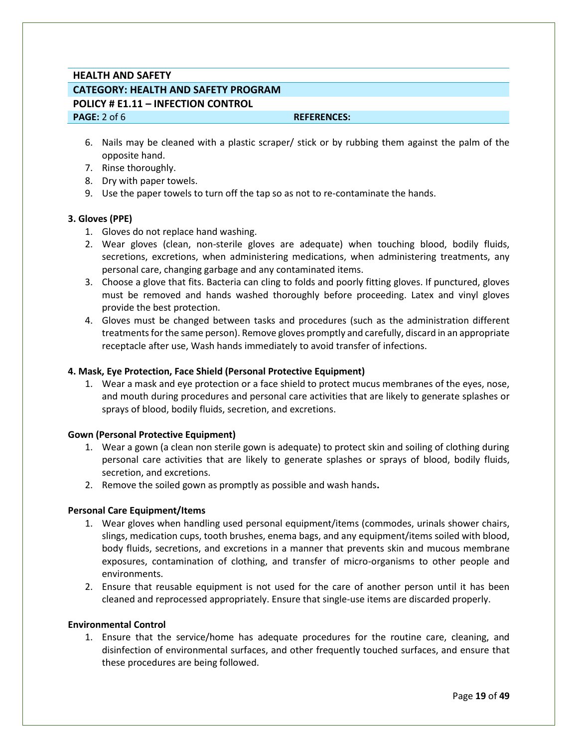6. Nails may be cleaned with a plastic scraper/ stick or by rubbing them against the palm of the opposite hand.
7. Rinse thoroughly.
8. Dry with paper towels.
9. Use the paper towels to turn off the tap so as not to re-contaminate the hands.

**3. Gloves (PPE)**

1. Gloves do not replace hand washing.
2. Wear gloves (clean, non-sterile gloves are adequate) when touching blood, bodily fluids, secretions, excretions, when administering medications, when administering treatments, any personal care, changing garbage and any contaminated items.
3. Choose a glove that fits. Bacteria can cling to folds and poorly fitting gloves. If punctured, gloves must be removed and hands washed thoroughly before proceeding. Latex and vinyl gloves provide the best protection.
4. Gloves must be changed between tasks and procedures (such as the administration different treatments for the same person). Remove gloves promptly and carefully, discard in an appropriate receptacle after use, Wash hands immediately to avoid transfer of infections.

**4. Mask, Eye Protection, Face Shield (Personal Protective Equipment)**

1. Wear a mask and eye protection or a face shield to protect mucus membranes of the eyes, nose, and mouth during procedures and personal care activities that are likely to generate splashes or sprays of blood, bodily fluids, secretion, and excretions.

**Gown (Personal Protective Equipment)**

1. Wear a gown (a clean non sterile gown is adequate) to protect skin and soiling of clothing during personal care activities that are likely to generate splashes or sprays of blood, bodily fluids, secretion, and excretions.
2. Remove the soiled gown as promptly as possible and wash hands**.**

**Personal Care Equipment/Items**

1. Wear gloves when handling used personal equipment/items (commodes, urinals shower chairs, slings, medication cups, tooth brushes, enema bags, and any equipment/items soiled with blood, body fluids, secretions, and excretions in a manner that prevents skin and mucous membrane exposures, contamination of clothing, and transfer of micro-organisms to other people and environments.
2. Ensure that reusable equipment is not used for the care of another person until it has been cleaned and reprocessed appropriately. Ensure that single-use items are discarded properly.

**Environmental Control**

1. Ensure that the service/home has adequate procedures for the routine care, cleaning, and disinfection of environmental surfaces, and other frequently touched surfaces, and ensure that these procedures are being followed.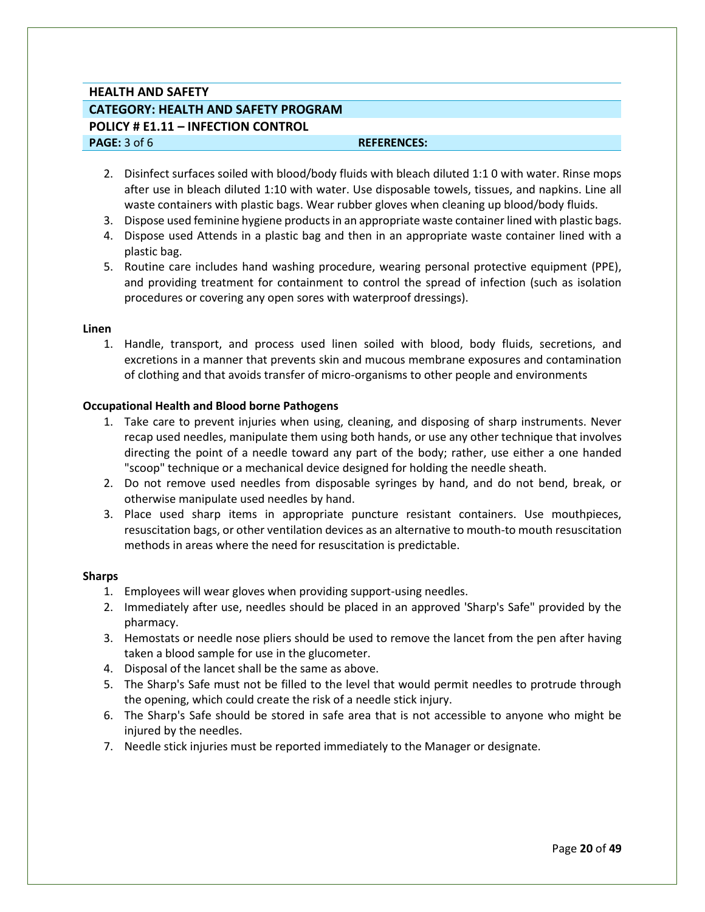| HEALTH AND SAFETY | |
|---|---|
| **CATEGORY: HEALTH AND SAFETY PROGRAM** | |
| **POLICY # E1.11 – INFECTION CONTROL** | |
| **PAGE:** 3 of 6 | **REFERENCES:** |

2. Disinfect surfaces soiled with blood/body fluids with bleach diluted 1:1 0 with water. Rinse mops after use in bleach diluted 1:10 with water. Use disposable towels, tissues, and napkins. Line all waste containers with plastic bags. Wear rubber gloves when cleaning up blood/body fluids.
3. Dispose used feminine hygiene products in an appropriate waste container lined with plastic bags.
4. Dispose used Attends in a plastic bag and then in an appropriate waste container lined with a plastic bag.
5. Routine care includes hand washing procedure, wearing personal protective equipment (PPE), and providing treatment for containment to control the spread of infection (such as isolation procedures or covering any open sores with waterproof dressings).

**Linen**

1. Handle, transport, and process used linen soiled with blood, body fluids, secretions, and excretions in a manner that prevents skin and mucous membrane exposures and contamination of clothing and that avoids transfer of micro-organisms to other people and environments

**Occupational Health and Blood borne Pathogens**

1. Take care to prevent injuries when using, cleaning, and disposing of sharp instruments. Never recap used needles, manipulate them using both hands, or use any other technique that involves directing the point of a needle toward any part of the body; rather, use either a one handed "scoop" technique or a mechanical device designed for holding the needle sheath.
2. Do not remove used needles from disposable syringes by hand, and do not bend, break, or otherwise manipulate used needles by hand.
3. Place used sharp items in appropriate puncture resistant containers. Use mouthpieces, resuscitation bags, or other ventilation devices as an alternative to mouth-to mouth resuscitation methods in areas where the need for resuscitation is predictable.

**Sharps**

1. Employees will wear gloves when providing support-using needles.
2. Immediately after use, needles should be placed in an approved 'Sharp's Safe" provided by the pharmacy.
3. Hemostats or needle nose pliers should be used to remove the lancet from the pen after having taken a blood sample for use in the glucometer.
4. Disposal of the lancet shall be the same as above.
5. The Sharp's Safe must not be filled to the level that would permit needles to protrude through the opening, which could create the risk of a needle stick injury.
6. The Sharp's Safe should be stored in safe area that is not accessible to anyone who might be injured by the needles.
7. Needle stick injuries must be reported immediately to the Manager or designate.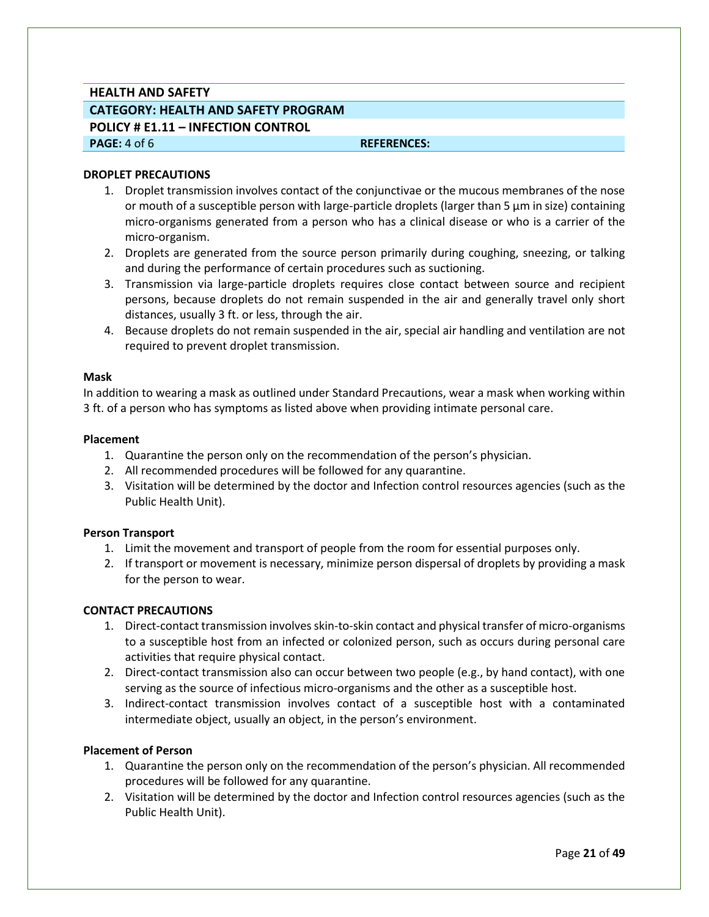| HEALTH AND SAFETY | |
| --- | --- |
| **CATEGORY: HEALTH AND SAFETY PROGRAM** | |
| **POLICY # E1.11 – INFECTION CONTROL** | |
| **PAGE:** 4 of 6 | **REFERENCES:** |

**DROPLET PRECAUTIONS**

1. Droplet transmission involves contact of the conjunctivae or the mucous membranes of the nose or mouth of a susceptible person with large-particle droplets (larger than 5 µm in size) containing micro-organisms generated from a person who has a clinical disease or who is a carrier of the micro-organism.
2. Droplets are generated from the source person primarily during coughing, sneezing, or talking and during the performance of certain procedures such as suctioning.
3. Transmission via large-particle droplets requires close contact between source and recipient persons, because droplets do not remain suspended in the air and generally travel only short distances, usually 3 ft. or less, through the air.
4. Because droplets do not remain suspended in the air, special air handling and ventilation are not required to prevent droplet transmission.

**Mask**

In addition to wearing a mask as outlined under Standard Precautions, wear a mask when working within 3 ft. of a person who has symptoms as listed above when providing intimate personal care.

**Placement**

1. Quarantine the person only on the recommendation of the person's physician.
2. All recommended procedures will be followed for any quarantine.
3. Visitation will be determined by the doctor and Infection control resources agencies (such as the Public Health Unit).

**Person Transport**

1. Limit the movement and transport of people from the room for essential purposes only.
2. If transport or movement is necessary, minimize person dispersal of droplets by providing a mask for the person to wear.

**CONTACT PRECAUTIONS**

1. Direct-contact transmission involves skin-to-skin contact and physical transfer of micro-organisms to a susceptible host from an infected or colonized person, such as occurs during personal care activities that require physical contact.
2. Direct-contact transmission also can occur between two people (e.g., by hand contact), with one serving as the source of infectious micro-organisms and the other as a susceptible host.
3. Indirect-contact transmission involves contact of a susceptible host with a contaminated intermediate object, usually an object, in the person's environment.

**Placement of Person**

1. Quarantine the person only on the recommendation of the person's physician. All recommended procedures will be followed for any quarantine.
2. Visitation will be determined by the doctor and Infection control resources agencies (such as the Public Health Unit).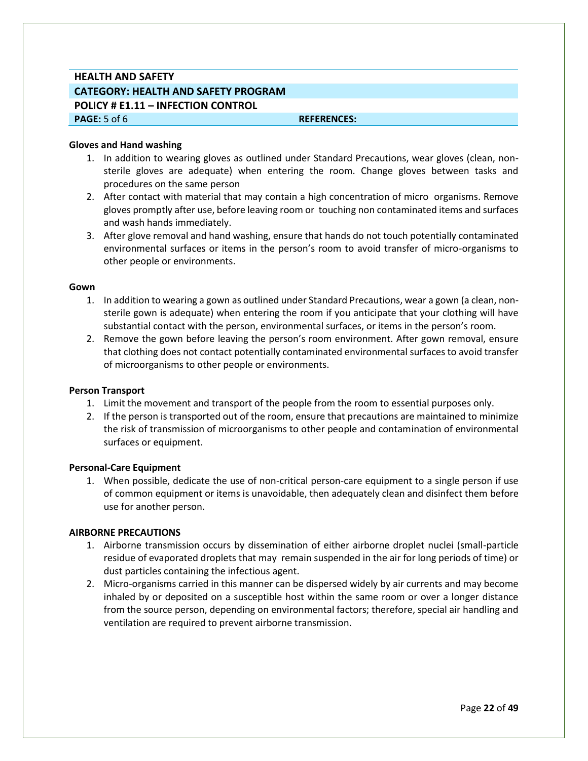**Gloves and Hand washing**

1. In addition to wearing gloves as outlined under Standard Precautions, wear gloves (clean, non-sterile gloves are adequate) when entering the room. Change gloves between tasks and procedures on the same person
2. After contact with material that may contain a high concentration of micro organisms. Remove gloves promptly after use, before leaving room or touching non contaminated items and surfaces and wash hands immediately.
3. After glove removal and hand washing, ensure that hands do not touch potentially contaminated environmental surfaces or items in the person's room to avoid transfer of micro-organisms to other people or environments.

**Gown**

1. In addition to wearing a gown as outlined under Standard Precautions, wear a gown (a clean, non-sterile gown is adequate) when entering the room if you anticipate that your clothing will have substantial contact with the person, environmental surfaces, or items in the person's room.
2. Remove the gown before leaving the person's room environment. After gown removal, ensure that clothing does not contact potentially contaminated environmental surfaces to avoid transfer of microorganisms to other people or environments.

**Person Transport**

1. Limit the movement and transport of the people from the room to essential purposes only.
2. If the person is transported out of the room, ensure that precautions are maintained to minimize the risk of transmission of microorganisms to other people and contamination of environmental surfaces or equipment.

**Personal-Care Equipment**

1. When possible, dedicate the use of non-critical person-care equipment to a single person if use of common equipment or items is unavoidable, then adequately clean and disinfect them before use for another person.

**AIRBORNE PRECAUTIONS**

1. Airborne transmission occurs by dissemination of either airborne droplet nuclei (small-particle residue of evaporated droplets that may remain suspended in the air for long periods of time) or dust particles containing the infectious agent.
2. Micro-organisms carried in this manner can be dispersed widely by air currents and may become inhaled by or deposited on a susceptible host within the same room or over a longer distance from the source person, depending on environmental factors; therefore, special air handling and ventilation are required to prevent airborne transmission.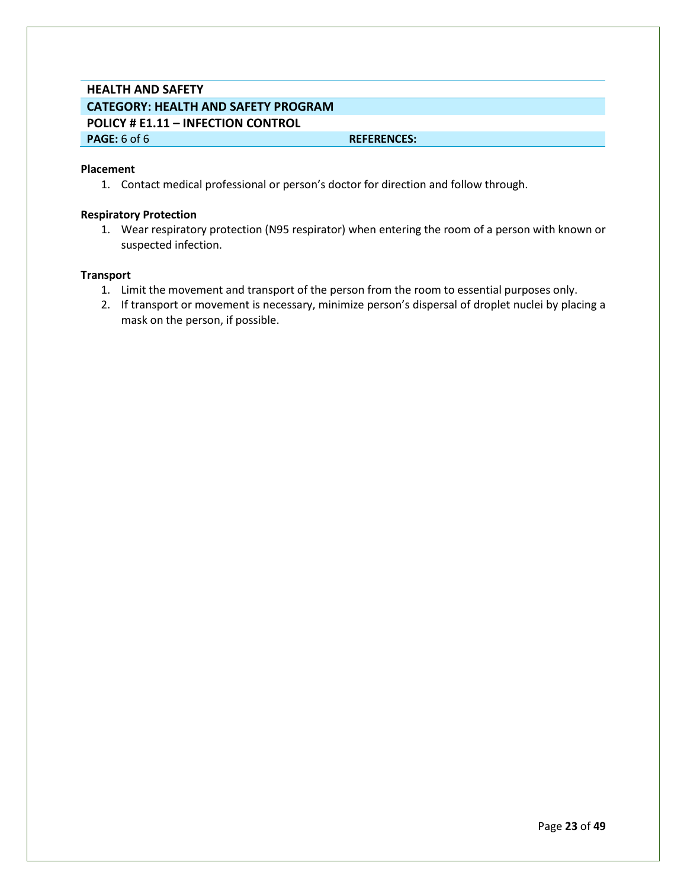| HEALTH AND SAFETY | |
|---|---|
| **CATEGORY: HEALTH AND SAFETY PROGRAM** | |
| **POLICY # E1.11 – INFECTION CONTROL** | |
| **PAGE:** 6 of 6 | **REFERENCES:** |

**Placement**

1. Contact medical professional or person's doctor for direction and follow through.

**Respiratory Protection**

1. Wear respiratory protection (N95 respirator) when entering the room of a person with known or suspected infection.

**Transport**

1. Limit the movement and transport of the person from the room to essential purposes only.
2. If transport or movement is necessary, minimize person's dispersal of droplet nuclei by placing a mask on the person, if possible.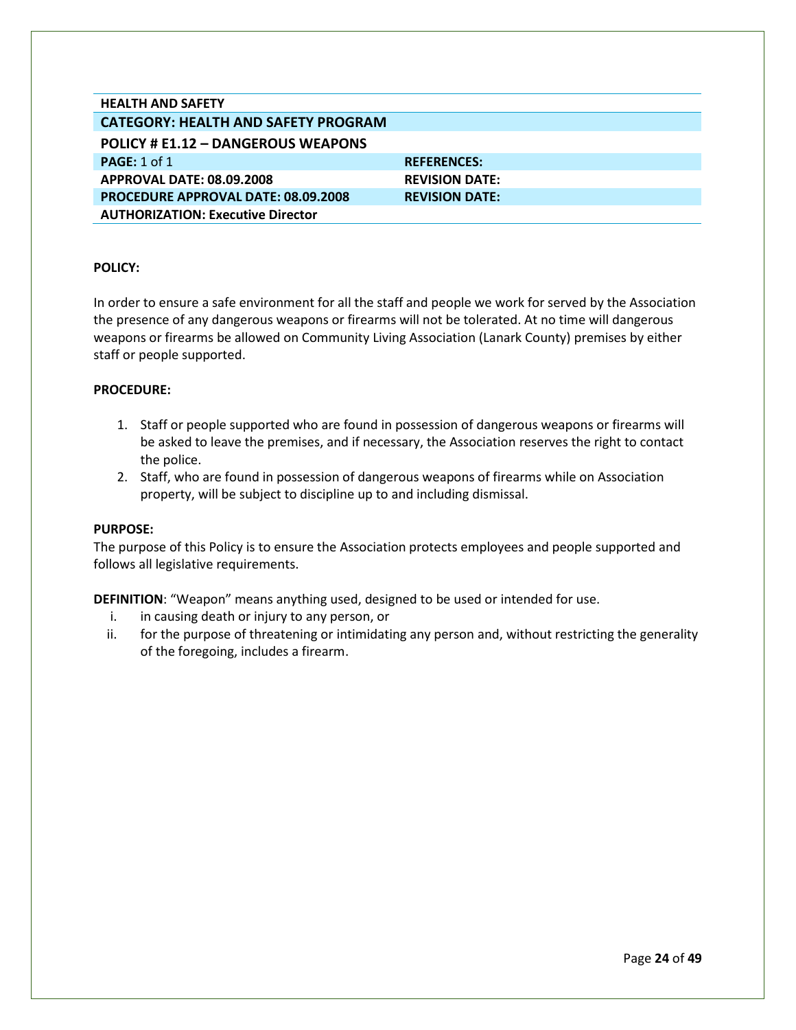| HEALTH AND SAFETY | |
|---|---|
| **CATEGORY: HEALTH AND SAFETY PROGRAM** | |
| **POLICY # E1.12 – DANGEROUS WEAPONS** | |
| **PAGE:** 1 of 1 | **REFERENCES:** |
| **APPROVAL DATE: 08.09.2008** | **REVISION DATE:** |
| **PROCEDURE APPROVAL DATE: 08.09.2008** | **REVISION DATE:** |
| **AUTHORIZATION: Executive Director** | |

**POLICY:**

In order to ensure a safe environment for all the staff and people we work for served by the Association the presence of any dangerous weapons or firearms will not be tolerated. At no time will dangerous weapons or firearms be allowed on Community Living Association (Lanark County) premises by either staff or people supported.

**PROCEDURE:**

1. Staff or people supported who are found in possession of dangerous weapons or firearms will be asked to leave the premises, and if necessary, the Association reserves the right to contact the police.
2. Staff, who are found in possession of dangerous weapons of firearms while on Association property, will be subject to discipline up to and including dismissal.

**PURPOSE:**

The purpose of this Policy is to ensure the Association protects employees and people supported and follows all legislative requirements.

**DEFINITION**: "Weapon" means anything used, designed to be used or intended for use.

i. in causing death or injury to any person, or
ii. for the purpose of threatening or intimidating any person and, without restricting the generality of the foregoing, includes a firearm.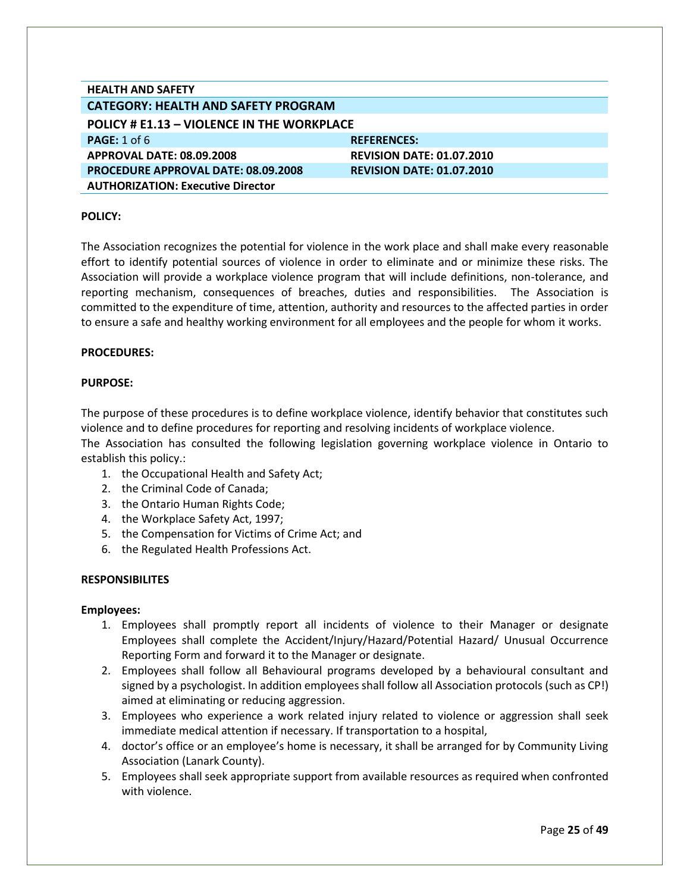| **HEALTH AND SAFETY** | |
|---|---|
| **CATEGORY: HEALTH AND SAFETY PROGRAM** | |
| **POLICY # E1.13 – VIOLENCE IN THE WORKPLACE** | |
| **PAGE:** 1 of 6 | **REFERENCES:** |
| **APPROVAL DATE: 08.09.2008** | **REVISION DATE: 01.07.2010** |
| **PROCEDURE APPROVAL DATE: 08.09.2008** | **REVISION DATE: 01.07.2010** |
| **AUTHORIZATION: Executive Director** | |

**POLICY:**

The Association recognizes the potential for violence in the work place and shall make every reasonable effort to identify potential sources of violence in order to eliminate and or minimize these risks. The Association will provide a workplace violence program that will include definitions, non-tolerance, and reporting mechanism, consequences of breaches, duties and responsibilities. The Association is committed to the expenditure of time, attention, authority and resources to the affected parties in order to ensure a safe and healthy working environment for all employees and the people for whom it works.

**PROCEDURES:**

**PURPOSE:**

The purpose of these procedures is to define workplace violence, identify behavior that constitutes such violence and to define procedures for reporting and resolving incidents of workplace violence.
The Association has consulted the following legislation governing workplace violence in Ontario to establish this policy.:

1. the Occupational Health and Safety Act;
2. the Criminal Code of Canada;
3. the Ontario Human Rights Code;
4. the Workplace Safety Act, 1997;
5. the Compensation for Victims of Crime Act; and
6. the Regulated Health Professions Act.

**RESPONSIBILITES**

**Employees:**

1. Employees shall promptly report all incidents of violence to their Manager or designate Employees shall complete the Accident/Injury/Hazard/Potential Hazard/ Unusual Occurrence Reporting Form and forward it to the Manager or designate.
2. Employees shall follow all Behavioural programs developed by a behavioural consultant and signed by a psychologist. In addition employees shall follow all Association protocols (such as CP!) aimed at eliminating or reducing aggression.
3. Employees who experience a work related injury related to violence or aggression shall seek immediate medical attention if necessary. If transportation to a hospital,
4. doctor's office or an employee's home is necessary, it shall be arranged for by Community Living Association (Lanark County).
5. Employees shall seek appropriate support from available resources as required when confronted with violence.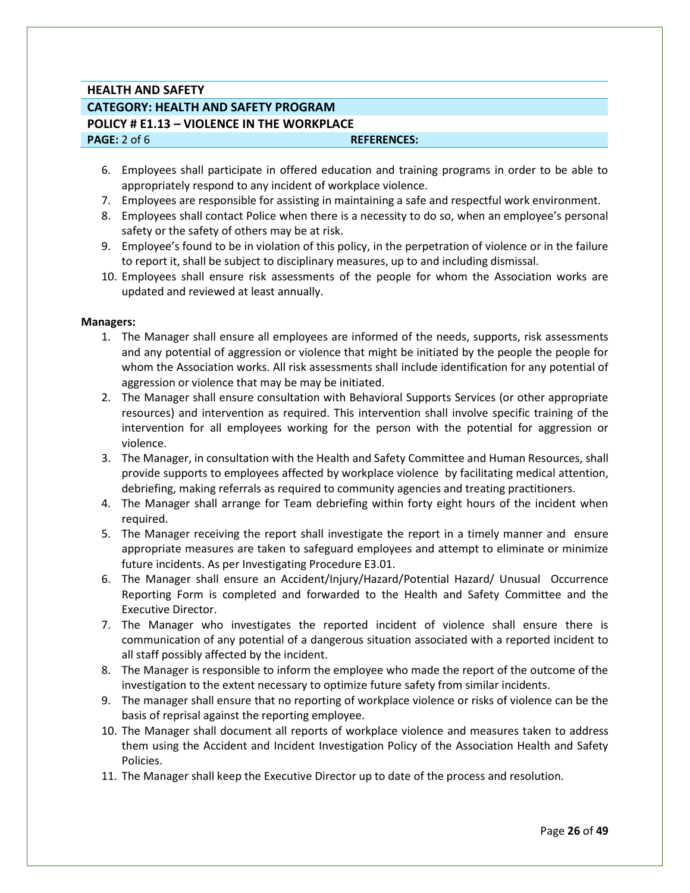**HEALTH AND SAFETY**

**CATEGORY: HEALTH AND SAFETY PROGRAM**

**POLICY # E1.13 – VIOLENCE IN THE WORKPLACE**

**PAGE:** 2 of 6 **REFERENCES:**

6. Employees shall participate in offered education and training programs in order to be able to appropriately respond to any incident of workplace violence.
7. Employees are responsible for assisting in maintaining a safe and respectful work environment.
8. Employees shall contact Police when there is a necessity to do so, when an employee's personal safety or the safety of others may be at risk.
9. Employee's found to be in violation of this policy, in the perpetration of violence or in the failure to report it, shall be subject to disciplinary measures, up to and including dismissal.
10. Employees shall ensure risk assessments of the people for whom the Association works are updated and reviewed at least annually.

**Managers:**

1. The Manager shall ensure all employees are informed of the needs, supports, risk assessments and any potential of aggression or violence that might be initiated by the people the people for whom the Association works. All risk assessments shall include identification for any potential of aggression or violence that may be may be initiated.
2. The Manager shall ensure consultation with Behavioral Supports Services (or other appropriate resources) and intervention as required. This intervention shall involve specific training of the intervention for all employees working for the person with the potential for aggression or violence.
3. The Manager, in consultation with the Health and Safety Committee and Human Resources, shall provide supports to employees affected by workplace violence by facilitating medical attention, debriefing, making referrals as required to community agencies and treating practitioners.
4. The Manager shall arrange for Team debriefing within forty eight hours of the incident when required.
5. The Manager receiving the report shall investigate the report in a timely manner and ensure appropriate measures are taken to safeguard employees and attempt to eliminate or minimize future incidents. As per Investigating Procedure E3.01.
6. The Manager shall ensure an Accident/Injury/Hazard/Potential Hazard/ Unusual Occurrence Reporting Form is completed and forwarded to the Health and Safety Committee and the Executive Director.
7. The Manager who investigates the reported incident of violence shall ensure there is communication of any potential of a dangerous situation associated with a reported incident to all staff possibly affected by the incident.
8. The Manager is responsible to inform the employee who made the report of the outcome of the investigation to the extent necessary to optimize future safety from similar incidents.
9. The manager shall ensure that no reporting of workplace violence or risks of violence can be the basis of reprisal against the reporting employee.
10. The Manager shall document all reports of workplace violence and measures taken to address them using the Accident and Incident Investigation Policy of the Association Health and Safety Policies.
11. The Manager shall keep the Executive Director up to date of the process and resolution.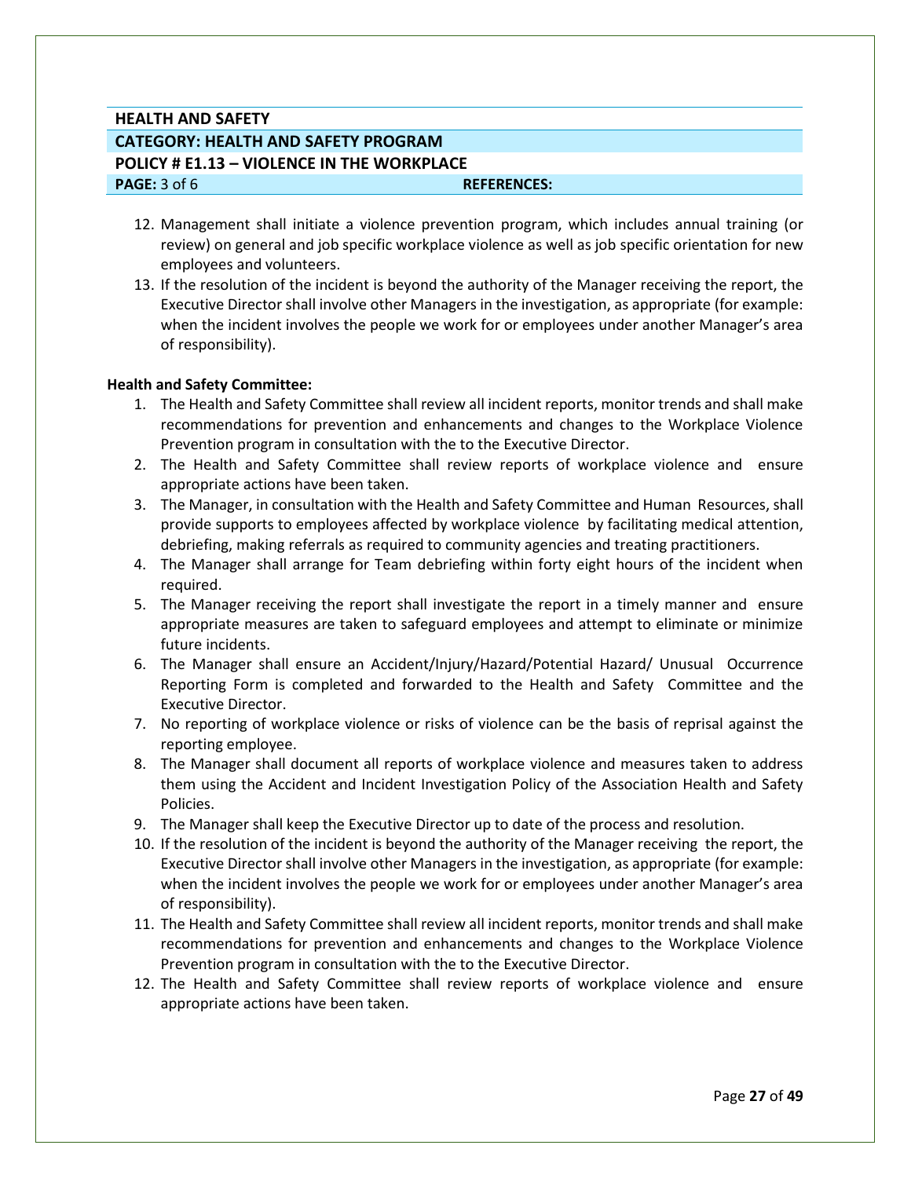**HEALTH AND SAFETY**

**CATEGORY: HEALTH AND SAFETY PROGRAM**

**POLICY # E1.13 – VIOLENCE IN THE WORKPLACE**

**PAGE:** 3 of 6 **REFERENCES:**

12. Management shall initiate a violence prevention program, which includes annual training (or review) on general and job specific workplace violence as well as job specific orientation for new employees and volunteers.
13. If the resolution of the incident is beyond the authority of the Manager receiving the report, the Executive Director shall involve other Managers in the investigation, as appropriate (for example: when the incident involves the people we work for or employees under another Manager's area of responsibility).

**Health and Safety Committee:**

1. The Health and Safety Committee shall review all incident reports, monitor trends and shall make recommendations for prevention and enhancements and changes to the Workplace Violence Prevention program in consultation with the to the Executive Director.
2. The Health and Safety Committee shall review reports of workplace violence and ensure appropriate actions have been taken.
3. The Manager, in consultation with the Health and Safety Committee and Human Resources, shall provide supports to employees affected by workplace violence by facilitating medical attention, debriefing, making referrals as required to community agencies and treating practitioners.
4. The Manager shall arrange for Team debriefing within forty eight hours of the incident when required.
5. The Manager receiving the report shall investigate the report in a timely manner and ensure appropriate measures are taken to safeguard employees and attempt to eliminate or minimize future incidents.
6. The Manager shall ensure an Accident/Injury/Hazard/Potential Hazard/ Unusual Occurrence Reporting Form is completed and forwarded to the Health and Safety Committee and the Executive Director.
7. No reporting of workplace violence or risks of violence can be the basis of reprisal against the reporting employee.
8. The Manager shall document all reports of workplace violence and measures taken to address them using the Accident and Incident Investigation Policy of the Association Health and Safety Policies.
9. The Manager shall keep the Executive Director up to date of the process and resolution.
10. If the resolution of the incident is beyond the authority of the Manager receiving the report, the Executive Director shall involve other Managers in the investigation, as appropriate (for example: when the incident involves the people we work for or employees under another Manager's area of responsibility).
11. The Health and Safety Committee shall review all incident reports, monitor trends and shall make recommendations for prevention and enhancements and changes to the Workplace Violence Prevention program in consultation with the to the Executive Director.
12. The Health and Safety Committee shall review reports of workplace violence and ensure appropriate actions have been taken.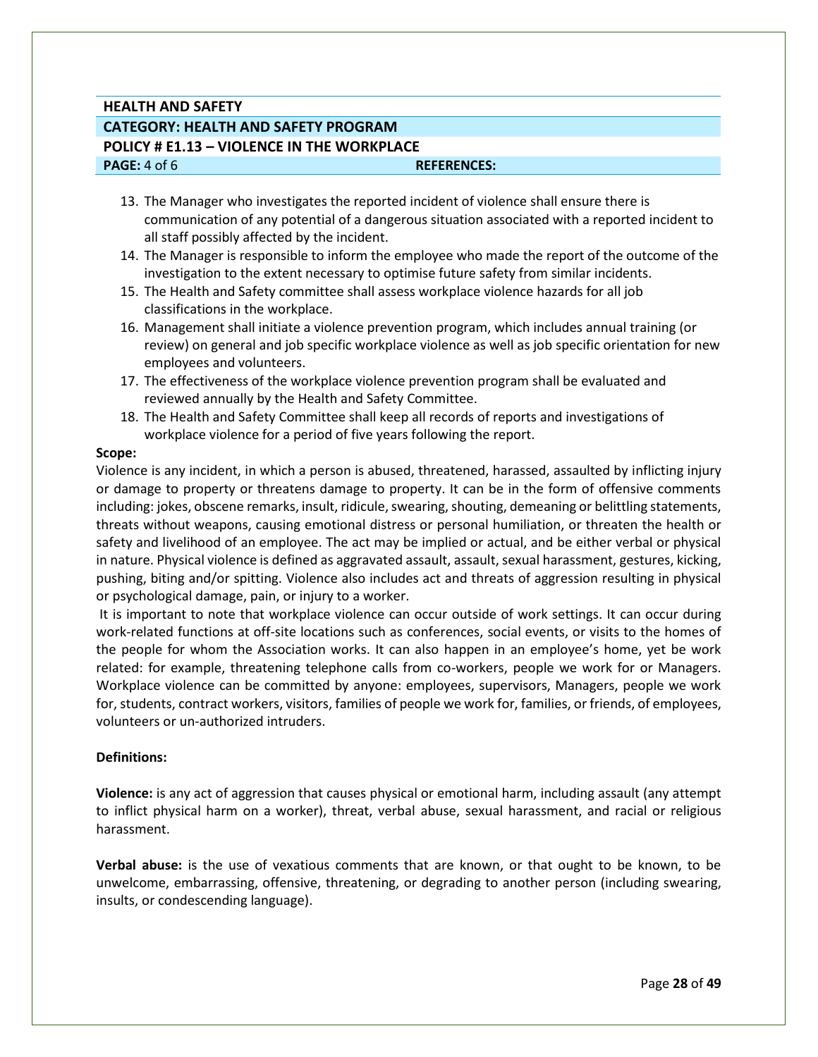**HEALTH AND SAFETY**

**CATEGORY: HEALTH AND SAFETY PROGRAM**

**POLICY # E1.13 – VIOLENCE IN THE WORKPLACE**

**PAGE:** 4 of 6 **REFERENCES:**

13. The Manager who investigates the reported incident of violence shall ensure there is communication of any potential of a dangerous situation associated with a reported incident to all staff possibly affected by the incident.
14. The Manager is responsible to inform the employee who made the report of the outcome of the investigation to the extent necessary to optimise future safety from similar incidents.
15. The Health and Safety committee shall assess workplace violence hazards for all job classifications in the workplace.
16. Management shall initiate a violence prevention program, which includes annual training (or review) on general and job specific workplace violence as well as job specific orientation for new employees and volunteers.
17. The effectiveness of the workplace violence prevention program shall be evaluated and reviewed annually by the Health and Safety Committee.
18. The Health and Safety Committee shall keep all records of reports and investigations of workplace violence for a period of five years following the report.

**Scope:**

Violence is any incident, in which a person is abused, threatened, harassed, assaulted by inflicting injury or damage to property or threatens damage to property. It can be in the form of offensive comments including: jokes, obscene remarks, insult, ridicule, swearing, shouting, demeaning or belittling statements, threats without weapons, causing emotional distress or personal humiliation, or threaten the health or safety and livelihood of an employee. The act may be implied or actual, and be either verbal or physical in nature. Physical violence is defined as aggravated assault, assault, sexual harassment, gestures, kicking, pushing, biting and/or spitting. Violence also includes act and threats of aggression resulting in physical or psychological damage, pain, or injury to a worker.

It is important to note that workplace violence can occur outside of work settings. It can occur during work-related functions at off-site locations such as conferences, social events, or visits to the homes of the people for whom the Association works. It can also happen in an employee's home, yet be work related: for example, threatening telephone calls from co-workers, people we work for or Managers. Workplace violence can be committed by anyone: employees, supervisors, Managers, people we work for, students, contract workers, visitors, families of people we work for, families, or friends, of employees, volunteers or un-authorized intruders.

**Definitions:**

**Violence:** is any act of aggression that causes physical or emotional harm, including assault (any attempt to inflict physical harm on a worker), threat, verbal abuse, sexual harassment, and racial or religious harassment.

**Verbal abuse:** is the use of vexatious comments that are known, or that ought to be known, to be unwelcome, embarrassing, offensive, threatening, or degrading to another person (including swearing, insults, or condescending language).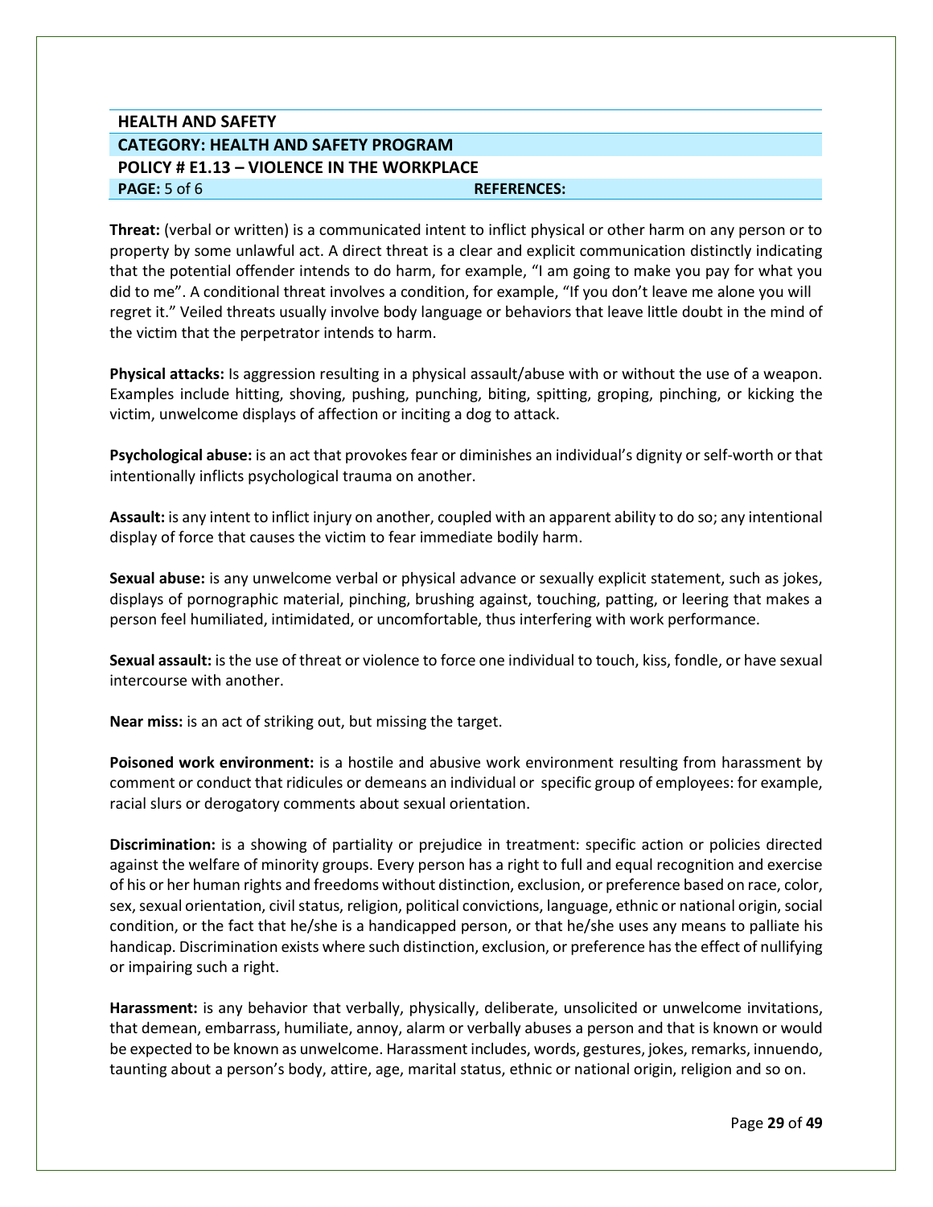**HEALTH AND SAFETY**

**CATEGORY: HEALTH AND SAFETY PROGRAM**

**POLICY # E1.13 – VIOLENCE IN THE WORKPLACE**

**PAGE:** 5 of 6 **REFERENCES:**

**Threat:** (verbal or written) is a communicated intent to inflict physical or other harm on any person or to property by some unlawful act. A direct threat is a clear and explicit communication distinctly indicating that the potential offender intends to do harm, for example, "I am going to make you pay for what you did to me". A conditional threat involves a condition, for example, "If you don't leave me alone you will regret it." Veiled threats usually involve body language or behaviors that leave little doubt in the mind of the victim that the perpetrator intends to harm.

**Physical attacks:** Is aggression resulting in a physical assault/abuse with or without the use of a weapon. Examples include hitting, shoving, pushing, punching, biting, spitting, groping, pinching, or kicking the victim, unwelcome displays of affection or inciting a dog to attack.

**Psychological abuse:** is an act that provokes fear or diminishes an individual's dignity or self-worth or that intentionally inflicts psychological trauma on another.

**Assault:** is any intent to inflict injury on another, coupled with an apparent ability to do so; any intentional display of force that causes the victim to fear immediate bodily harm.

**Sexual abuse:** is any unwelcome verbal or physical advance or sexually explicit statement, such as jokes, displays of pornographic material, pinching, brushing against, touching, patting, or leering that makes a person feel humiliated, intimidated, or uncomfortable, thus interfering with work performance.

**Sexual assault:** is the use of threat or violence to force one individual to touch, kiss, fondle, or have sexual intercourse with another.

**Near miss:** is an act of striking out, but missing the target.

**Poisoned work environment:** is a hostile and abusive work environment resulting from harassment by comment or conduct that ridicules or demeans an individual or specific group of employees: for example, racial slurs or derogatory comments about sexual orientation.

**Discrimination:** is a showing of partiality or prejudice in treatment: specific action or policies directed against the welfare of minority groups. Every person has a right to full and equal recognition and exercise of his or her human rights and freedoms without distinction, exclusion, or preference based on race, color, sex, sexual orientation, civil status, religion, political convictions, language, ethnic or national origin, social condition, or the fact that he/she is a handicapped person, or that he/she uses any means to palliate his handicap. Discrimination exists where such distinction, exclusion, or preference has the effect of nullifying or impairing such a right.

**Harassment:** is any behavior that verbally, physically, deliberate, unsolicited or unwelcome invitations, that demean, embarrass, humiliate, annoy, alarm or verbally abuses a person and that is known or would be expected to be known as unwelcome. Harassment includes, words, gestures, jokes, remarks, innuendo, taunting about a person's body, attire, age, marital status, ethnic or national origin, religion and so on.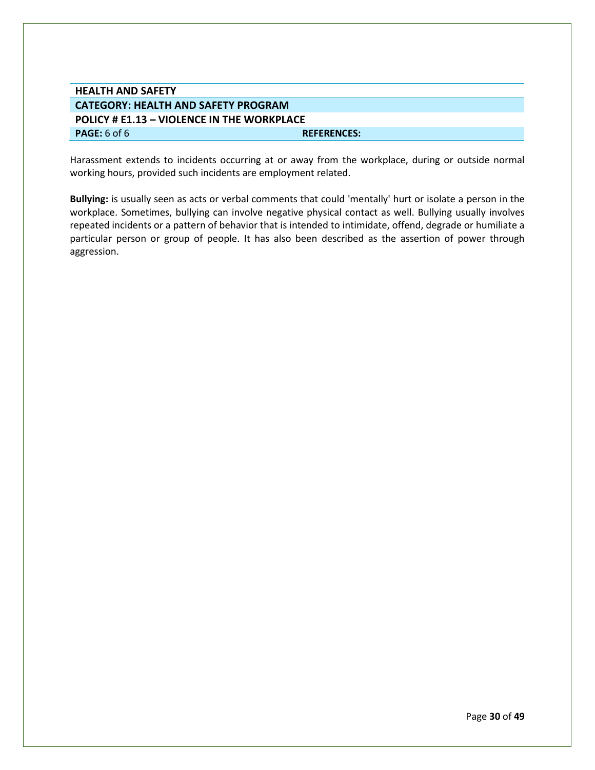Harassment extends to incidents occurring at or away from the workplace, during or outside normal working hours, provided such incidents are employment related.

**Bullying:** is usually seen as acts or verbal comments that could 'mentally' hurt or isolate a person in the workplace. Sometimes, bullying can involve negative physical contact as well. Bullying usually involves repeated incidents or a pattern of behavior that is intended to intimidate, offend, degrade or humiliate a particular person or group of people. It has also been described as the assertion of power through aggression.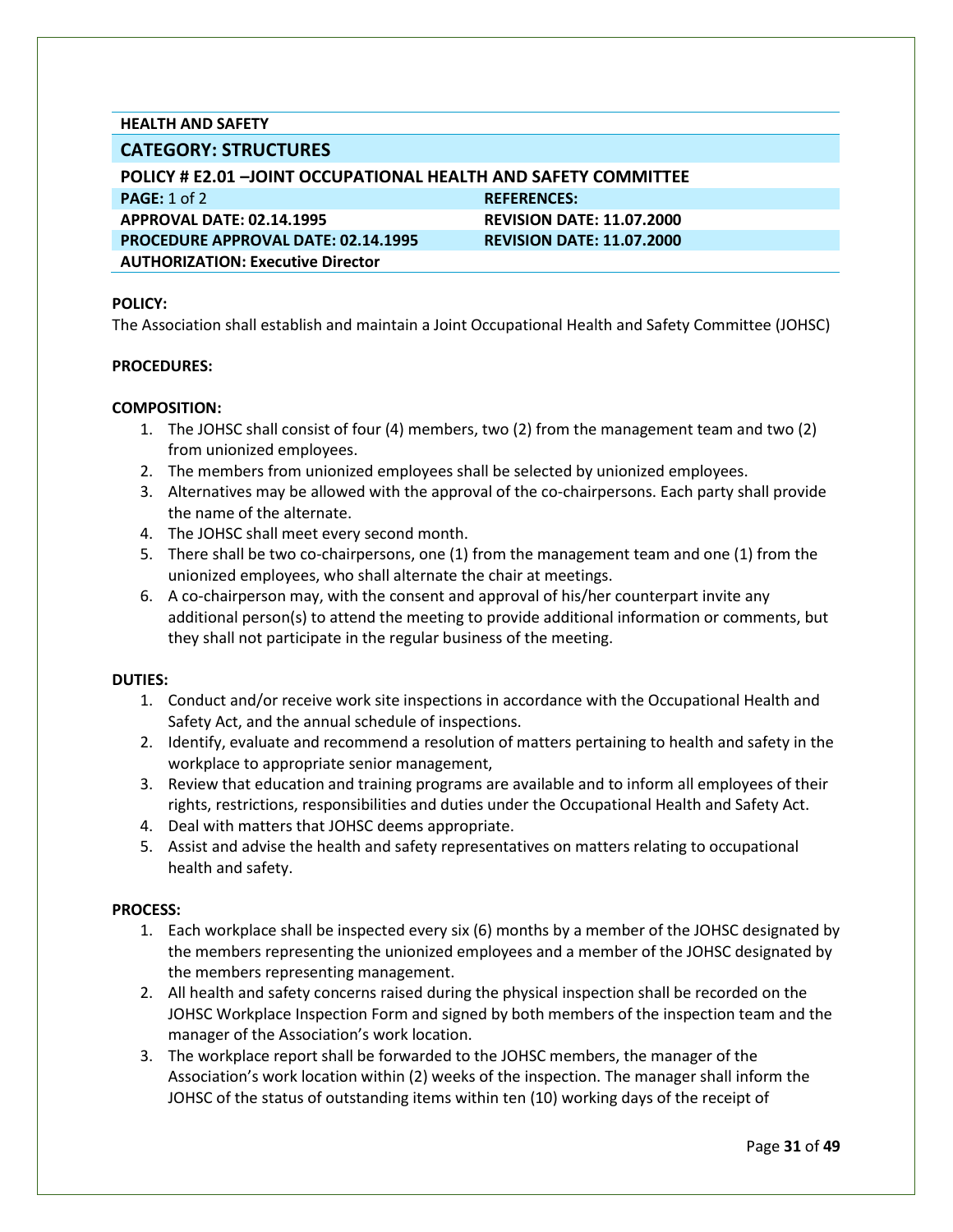**HEALTH AND SAFETY**

## CATEGORY: STRUCTURES

**POLICY # E2.01 –JOINT OCCUPATIONAL HEALTH AND SAFETY COMMITTEE**

| **PAGE:** 1 of 2 | **REFERENCES:** |
|---|---|
| **APPROVAL DATE: 02.14.1995** | **REVISION DATE: 11.07.2000** |
| **PROCEDURE APPROVAL DATE: 02.14.1995** | **REVISION DATE: 11.07.2000** |
| **AUTHORIZATION: Executive Director** | |

**POLICY:**

The Association shall establish and maintain a Joint Occupational Health and Safety Committee (JOHSC)

**PROCEDURES:**

**COMPOSITION:**

1. The JOHSC shall consist of four (4) members, two (2) from the management team and two (2) from unionized employees.
2. The members from unionized employees shall be selected by unionized employees.
3. Alternatives may be allowed with the approval of the co-chairpersons. Each party shall provide the name of the alternate.
4. The JOHSC shall meet every second month.
5. There shall be two co-chairpersons, one (1) from the management team and one (1) from the unionized employees, who shall alternate the chair at meetings.
6. A co-chairperson may, with the consent and approval of his/her counterpart invite any additional person(s) to attend the meeting to provide additional information or comments, but they shall not participate in the regular business of the meeting.

**DUTIES:**

1. Conduct and/or receive work site inspections in accordance with the Occupational Health and Safety Act, and the annual schedule of inspections.
2. Identify, evaluate and recommend a resolution of matters pertaining to health and safety in the workplace to appropriate senior management,
3. Review that education and training programs are available and to inform all employees of their rights, restrictions, responsibilities and duties under the Occupational Health and Safety Act.
4. Deal with matters that JOHSC deems appropriate.
5. Assist and advise the health and safety representatives on matters relating to occupational health and safety.

**PROCESS:**

1. Each workplace shall be inspected every six (6) months by a member of the JOHSC designated by the members representing the unionized employees and a member of the JOHSC designated by the members representing management.
2. All health and safety concerns raised during the physical inspection shall be recorded on the JOHSC Workplace Inspection Form and signed by both members of the inspection team and the manager of the Association's work location.
3. The workplace report shall be forwarded to the JOHSC members, the manager of the Association's work location within (2) weeks of the inspection. The manager shall inform the JOHSC of the status of outstanding items within ten (10) working days of the receipt of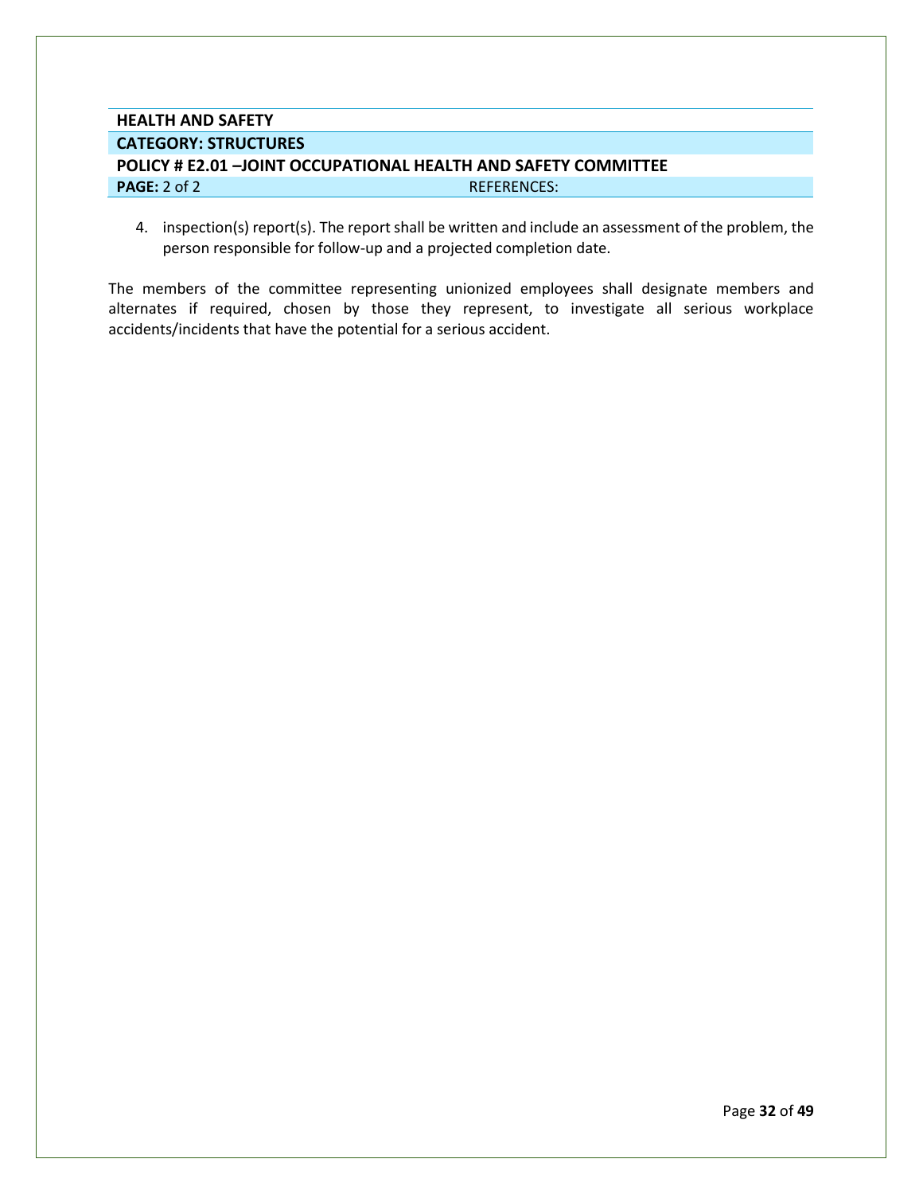**HEALTH AND SAFETY**

**CATEGORY: STRUCTURES**

**POLICY # E2.01 –JOINT OCCUPATIONAL HEALTH AND SAFETY COMMITTEE**

**PAGE:** 2 of 2 REFERENCES:

4. inspection(s) report(s). The report shall be written and include an assessment of the problem, the person responsible for follow-up and a projected completion date.

The members of the committee representing unionized employees shall designate members and alternates if required, chosen by those they represent, to investigate all serious workplace accidents/incidents that have the potential for a serious accident.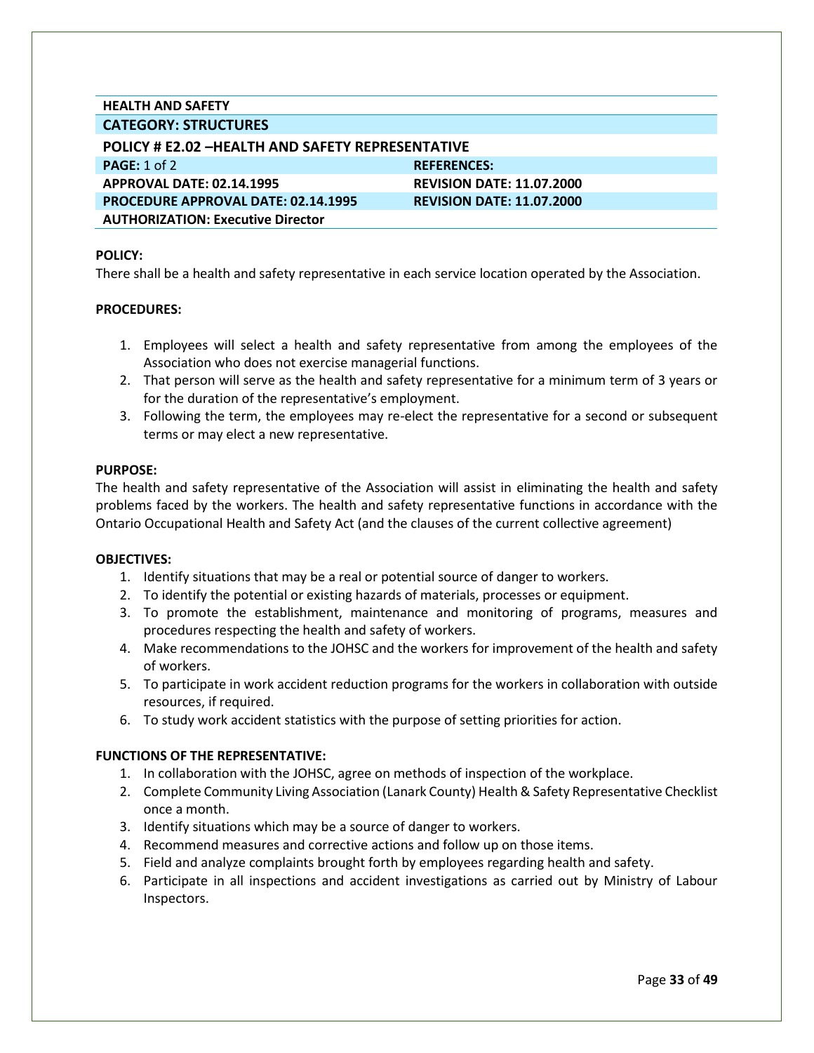**HEALTH AND SAFETY**

**CATEGORY: STRUCTURES**

**POLICY # E2.02 –HEALTH AND SAFETY REPRESENTATIVE**

| **PAGE:** 1 of 2 | **REFERENCES:** |
|---|---|
| **APPROVAL DATE: 02.14.1995** | **REVISION DATE: 11.07.2000** |
| **PROCEDURE APPROVAL DATE: 02.14.1995** | **REVISION DATE: 11.07.2000** |
| **AUTHORIZATION: Executive Director** | |

**POLICY:**

There shall be a health and safety representative in each service location operated by the Association.

**PROCEDURES:**

1. Employees will select a health and safety representative from among the employees of the Association who does not exercise managerial functions.
2. That person will serve as the health and safety representative for a minimum term of 3 years or for the duration of the representative's employment.
3. Following the term, the employees may re-elect the representative for a second or subsequent terms or may elect a new representative.

**PURPOSE:**

The health and safety representative of the Association will assist in eliminating the health and safety problems faced by the workers. The health and safety representative functions in accordance with the Ontario Occupational Health and Safety Act (and the clauses of the current collective agreement)

**OBJECTIVES:**

1. Identify situations that may be a real or potential source of danger to workers.
2. To identify the potential or existing hazards of materials, processes or equipment.
3. To promote the establishment, maintenance and monitoring of programs, measures and procedures respecting the health and safety of workers.
4. Make recommendations to the JOHSC and the workers for improvement of the health and safety of workers.
5. To participate in work accident reduction programs for the workers in collaboration with outside resources, if required.
6. To study work accident statistics with the purpose of setting priorities for action.

**FUNCTIONS OF THE REPRESENTATIVE:**

1. In collaboration with the JOHSC, agree on methods of inspection of the workplace.
2. Complete Community Living Association (Lanark County) Health & Safety Representative Checklist once a month.
3. Identify situations which may be a source of danger to workers.
4. Recommend measures and corrective actions and follow up on those items.
5. Field and analyze complaints brought forth by employees regarding health and safety.
6. Participate in all inspections and accident investigations as carried out by Ministry of Labour Inspectors.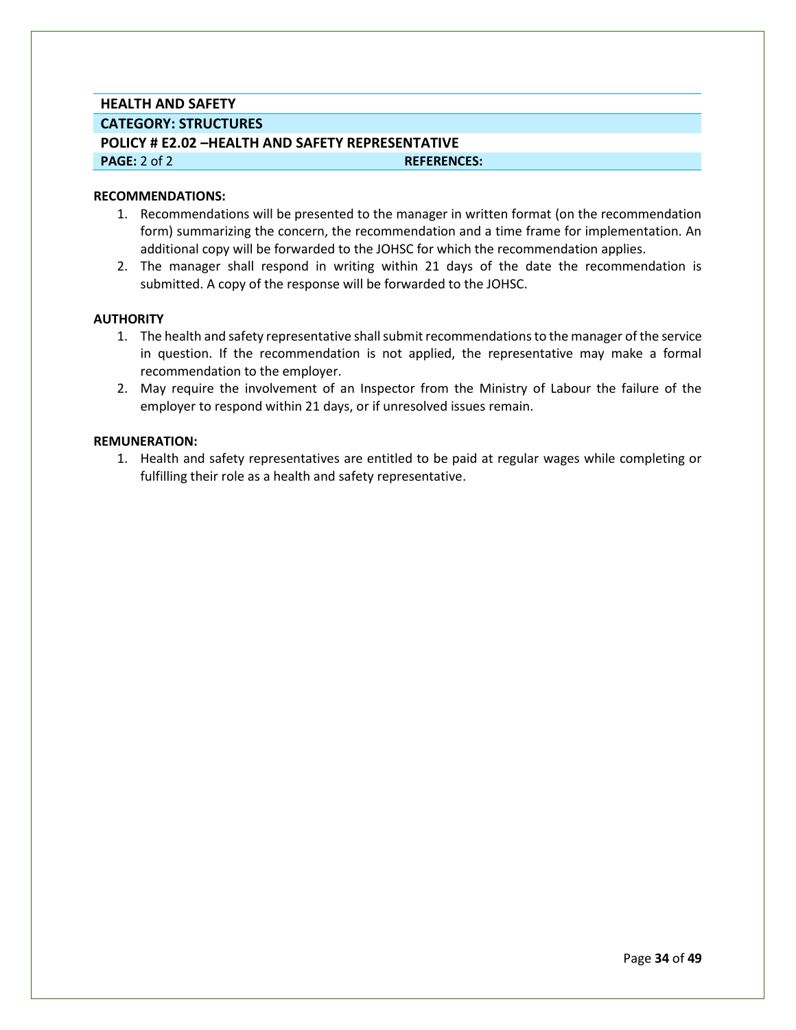| HEALTH AND SAFETY | |
|---|---|
| **CATEGORY: STRUCTURES** | |
| **POLICY # E2.02 –HEALTH AND SAFETY REPRESENTATIVE** | |
| **PAGE:** 2 of 2 | **REFERENCES:** |

**RECOMMENDATIONS:**

1. Recommendations will be presented to the manager in written format (on the recommendation form) summarizing the concern, the recommendation and a time frame for implementation. An additional copy will be forwarded to the JOHSC for which the recommendation applies.
2. The manager shall respond in writing within 21 days of the date the recommendation is submitted. A copy of the response will be forwarded to the JOHSC.

**AUTHORITY**

1. The health and safety representative shall submit recommendations to the manager of the service in question. If the recommendation is not applied, the representative may make a formal recommendation to the employer.
2. May require the involvement of an Inspector from the Ministry of Labour the failure of the employer to respond within 21 days, or if unresolved issues remain.

**REMUNERATION:**

1. Health and safety representatives are entitled to be paid at regular wages while completing or fulfilling their role as a health and safety representative.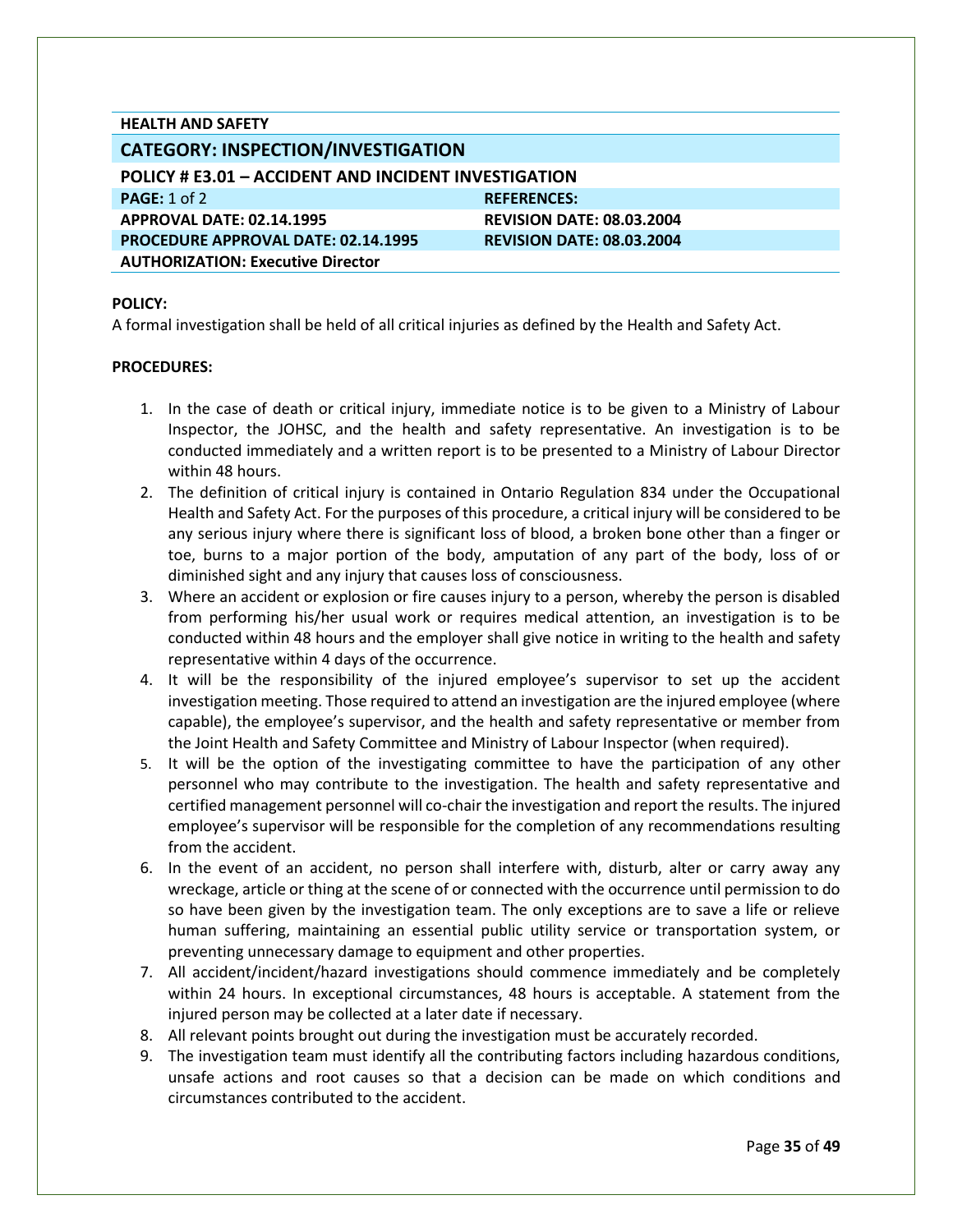**HEALTH AND SAFETY**

## CATEGORY: INSPECTION/INVESTIGATION

### POLICY # E3.01 – ACCIDENT AND INCIDENT INVESTIGATION

| **PAGE:** 1 of 2 | **REFERENCES:** |
|---|---|
| **APPROVAL DATE: 02.14.1995** | **REVISION DATE: 08.03.2004** |
| **PROCEDURE APPROVAL DATE: 02.14.1995** | **REVISION DATE: 08.03.2004** |
| **AUTHORIZATION: Executive Director** | |

**POLICY:**

A formal investigation shall be held of all critical injuries as defined by the Health and Safety Act.

**PROCEDURES:**

1. In the case of death or critical injury, immediate notice is to be given to a Ministry of Labour Inspector, the JOHSC, and the health and safety representative. An investigation is to be conducted immediately and a written report is to be presented to a Ministry of Labour Director within 48 hours.
2. The definition of critical injury is contained in Ontario Regulation 834 under the Occupational Health and Safety Act. For the purposes of this procedure, a critical injury will be considered to be any serious injury where there is significant loss of blood, a broken bone other than a finger or toe, burns to a major portion of the body, amputation of any part of the body, loss of or diminished sight and any injury that causes loss of consciousness.
3. Where an accident or explosion or fire causes injury to a person, whereby the person is disabled from performing his/her usual work or requires medical attention, an investigation is to be conducted within 48 hours and the employer shall give notice in writing to the health and safety representative within 4 days of the occurrence.
4. It will be the responsibility of the injured employee's supervisor to set up the accident investigation meeting. Those required to attend an investigation are the injured employee (where capable), the employee's supervisor, and the health and safety representative or member from the Joint Health and Safety Committee and Ministry of Labour Inspector (when required).
5. It will be the option of the investigating committee to have the participation of any other personnel who may contribute to the investigation. The health and safety representative and certified management personnel will co-chair the investigation and report the results. The injured employee's supervisor will be responsible for the completion of any recommendations resulting from the accident.
6. In the event of an accident, no person shall interfere with, disturb, alter or carry away any wreckage, article or thing at the scene of or connected with the occurrence until permission to do so have been given by the investigation team. The only exceptions are to save a life or relieve human suffering, maintaining an essential public utility service or transportation system, or preventing unnecessary damage to equipment and other properties.
7. All accident/incident/hazard investigations should commence immediately and be completely within 24 hours. In exceptional circumstances, 48 hours is acceptable. A statement from the injured person may be collected at a later date if necessary.
8. All relevant points brought out during the investigation must be accurately recorded.
9. The investigation team must identify all the contributing factors including hazardous conditions, unsafe actions and root causes so that a decision can be made on which conditions and circumstances contributed to the accident.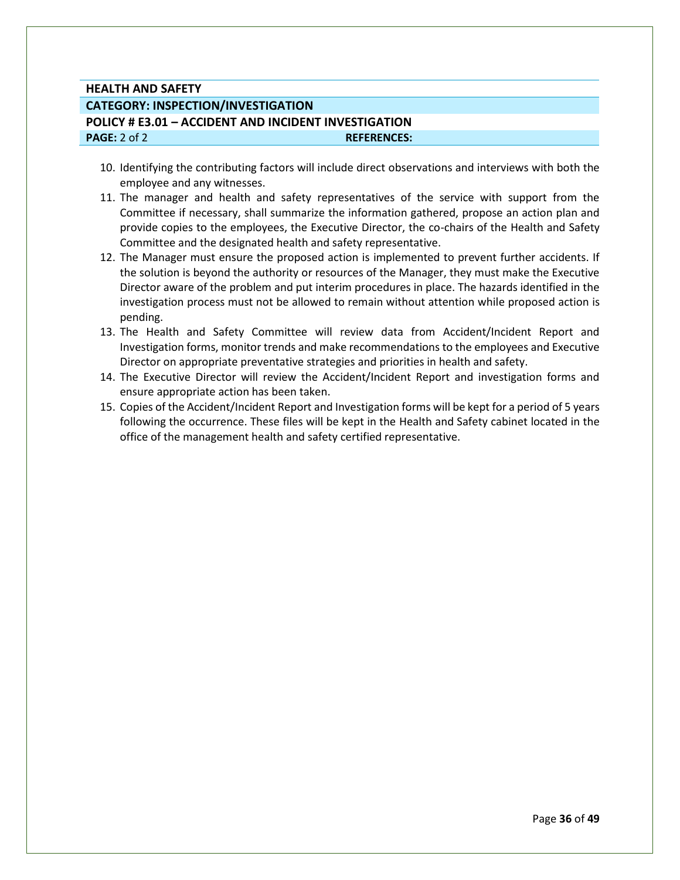**HEALTH AND SAFETY**

**CATEGORY: INSPECTION/INVESTIGATION**

**POLICY # E3.01 – ACCIDENT AND INCIDENT INVESTIGATION**

| **PAGE:** 2 of 2 | **REFERENCES:** |
|---|---|

10. Identifying the contributing factors will include direct observations and interviews with both the employee and any witnesses.
11. The manager and health and safety representatives of the service with support from the Committee if necessary, shall summarize the information gathered, propose an action plan and provide copies to the employees, the Executive Director, the co-chairs of the Health and Safety Committee and the designated health and safety representative.
12. The Manager must ensure the proposed action is implemented to prevent further accidents. If the solution is beyond the authority or resources of the Manager, they must make the Executive Director aware of the problem and put interim procedures in place. The hazards identified in the investigation process must not be allowed to remain without attention while proposed action is pending.
13. The Health and Safety Committee will review data from Accident/Incident Report and Investigation forms, monitor trends and make recommendations to the employees and Executive Director on appropriate preventative strategies and priorities in health and safety.
14. The Executive Director will review the Accident/Incident Report and investigation forms and ensure appropriate action has been taken.
15. Copies of the Accident/Incident Report and Investigation forms will be kept for a period of 5 years following the occurrence. These files will be kept in the Health and Safety cabinet located in the office of the management health and safety certified representative.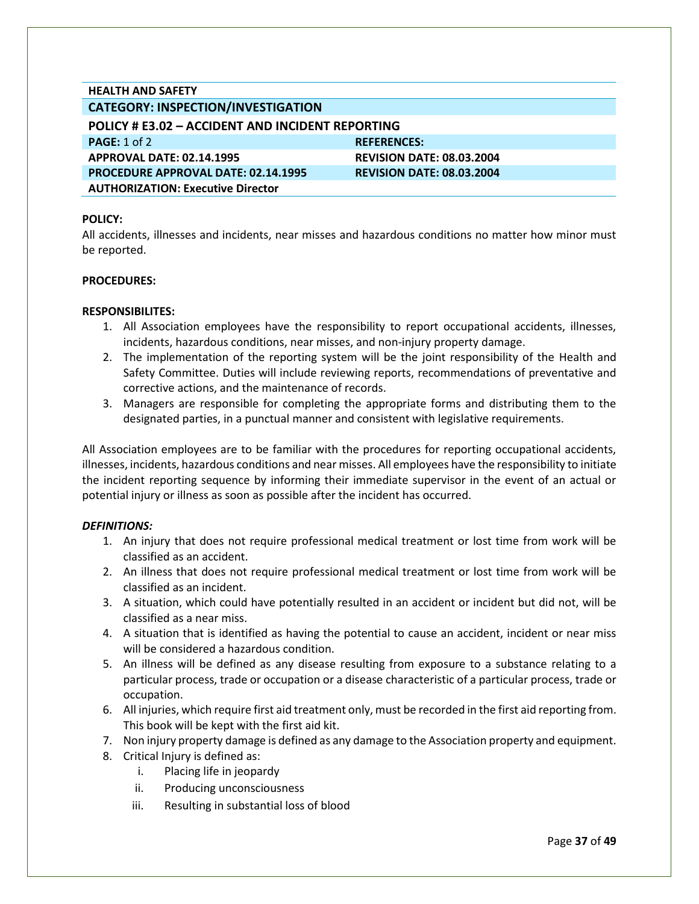| HEALTH AND SAFETY | |
|---|---|
| **CATEGORY: INSPECTION/INVESTIGATION** | |
| **POLICY # E3.02 – ACCIDENT AND INCIDENT REPORTING** | |
| **PAGE:** 1 of 2 | **REFERENCES:** |
| **APPROVAL DATE: 02.14.1995** | **REVISION DATE: 08.03.2004** |
| **PROCEDURE APPROVAL DATE: 02.14.1995** | **REVISION DATE: 08.03.2004** |
| **AUTHORIZATION: Executive Director** | |

**POLICY:**
All accidents, illnesses and incidents, near misses and hazardous conditions no matter how minor must be reported.

**PROCEDURES:**

**RESPONSIBILITES:**

1. All Association employees have the responsibility to report occupational accidents, illnesses, incidents, hazardous conditions, near misses, and non-injury property damage.
2. The implementation of the reporting system will be the joint responsibility of the Health and Safety Committee. Duties will include reviewing reports, recommendations of preventative and corrective actions, and the maintenance of records.
3. Managers are responsible for completing the appropriate forms and distributing them to the designated parties, in a punctual manner and consistent with legislative requirements.

All Association employees are to be familiar with the procedures for reporting occupational accidents, illnesses, incidents, hazardous conditions and near misses. All employees have the responsibility to initiate the incident reporting sequence by informing their immediate supervisor in the event of an actual or potential injury or illness as soon as possible after the incident has occurred.

***DEFINITIONS:***

1. An injury that does not require professional medical treatment or lost time from work will be classified as an accident.
2. An illness that does not require professional medical treatment or lost time from work will be classified as an incident.
3. A situation, which could have potentially resulted in an accident or incident but did not, will be classified as a near miss.
4. A situation that is identified as having the potential to cause an accident, incident or near miss will be considered a hazardous condition.
5. An illness will be defined as any disease resulting from exposure to a substance relating to a particular process, trade or occupation or a disease characteristic of a particular process, trade or occupation.
6. All injuries, which require first aid treatment only, must be recorded in the first aid reporting from. This book will be kept with the first aid kit.
7. Non injury property damage is defined as any damage to the Association property and equipment.
8. Critical Injury is defined as:
   i. Placing life in jeopardy
   ii. Producing unconsciousness
   iii. Resulting in substantial loss of blood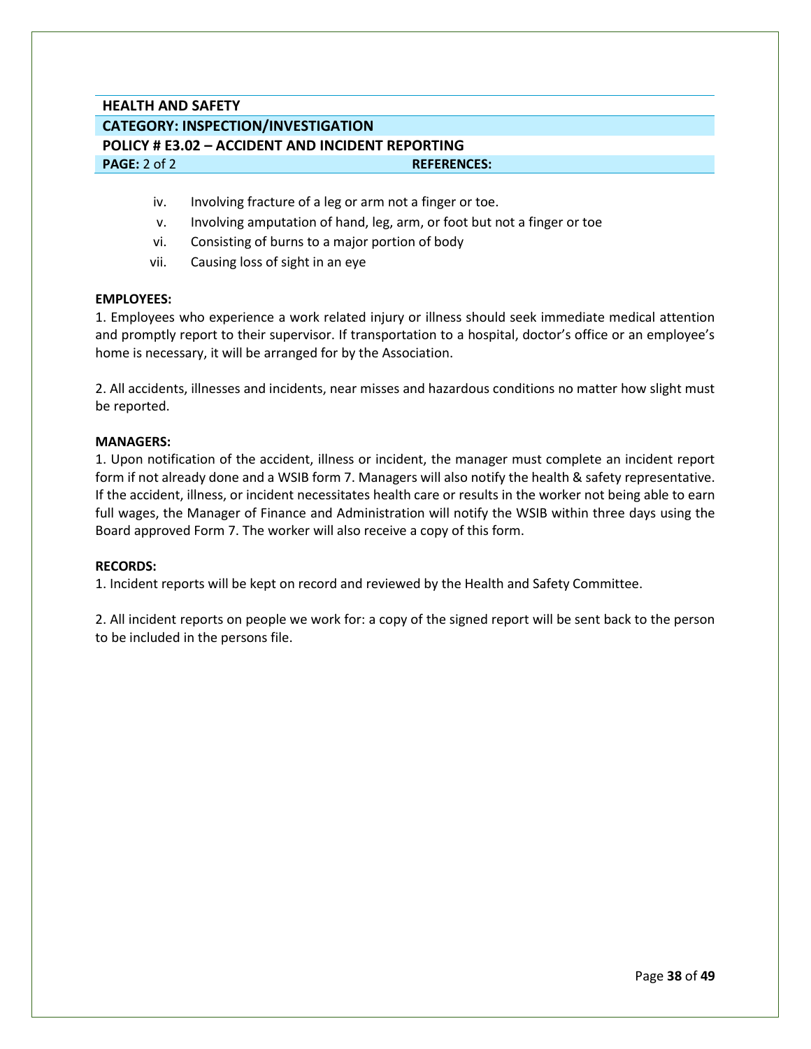**HEALTH AND SAFETY**

**CATEGORY: INSPECTION/INVESTIGATION**

**POLICY # E3.02 – ACCIDENT AND INCIDENT REPORTING**

**PAGE:** 2 of 2 **REFERENCES:**

iv. Involving fracture of a leg or arm not a finger or toe.
v. Involving amputation of hand, leg, arm, or foot but not a finger or toe
vi. Consisting of burns to a major portion of body
vii. Causing loss of sight in an eye

**EMPLOYEES:**

1. Employees who experience a work related injury or illness should seek immediate medical attention and promptly report to their supervisor. If transportation to a hospital, doctor's office or an employee's home is necessary, it will be arranged for by the Association.

2. All accidents, illnesses and incidents, near misses and hazardous conditions no matter how slight must be reported.

**MANAGERS:**

1. Upon notification of the accident, illness or incident, the manager must complete an incident report form if not already done and a WSIB form 7. Managers will also notify the health & safety representative. If the accident, illness, or incident necessitates health care or results in the worker not being able to earn full wages, the Manager of Finance and Administration will notify the WSIB within three days using the Board approved Form 7. The worker will also receive a copy of this form.

**RECORDS:**

1. Incident reports will be kept on record and reviewed by the Health and Safety Committee.

2. All incident reports on people we work for: a copy of the signed report will be sent back to the person to be included in the persons file.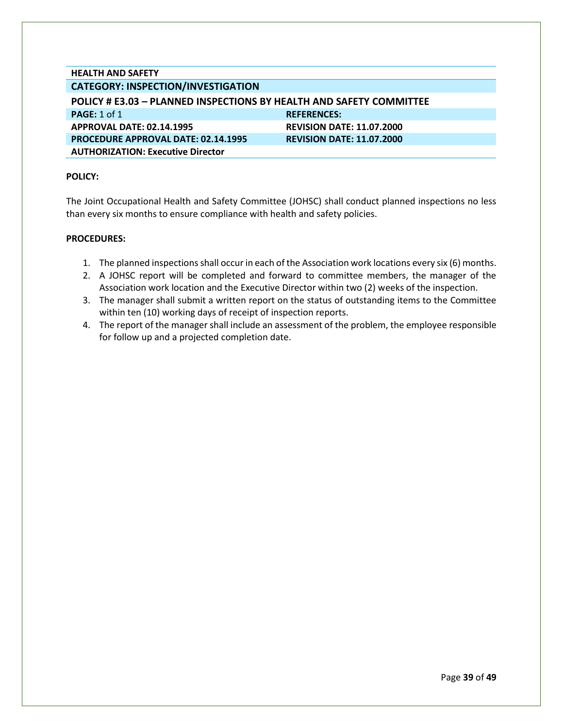**HEALTH AND SAFETY**

**CATEGORY: INSPECTION/INVESTIGATION**

**POLICY # E3.03 – PLANNED INSPECTIONS BY HEALTH AND SAFETY COMMITTEE**

| | |
|---|---|
| **PAGE:** 1 of 1 | **REFERENCES:** |
| **APPROVAL DATE: 02.14.1995** | **REVISION DATE: 11.07.2000** |
| **PROCEDURE APPROVAL DATE: 02.14.1995** | **REVISION DATE: 11.07.2000** |
| **AUTHORIZATION: Executive Director** | |

**POLICY:**

The Joint Occupational Health and Safety Committee (JOHSC) shall conduct planned inspections no less than every six months to ensure compliance with health and safety policies.

**PROCEDURES:**

1. The planned inspections shall occur in each of the Association work locations every six (6) months.
2. A JOHSC report will be completed and forward to committee members, the manager of the Association work location and the Executive Director within two (2) weeks of the inspection.
3. The manager shall submit a written report on the status of outstanding items to the Committee within ten (10) working days of receipt of inspection reports.
4. The report of the manager shall include an assessment of the problem, the employee responsible for follow up and a projected completion date.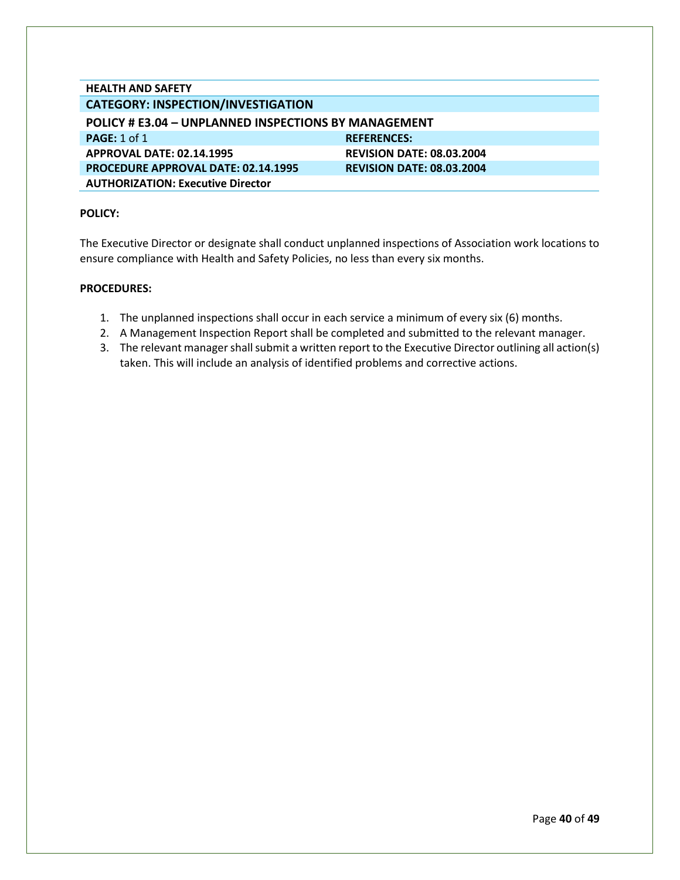| HEALTH AND SAFETY | |
|---|---|
| **CATEGORY: INSPECTION/INVESTIGATION** | |
| **POLICY # E3.04 – UNPLANNED INSPECTIONS BY MANAGEMENT** | |
| **PAGE:** 1 of 1 | **REFERENCES:** |
| **APPROVAL DATE: 02.14.1995** | **REVISION DATE: 08.03.2004** |
| **PROCEDURE APPROVAL DATE: 02.14.1995** | **REVISION DATE: 08.03.2004** |
| **AUTHORIZATION: Executive Director** | |

**POLICY:**

The Executive Director or designate shall conduct unplanned inspections of Association work locations to ensure compliance with Health and Safety Policies, no less than every six months.

**PROCEDURES:**

1. The unplanned inspections shall occur in each service a minimum of every six (6) months.
2. A Management Inspection Report shall be completed and submitted to the relevant manager.
3. The relevant manager shall submit a written report to the Executive Director outlining all action(s) taken. This will include an analysis of identified problems and corrective actions.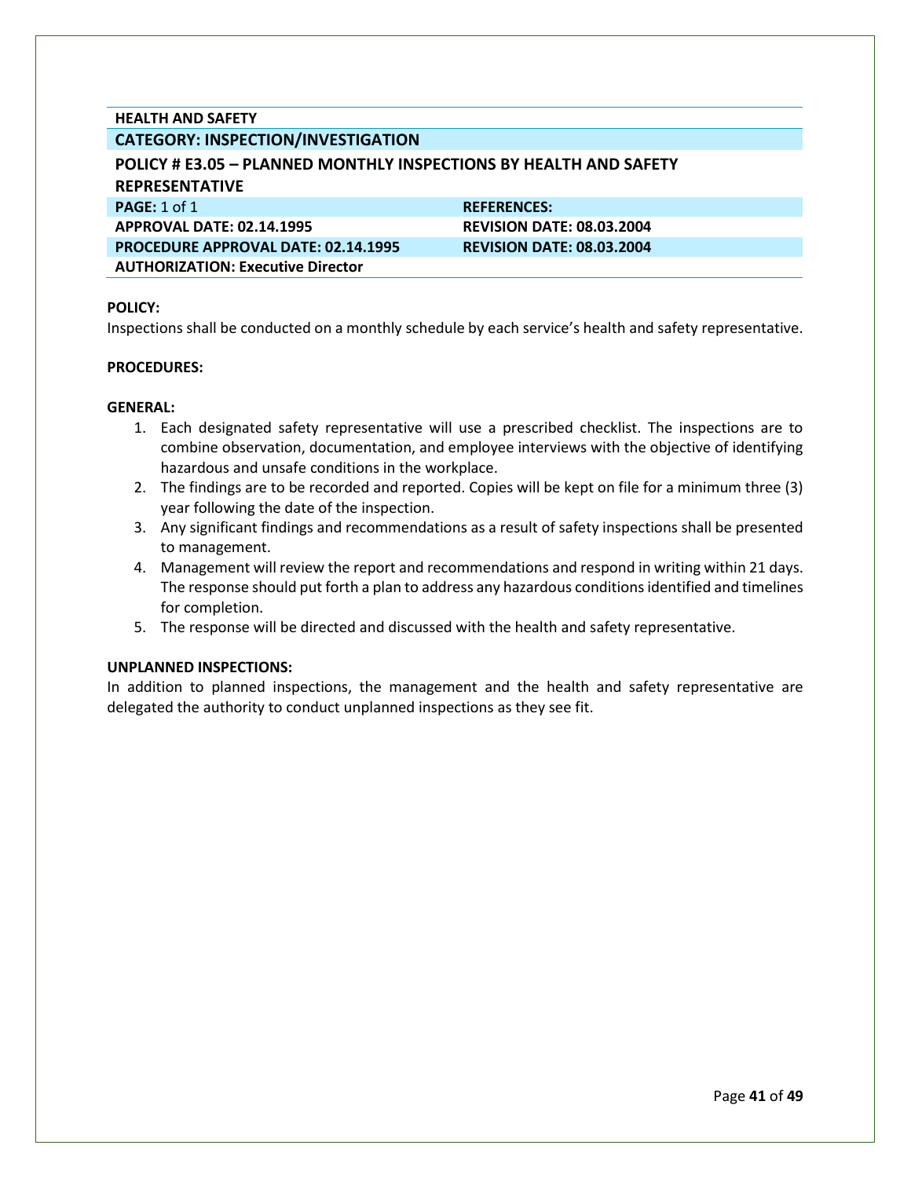**HEALTH AND SAFETY**

**CATEGORY: INSPECTION/INVESTIGATION**

**POLICY # E3.05 – PLANNED MONTHLY INSPECTIONS BY HEALTH AND SAFETY REPRESENTATIVE**

| | |
|---|---|
| **PAGE:** 1 of 1 | **REFERENCES:** |
| **APPROVAL DATE: 02.14.1995** | **REVISION DATE: 08.03.2004** |
| **PROCEDURE APPROVAL DATE: 02.14.1995** | **REVISION DATE: 08.03.2004** |
| **AUTHORIZATION: Executive Director** | |

**POLICY:**

Inspections shall be conducted on a monthly schedule by each service's health and safety representative.

**PROCEDURES:**

**GENERAL:**

1. Each designated safety representative will use a prescribed checklist. The inspections are to combine observation, documentation, and employee interviews with the objective of identifying hazardous and unsafe conditions in the workplace.
2. The findings are to be recorded and reported. Copies will be kept on file for a minimum three (3) year following the date of the inspection.
3. Any significant findings and recommendations as a result of safety inspections shall be presented to management.
4. Management will review the report and recommendations and respond in writing within 21 days. The response should put forth a plan to address any hazardous conditions identified and timelines for completion.
5. The response will be directed and discussed with the health and safety representative.

**UNPLANNED INSPECTIONS:**

In addition to planned inspections, the management and the health and safety representative are delegated the authority to conduct unplanned inspections as they see fit.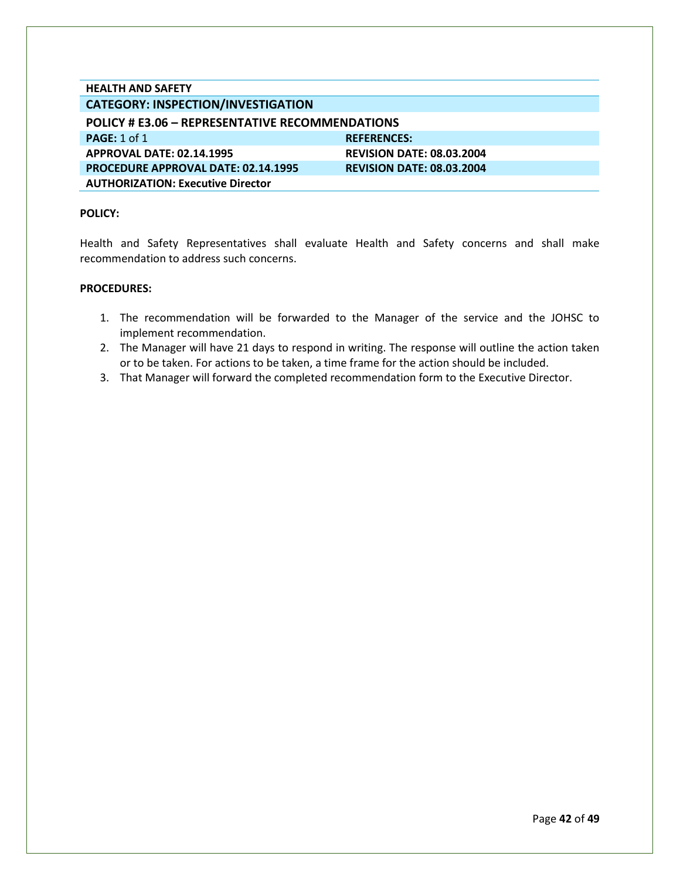| HEALTH AND SAFETY | |
|---|---|
| **CATEGORY: INSPECTION/INVESTIGATION** | |
| **POLICY # E3.06 – REPRESENTATIVE RECOMMENDATIONS** | |
| **PAGE:** 1 of 1 | **REFERENCES:** |
| **APPROVAL DATE: 02.14.1995** | **REVISION DATE: 08.03.2004** |
| **PROCEDURE APPROVAL DATE: 02.14.1995** | **REVISION DATE: 08.03.2004** |
| **AUTHORIZATION: Executive Director** | |

**POLICY:**

Health and Safety Representatives shall evaluate Health and Safety concerns and shall make recommendation to address such concerns.

**PROCEDURES:**

1. The recommendation will be forwarded to the Manager of the service and the JOHSC to implement recommendation.
2. The Manager will have 21 days to respond in writing. The response will outline the action taken or to be taken. For actions to be taken, a time frame for the action should be included.
3. That Manager will forward the completed recommendation form to the Executive Director.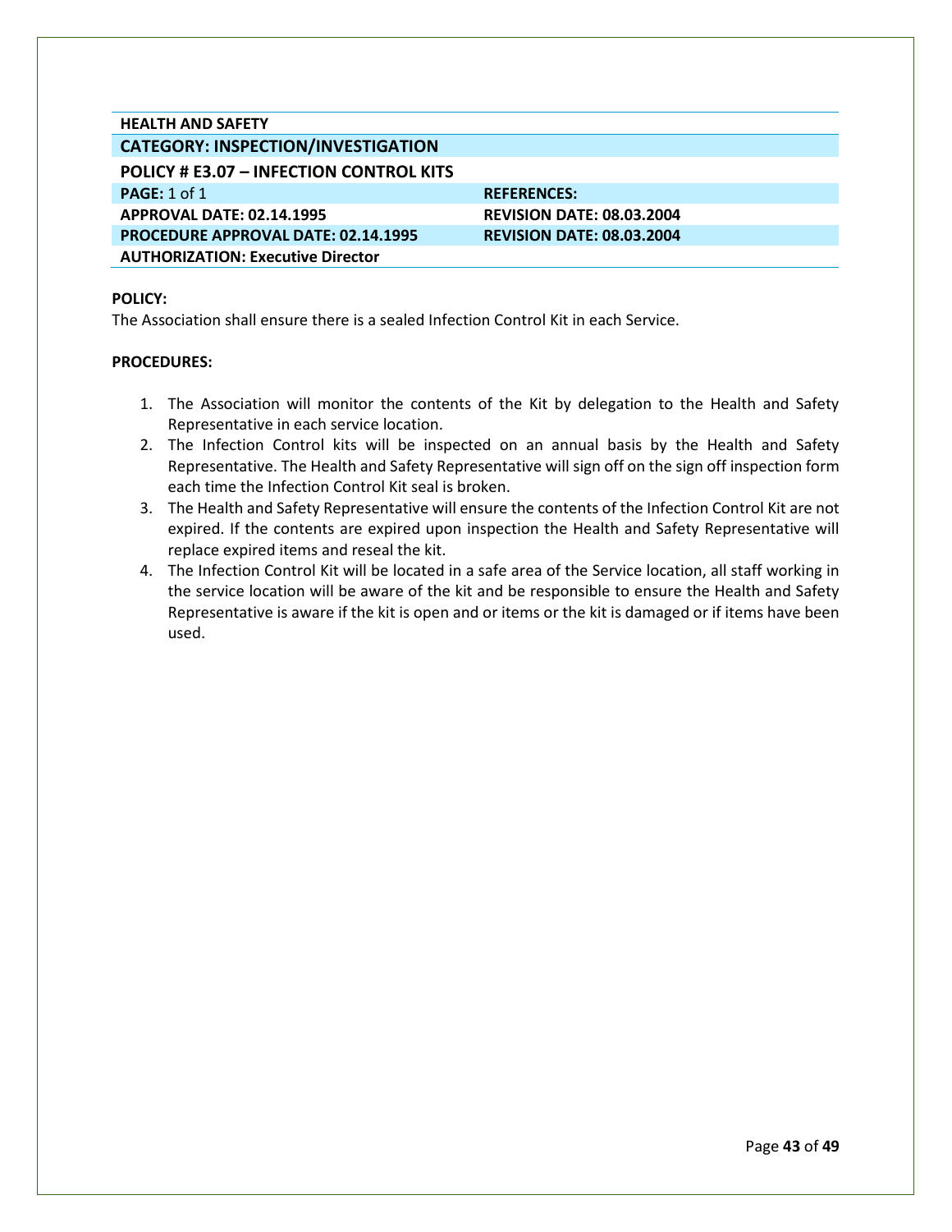**HEALTH AND SAFETY**

**CATEGORY: INSPECTION/INVESTIGATION**

**POLICY # E3.07 – INFECTION CONTROL KITS**

| | |
|---|---|
| **PAGE:** 1 of 1 | **REFERENCES:** |
| **APPROVAL DATE: 02.14.1995** | **REVISION DATE: 08.03.2004** |
| **PROCEDURE APPROVAL DATE: 02.14.1995** | **REVISION DATE: 08.03.2004** |
| **AUTHORIZATION: Executive Director** | |

**POLICY:**

The Association shall ensure there is a sealed Infection Control Kit in each Service.

**PROCEDURES:**

1. The Association will monitor the contents of the Kit by delegation to the Health and Safety Representative in each service location.
2. The Infection Control kits will be inspected on an annual basis by the Health and Safety Representative. The Health and Safety Representative will sign off on the sign off inspection form each time the Infection Control Kit seal is broken.
3. The Health and Safety Representative will ensure the contents of the Infection Control Kit are not expired. If the contents are expired upon inspection the Health and Safety Representative will replace expired items and reseal the kit.
4. The Infection Control Kit will be located in a safe area of the Service location, all staff working in the service location will be aware of the kit and be responsible to ensure the Health and Safety Representative is aware if the kit is open and or items or the kit is damaged or if items have been used.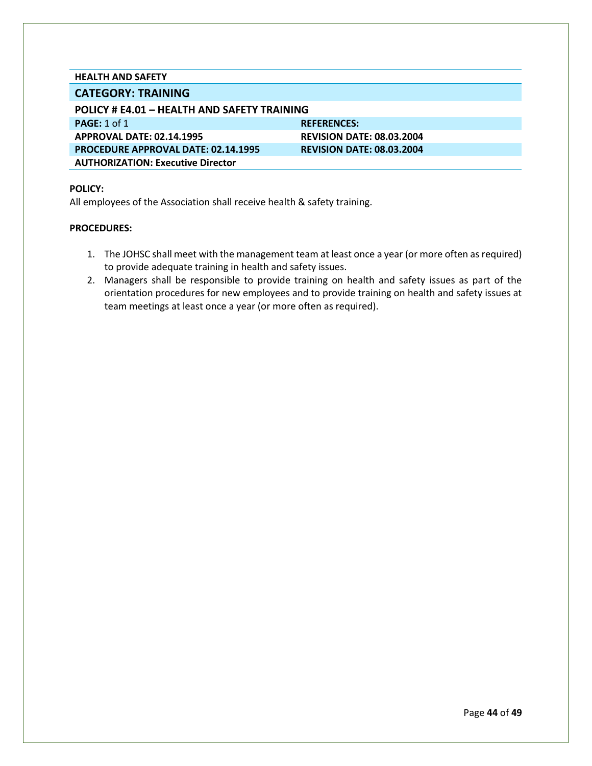**HEALTH AND SAFETY**

## CATEGORY: TRAINING

### POLICY # E4.01 – HEALTH AND SAFETY TRAINING

| | |
|---|---|
| **PAGE:** 1 of 1 | **REFERENCES:** |
| **APPROVAL DATE: 02.14.1995** | **REVISION DATE: 08.03.2004** |
| **PROCEDURE APPROVAL DATE: 02.14.1995** | **REVISION DATE: 08.03.2004** |
| **AUTHORIZATION: Executive Director** | |

**POLICY:**

All employees of the Association shall receive health & safety training.

**PROCEDURES:**

1. The JOHSC shall meet with the management team at least once a year (or more often as required) to provide adequate training in health and safety issues.
2. Managers shall be responsible to provide training on health and safety issues as part of the orientation procedures for new employees and to provide training on health and safety issues at team meetings at least once a year (or more often as required).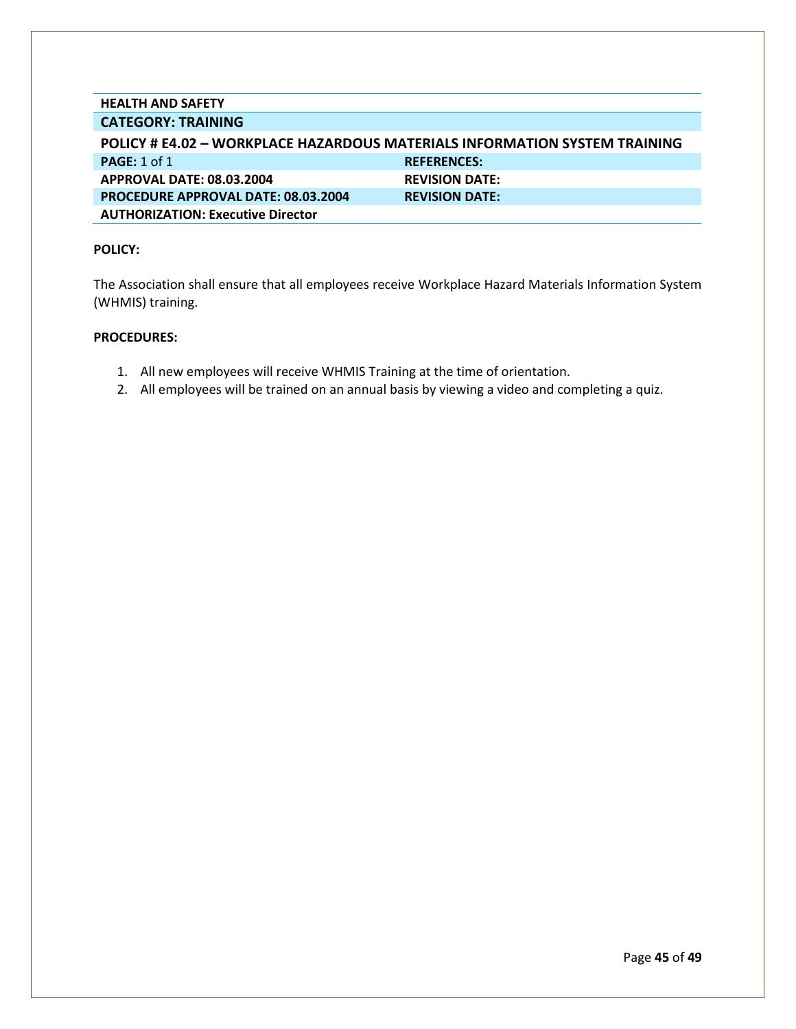**HEALTH AND SAFETY**

## CATEGORY: TRAINING

### POLICY # E4.02 – WORKPLACE HAZARDOUS MATERIALS INFORMATION SYSTEM TRAINING

| **PAGE:** 1 of 1 | **REFERENCES:** |
|---|---|
| **APPROVAL DATE: 08.03.2004** | **REVISION DATE:** |
| **PROCEDURE APPROVAL DATE: 08.03.2004** | **REVISION DATE:** |
| **AUTHORIZATION: Executive Director** | |

**POLICY:**

The Association shall ensure that all employees receive Workplace Hazard Materials Information System (WHMIS) training.

**PROCEDURES:**

1. All new employees will receive WHMIS Training at the time of orientation.
2. All employees will be trained on an annual basis by viewing a video and completing a quiz.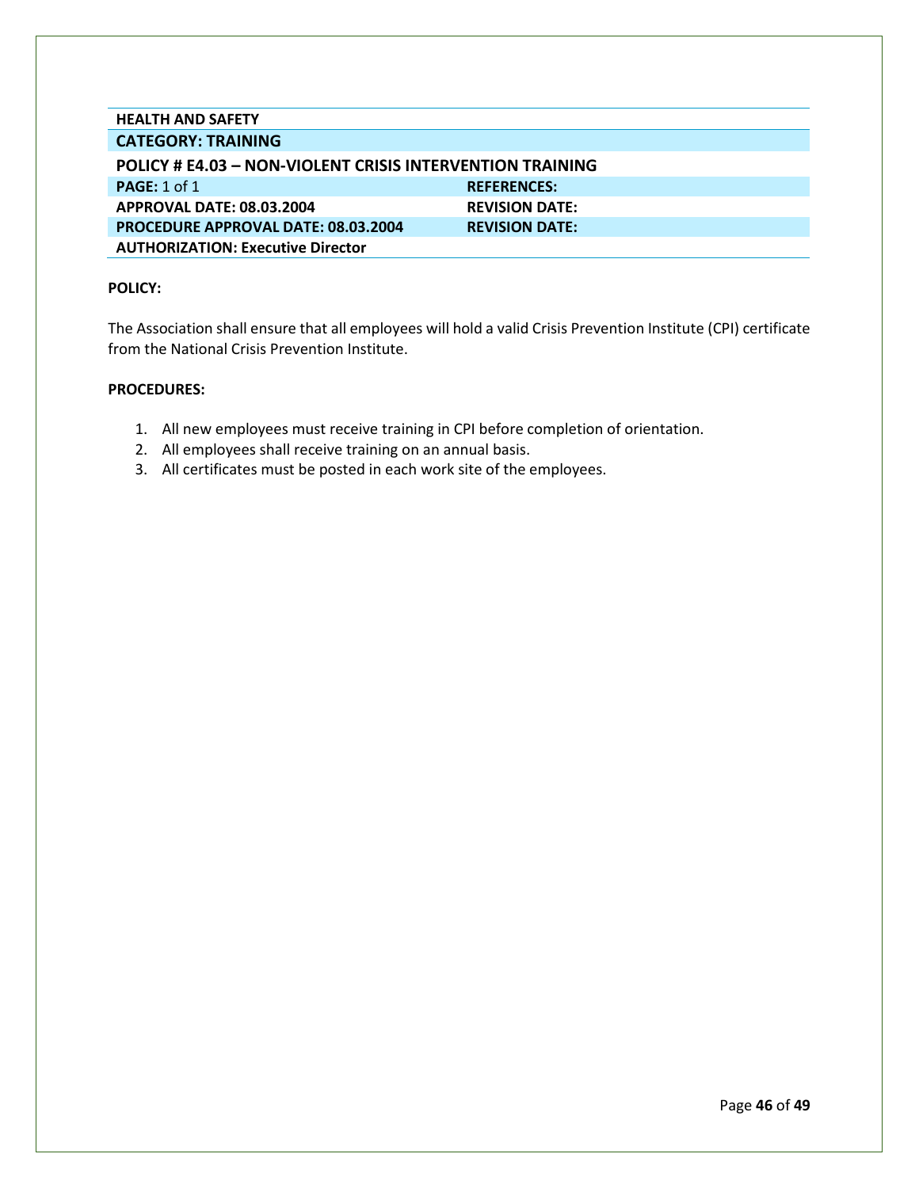| HEALTH AND SAFETY | |
|---|---|
| **CATEGORY: TRAINING** | |
| **POLICY # E4.03 – NON-VIOLENT CRISIS INTERVENTION TRAINING** | |
| **PAGE:** 1 of 1 | **REFERENCES:** |
| **APPROVAL DATE: 08.03.2004** | **REVISION DATE:** |
| **PROCEDURE APPROVAL DATE: 08.03.2004** | **REVISION DATE:** |
| **AUTHORIZATION: Executive Director** | |

**POLICY:**

The Association shall ensure that all employees will hold a valid Crisis Prevention Institute (CPI) certificate from the National Crisis Prevention Institute.

**PROCEDURES:**

1. All new employees must receive training in CPI before completion of orientation.
2. All employees shall receive training on an annual basis.
3. All certificates must be posted in each work site of the employees.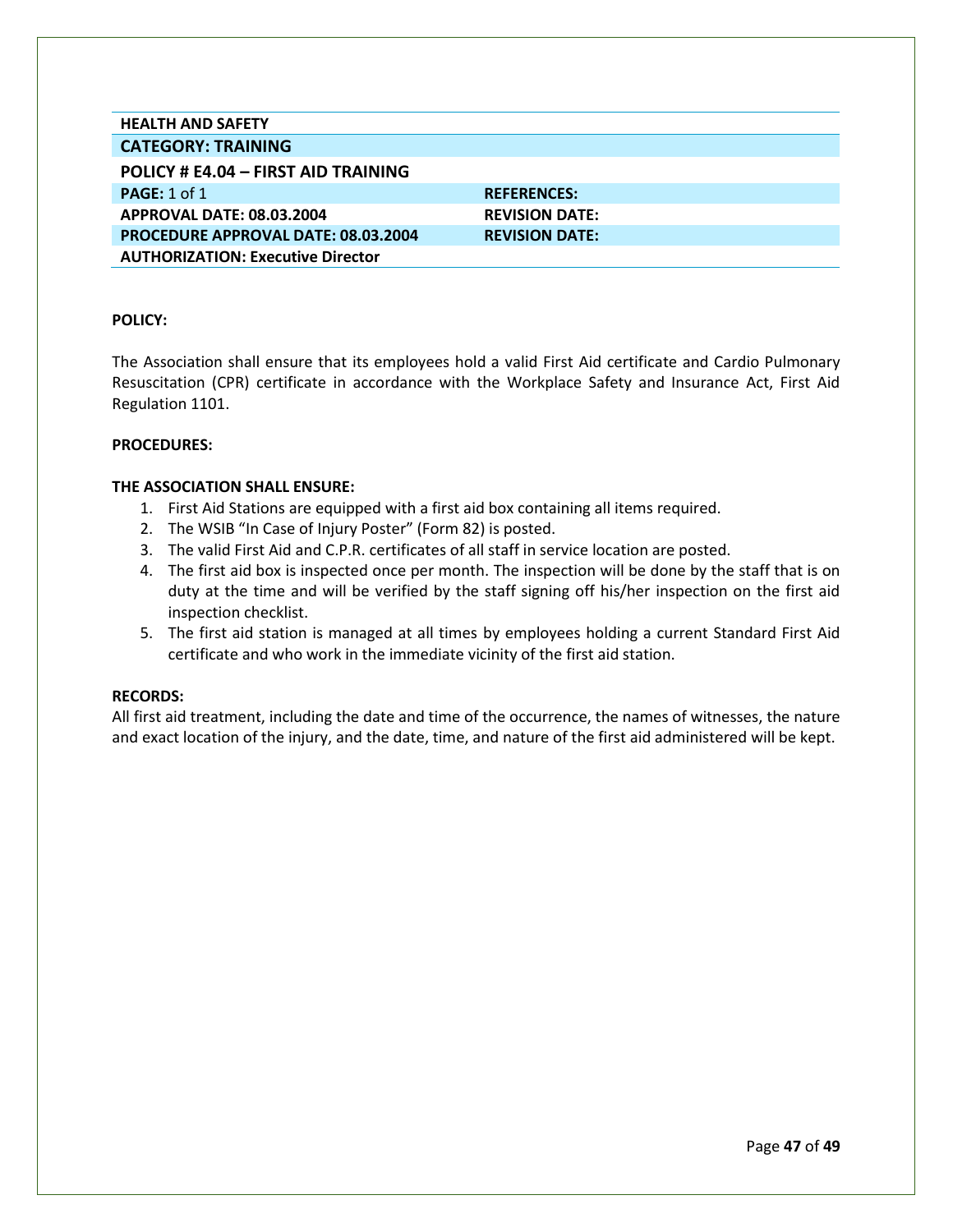**HEALTH AND SAFETY**

| **CATEGORY: TRAINING** | |
|---|---|
| **POLICY # E4.04 – FIRST AID TRAINING** | |
| **PAGE:** 1 of 1 | **REFERENCES:** |
| **APPROVAL DATE: 08.03.2004** | **REVISION DATE:** |
| **PROCEDURE APPROVAL DATE: 08.03.2004** | **REVISION DATE:** |
| **AUTHORIZATION: Executive Director** | |

**POLICY:**

The Association shall ensure that its employees hold a valid First Aid certificate and Cardio Pulmonary Resuscitation (CPR) certificate in accordance with the Workplace Safety and Insurance Act, First Aid Regulation 1101.

**PROCEDURES:**

**THE ASSOCIATION SHALL ENSURE:**

1. First Aid Stations are equipped with a first aid box containing all items required.
2. The WSIB "In Case of Injury Poster" (Form 82) is posted.
3. The valid First Aid and C.P.R. certificates of all staff in service location are posted.
4. The first aid box is inspected once per month. The inspection will be done by the staff that is on duty at the time and will be verified by the staff signing off his/her inspection on the first aid inspection checklist.
5. The first aid station is managed at all times by employees holding a current Standard First Aid certificate and who work in the immediate vicinity of the first aid station.

**RECORDS:**

All first aid treatment, including the date and time of the occurrence, the names of witnesses, the nature and exact location of the injury, and the date, time, and nature of the first aid administered will be kept.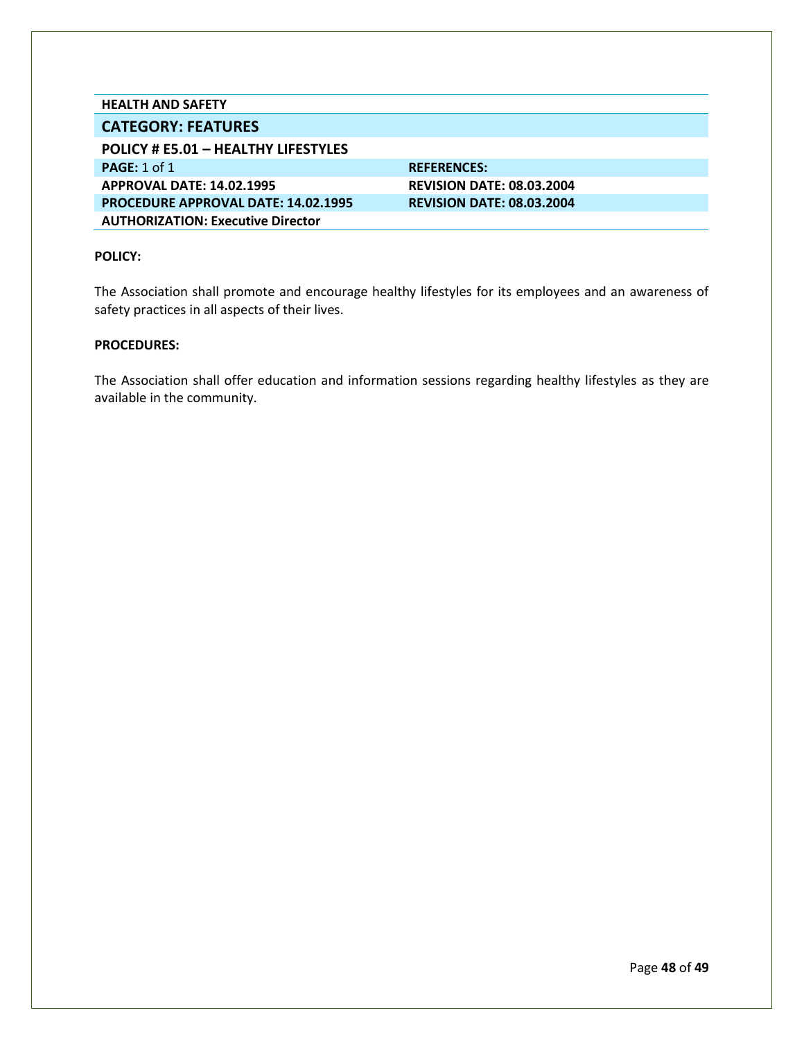**HEALTH AND SAFETY**

## CATEGORY: FEATURES

### POLICY # E5.01 – HEALTHY LIFESTYLES

| | |
|---|---|
| **PAGE:** 1 of 1 | **REFERENCES:** |
| **APPROVAL DATE: 14.02.1995** | **REVISION DATE: 08.03.2004** |
| **PROCEDURE APPROVAL DATE: 14.02.1995** | **REVISION DATE: 08.03.2004** |
| **AUTHORIZATION: Executive Director** | |

**POLICY:**

The Association shall promote and encourage healthy lifestyles for its employees and an awareness of safety practices in all aspects of their lives.

**PROCEDURES:**

The Association shall offer education and information sessions regarding healthy lifestyles as they are available in the community.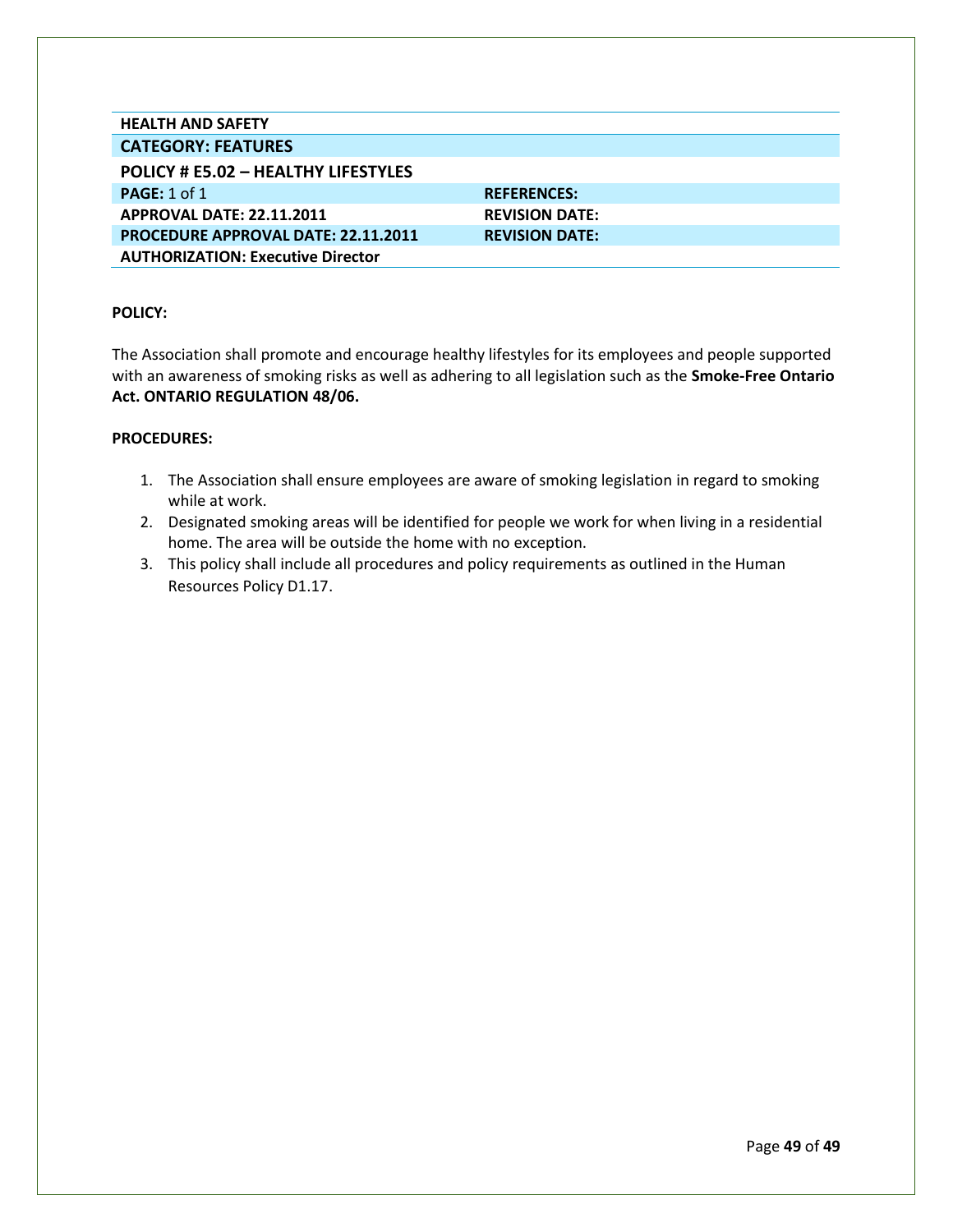| HEALTH AND SAFETY | |
|---|---|
| **CATEGORY: FEATURES** | |
| **POLICY # E5.02 – HEALTHY LIFESTYLES** | |
| **PAGE:** 1 of 1 | **REFERENCES:** |
| **APPROVAL DATE: 22.11.2011** | **REVISION DATE:** |
| **PROCEDURE APPROVAL DATE: 22.11.2011** | **REVISION DATE:** |
| **AUTHORIZATION: Executive Director** | |

**POLICY:**

The Association shall promote and encourage healthy lifestyles for its employees and people supported with an awareness of smoking risks as well as adhering to all legislation such as the **Smoke-Free Ontario Act. ONTARIO REGULATION 48/06.**

**PROCEDURES:**

1. The Association shall ensure employees are aware of smoking legislation in regard to smoking while at work.
2. Designated smoking areas will be identified for people we work for when living in a residential home. The area will be outside the home with no exception.
3. This policy shall include all procedures and policy requirements as outlined in the Human Resources Policy D1.17.